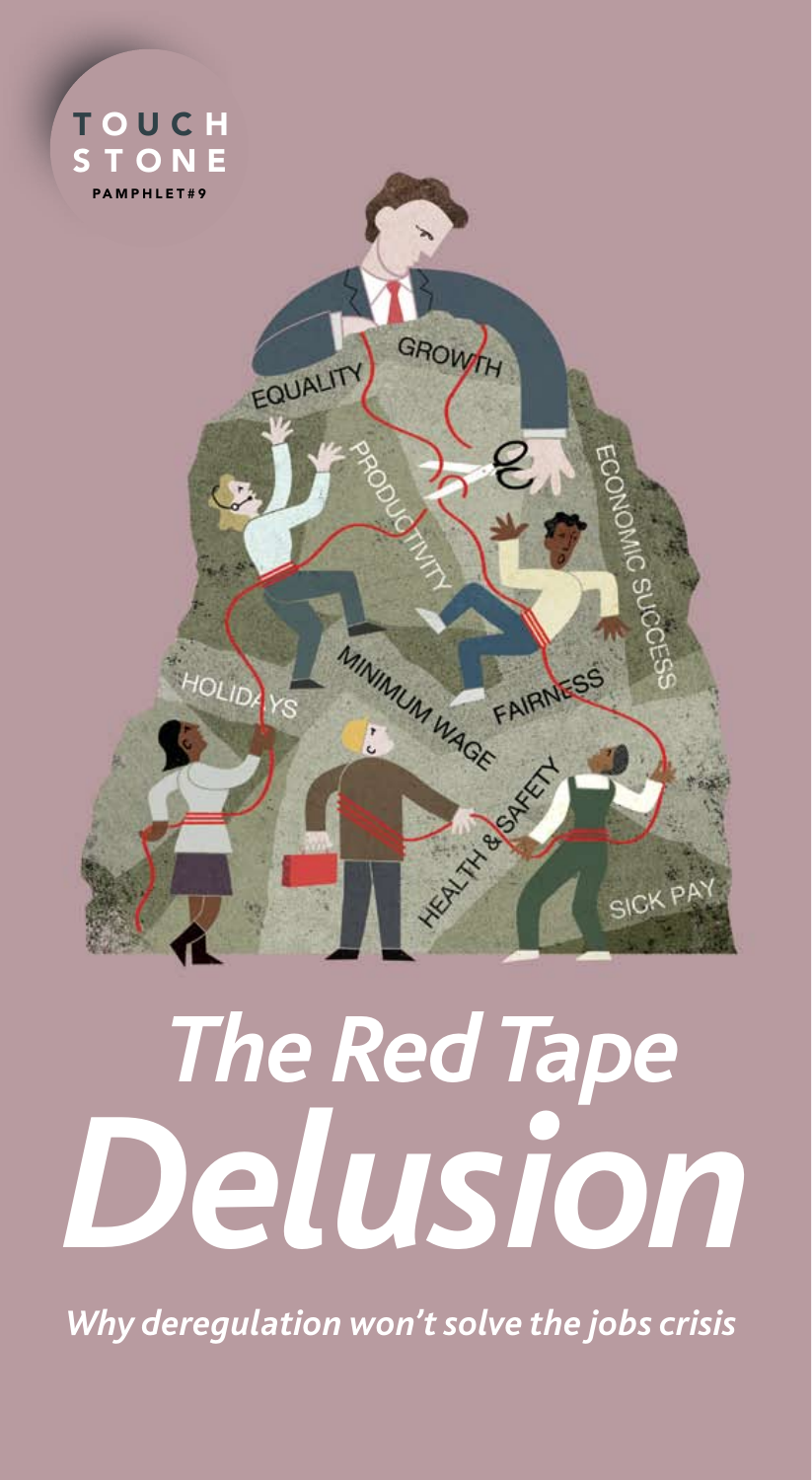TOUCH STONE

PAMPHLET#9

# *The Red Tape Delusion*

***Why deregulation won't solve the jobs crisis***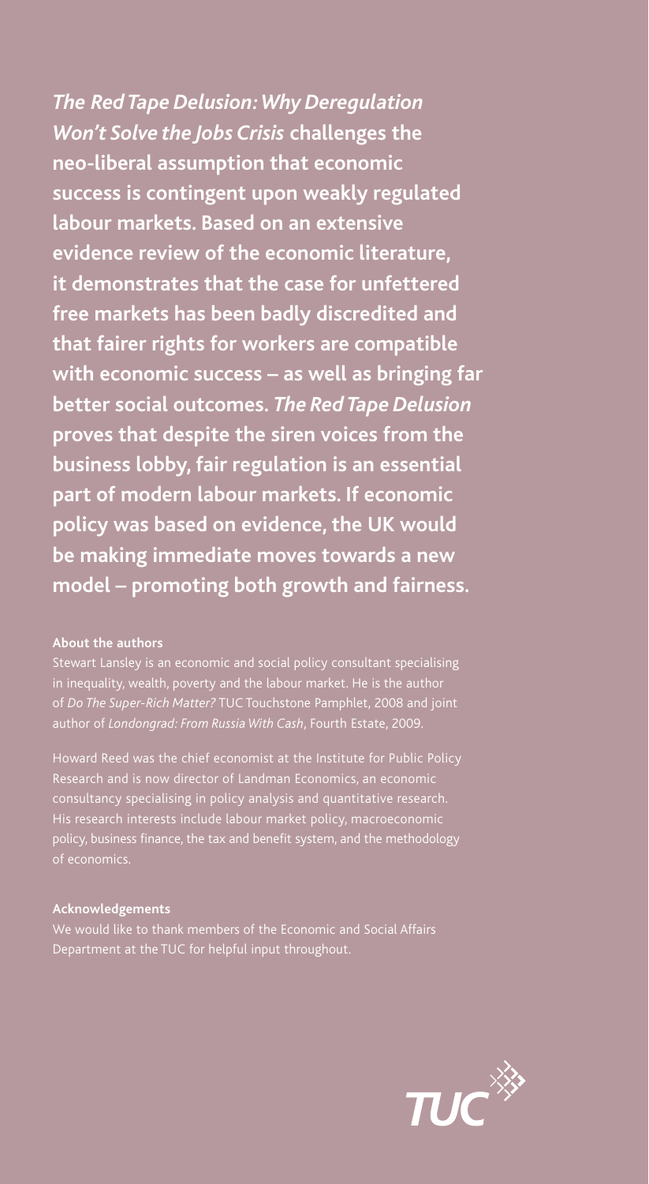***The Red Tape Delusion: Why Deregulation Won't Solve the Jobs Crisis*** **challenges the neo-liberal assumption that economic success is contingent upon weakly regulated labour markets. Based on an extensive evidence review of the economic literature, it demonstrates that the case for unfettered free markets has been badly discredited and that fairer rights for workers are compatible with economic success – as well as bringing far better social outcomes.** ***The Red Tape Delusion*** **proves that despite the siren voices from the business lobby, fair regulation is an essential part of modern labour markets. If economic policy was based on evidence, the UK would be making immediate moves towards a new model – promoting both growth and fairness.**

**About the authors**

Stewart Lansley is an economic and social policy consultant specialising in inequality, wealth, poverty and the labour market. He is the author of *Do The Super-Rich Matter?* TUC Touchstone Pamphlet, 2008 and joint author of *Londongrad: From Russia With Cash*, Fourth Estate, 2009.

Howard Reed was the chief economist at the Institute for Public Policy Research and is now director of Landman Economics, an economic consultancy specialising in policy analysis and quantitative research. His research interests include labour market policy, macroeconomic policy, business finance, the tax and benefit system, and the methodology of economics.

**Acknowledgements**

We would like to thank members of the Economic and Social Affairs Department at the TUC for helpful input throughout.

TUC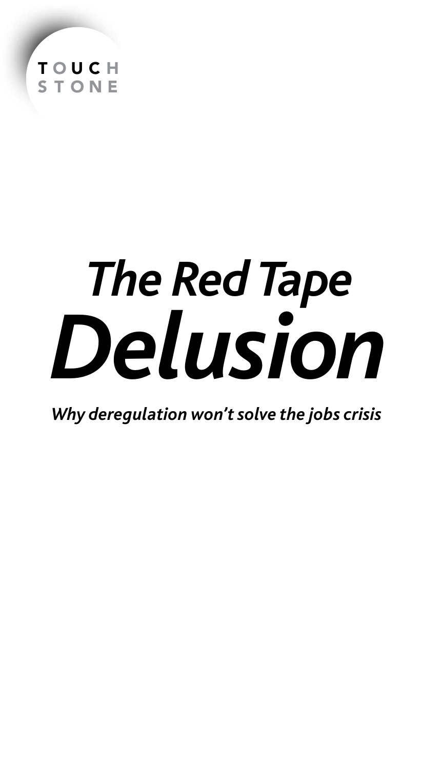TOUCH
STONE

# *The Red Tape Delusion*

***Why deregulation won't solve the jobs crisis***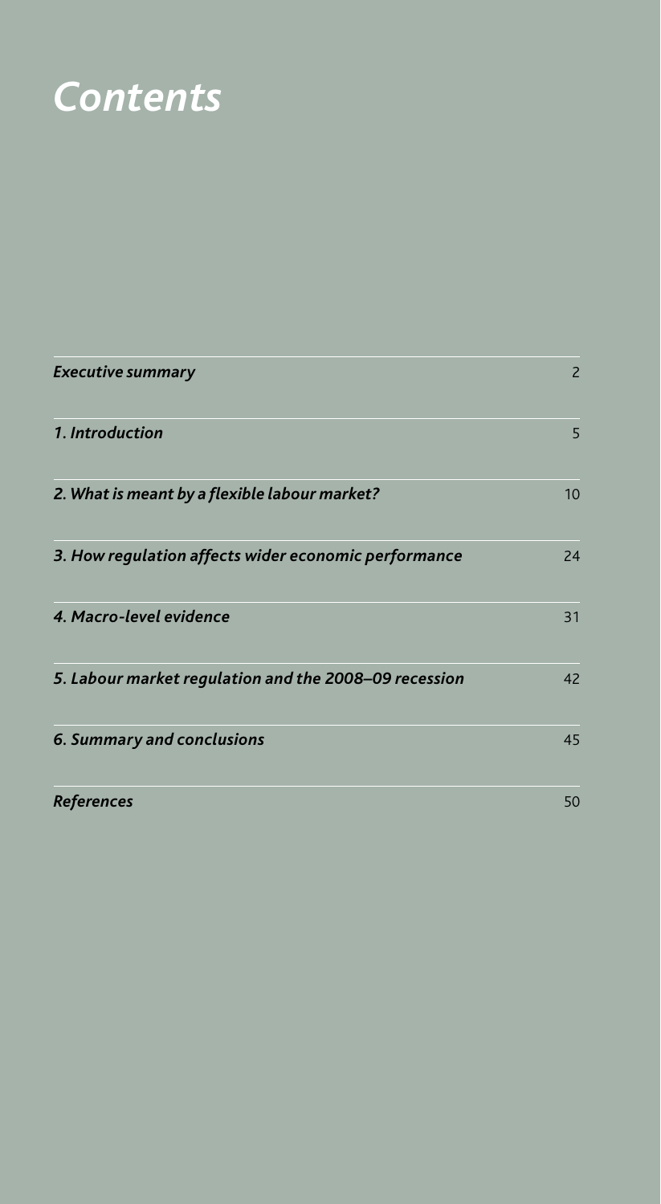# *Contents*

| | |
|---|---|
| ***Executive summary*** | 2 |
| ***1. Introduction*** | 5 |
| ***2. What is meant by a flexible labour market?*** | 10 |
| ***3. How regulation affects wider economic performance*** | 24 |
| ***4. Macro-level evidence*** | 31 |
| ***5. Labour market regulation and the 2008–09 recession*** | 42 |
| ***6. Summary and conclusions*** | 45 |
| ***References*** | 50 |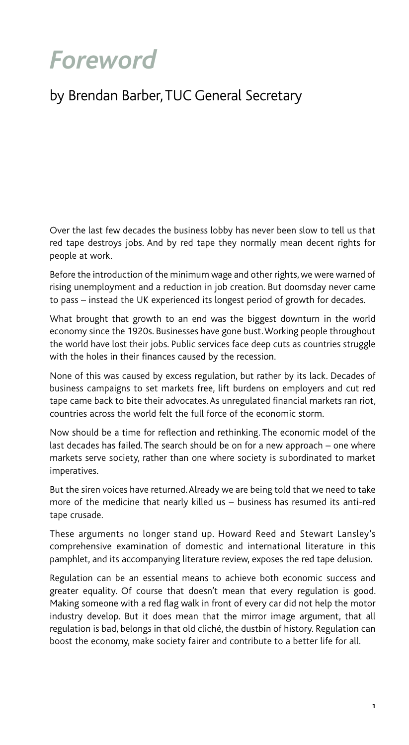# *Foreword*

## by Brendan Barber, TUC General Secretary

Over the last few decades the business lobby has never been slow to tell us that red tape destroys jobs. And by red tape they normally mean decent rights for people at work.

Before the introduction of the minimum wage and other rights, we were warned of rising unemployment and a reduction in job creation. But doomsday never came to pass – instead the UK experienced its longest period of growth for decades.

What brought that growth to an end was the biggest downturn in the world economy since the 1920s. Businesses have gone bust. Working people throughout the world have lost their jobs. Public services face deep cuts as countries struggle with the holes in their finances caused by the recession.

None of this was caused by excess regulation, but rather by its lack. Decades of business campaigns to set markets free, lift burdens on employers and cut red tape came back to bite their advocates. As unregulated financial markets ran riot, countries across the world felt the full force of the economic storm.

Now should be a time for reflection and rethinking. The economic model of the last decades has failed. The search should be on for a new approach – one where markets serve society, rather than one where society is subordinated to market imperatives.

But the siren voices have returned. Already we are being told that we need to take more of the medicine that nearly killed us – business has resumed its anti-red tape crusade.

These arguments no longer stand up. Howard Reed and Stewart Lansley's comprehensive examination of domestic and international literature in this pamphlet, and its accompanying literature review, exposes the red tape delusion.

Regulation can be an essential means to achieve both economic success and greater equality. Of course that doesn't mean that every regulation is good. Making someone with a red flag walk in front of every car did not help the motor industry develop. But it does mean that the mirror image argument, that all regulation is bad, belongs in that old cliché, the dustbin of history. Regulation can boost the economy, make society fairer and contribute to a better life for all.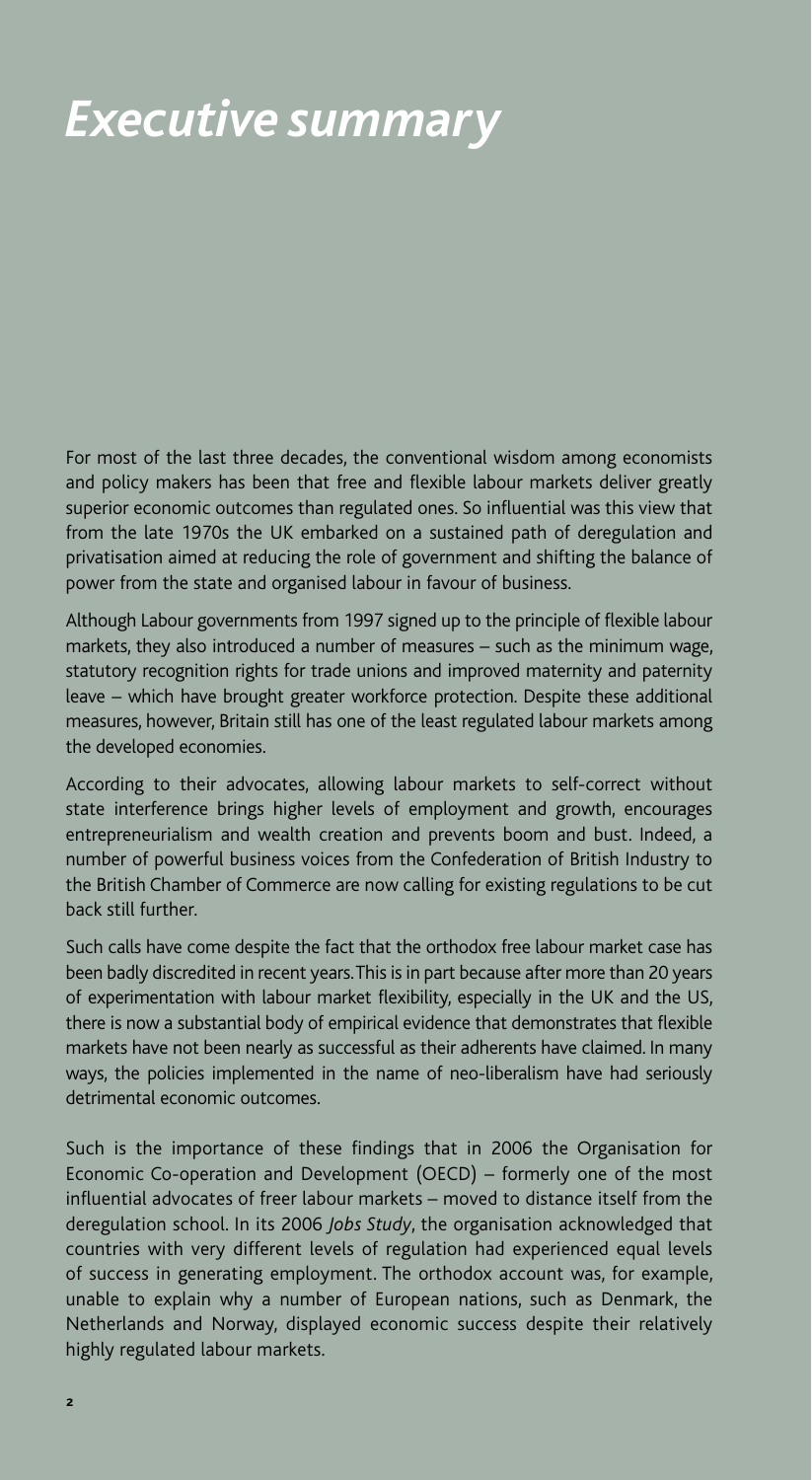# *Executive summary*

For most of the last three decades, the conventional wisdom among economists and policy makers has been that free and flexible labour markets deliver greatly superior economic outcomes than regulated ones. So influential was this view that from the late 1970s the UK embarked on a sustained path of deregulation and privatisation aimed at reducing the role of government and shifting the balance of power from the state and organised labour in favour of business.

Although Labour governments from 1997 signed up to the principle of flexible labour markets, they also introduced a number of measures – such as the minimum wage, statutory recognition rights for trade unions and improved maternity and paternity leave – which have brought greater workforce protection. Despite these additional measures, however, Britain still has one of the least regulated labour markets among the developed economies.

According to their advocates, allowing labour markets to self-correct without state interference brings higher levels of employment and growth, encourages entrepreneurialism and wealth creation and prevents boom and bust. Indeed, a number of powerful business voices from the Confederation of British Industry to the British Chamber of Commerce are now calling for existing regulations to be cut back still further.

Such calls have come despite the fact that the orthodox free labour market case has been badly discredited in recent years. This is in part because after more than 20 years of experimentation with labour market flexibility, especially in the UK and the US, there is now a substantial body of empirical evidence that demonstrates that flexible markets have not been nearly as successful as their adherents have claimed. In many ways, the policies implemented in the name of neo-liberalism have had seriously detrimental economic outcomes.

Such is the importance of these findings that in 2006 the Organisation for Economic Co-operation and Development (OECD) – formerly one of the most influential advocates of freer labour markets – moved to distance itself from the deregulation school. In its 2006 *Jobs Study*, the organisation acknowledged that countries with very different levels of regulation had experienced equal levels of success in generating employment. The orthodox account was, for example, unable to explain why a number of European nations, such as Denmark, the Netherlands and Norway, displayed economic success despite their relatively highly regulated labour markets.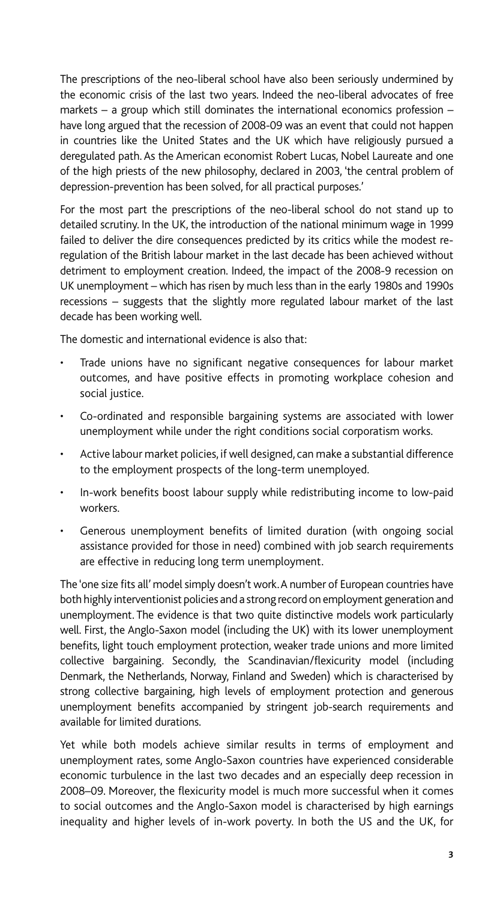The prescriptions of the neo-liberal school have also been seriously undermined by the economic crisis of the last two years. Indeed the neo-liberal advocates of free markets – a group which still dominates the international economics profession – have long argued that the recession of 2008-09 was an event that could not happen in countries like the United States and the UK which have religiously pursued a deregulated path. As the American economist Robert Lucas, Nobel Laureate and one of the high priests of the new philosophy, declared in 2003, 'the central problem of depression-prevention has been solved, for all practical purposes.'

For the most part the prescriptions of the neo-liberal school do not stand up to detailed scrutiny. In the UK, the introduction of the national minimum wage in 1999 failed to deliver the dire consequences predicted by its critics while the modest re-regulation of the British labour market in the last decade has been achieved without detriment to employment creation. Indeed, the impact of the 2008-9 recession on UK unemployment – which has risen by much less than in the early 1980s and 1990s recessions – suggests that the slightly more regulated labour market of the last decade has been working well.

The domestic and international evidence is also that:

- Trade unions have no significant negative consequences for labour market outcomes, and have positive effects in promoting workplace cohesion and social justice.
- Co-ordinated and responsible bargaining systems are associated with lower unemployment while under the right conditions social corporatism works.
- Active labour market policies, if well designed, can make a substantial difference to the employment prospects of the long-term unemployed.
- In-work benefits boost labour supply while redistributing income to low-paid workers.
- Generous unemployment benefits of limited duration (with ongoing social assistance provided for those in need) combined with job search requirements are effective in reducing long term unemployment.

The 'one size fits all' model simply doesn't work. A number of European countries have both highly interventionist policies and a strong record on employment generation and unemployment. The evidence is that two quite distinctive models work particularly well. First, the Anglo-Saxon model (including the UK) with its lower unemployment benefits, light touch employment protection, weaker trade unions and more limited collective bargaining. Secondly, the Scandinavian/flexicurity model (including Denmark, the Netherlands, Norway, Finland and Sweden) which is characterised by strong collective bargaining, high levels of employment protection and generous unemployment benefits accompanied by stringent job-search requirements and available for limited durations.

Yet while both models achieve similar results in terms of employment and unemployment rates, some Anglo-Saxon countries have experienced considerable economic turbulence in the last two decades and an especially deep recession in 2008–09. Moreover, the flexicurity model is much more successful when it comes to social outcomes and the Anglo-Saxon model is characterised by high earnings inequality and higher levels of in-work poverty. In both the US and the UK, for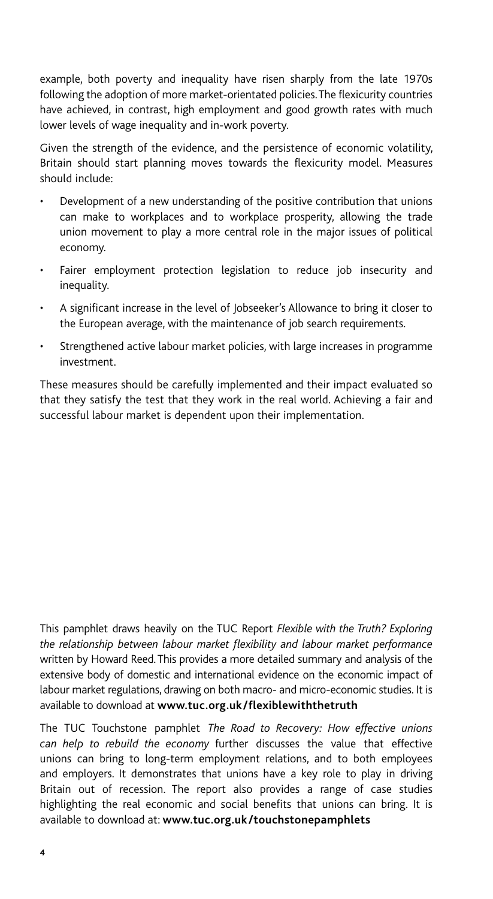example, both poverty and inequality have risen sharply from the late 1970s following the adoption of more market-orientated policies. The flexicurity countries have achieved, in contrast, high employment and good growth rates with much lower levels of wage inequality and in-work poverty.

Given the strength of the evidence, and the persistence of economic volatility, Britain should start planning moves towards the flexicurity model. Measures should include:

- Development of a new understanding of the positive contribution that unions can make to workplaces and to workplace prosperity, allowing the trade union movement to play a more central role in the major issues of political economy.
- Fairer employment protection legislation to reduce job insecurity and inequality.
- A significant increase in the level of Jobseeker's Allowance to bring it closer to the European average, with the maintenance of job search requirements.
- Strengthened active labour market policies, with large increases in programme investment.

These measures should be carefully implemented and their impact evaluated so that they satisfy the test that they work in the real world. Achieving a fair and successful labour market is dependent upon their implementation.

This pamphlet draws heavily on the TUC Report *Flexible with the Truth? Exploring the relationship between labour market flexibility and labour market performance* written by Howard Reed. This provides a more detailed summary and analysis of the extensive body of domestic and international evidence on the economic impact of labour market regulations, drawing on both macro- and micro-economic studies. It is available to download at **www.tuc.org.uk/flexiblewiththetruth**

The TUC Touchstone pamphlet *The Road to Recovery: How effective unions can help to rebuild the economy* further discusses the value that effective unions can bring to long-term employment relations, and to both employees and employers. It demonstrates that unions have a key role to play in driving Britain out of recession. The report also provides a range of case studies highlighting the real economic and social benefits that unions can bring. It is available to download at: **www.tuc.org.uk/touchstonepamphlets**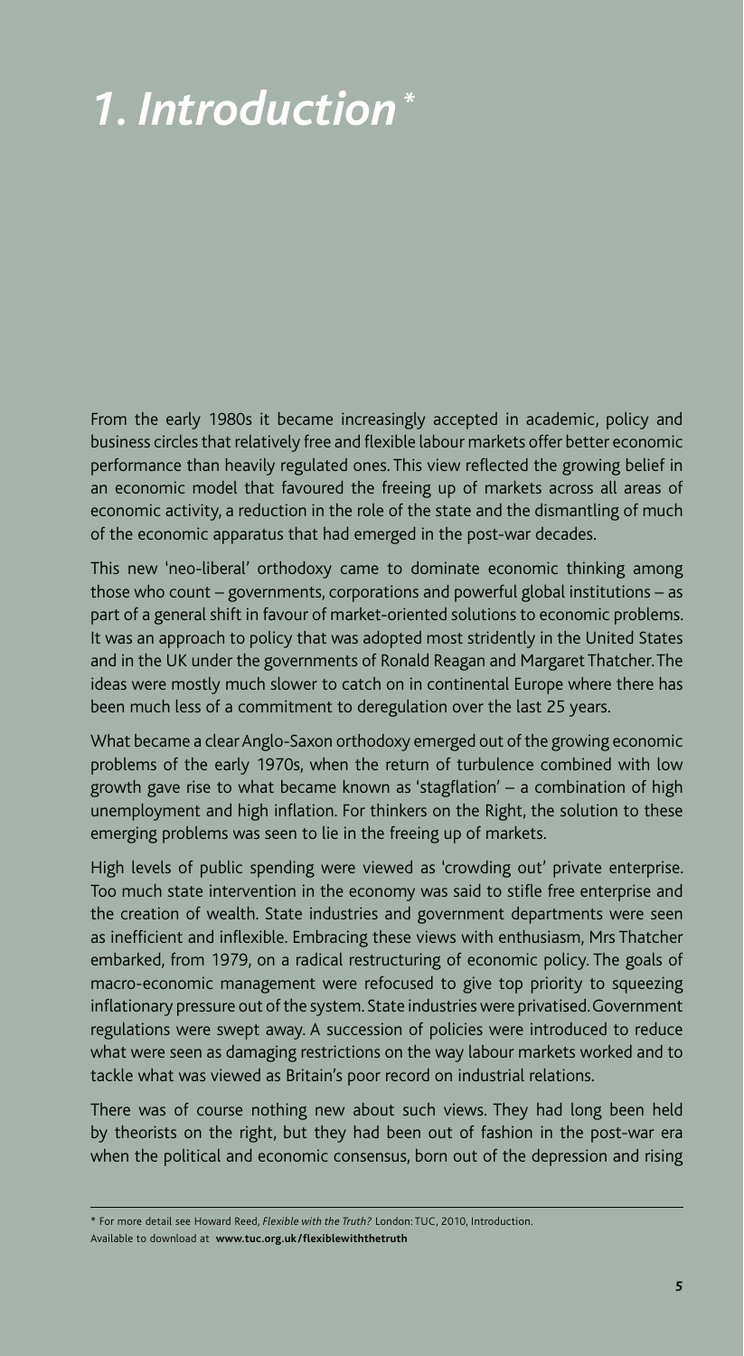# 1. Introduction *

From the early 1980s it became increasingly accepted in academic, policy and business circles that relatively free and flexible labour markets offer better economic performance than heavily regulated ones. This view reflected the growing belief in an economic model that favoured the freeing up of markets across all areas of economic activity, a reduction in the role of the state and the dismantling of much of the economic apparatus that had emerged in the post-war decades.

This new 'neo-liberal' orthodoxy came to dominate economic thinking among those who count – governments, corporations and powerful global institutions – as part of a general shift in favour of market-oriented solutions to economic problems. It was an approach to policy that was adopted most stridently in the United States and in the UK under the governments of Ronald Reagan and Margaret Thatcher. The ideas were mostly much slower to catch on in continental Europe where there has been much less of a commitment to deregulation over the last 25 years.

What became a clear Anglo-Saxon orthodoxy emerged out of the growing economic problems of the early 1970s, when the return of turbulence combined with low growth gave rise to what became known as 'stagflation' – a combination of high unemployment and high inflation. For thinkers on the Right, the solution to these emerging problems was seen to lie in the freeing up of markets.

High levels of public spending were viewed as 'crowding out' private enterprise. Too much state intervention in the economy was said to stifle free enterprise and the creation of wealth. State industries and government departments were seen as inefficient and inflexible. Embracing these views with enthusiasm, Mrs Thatcher embarked, from 1979, on a radical restructuring of economic policy. The goals of macro-economic management were refocused to give top priority to squeezing inflationary pressure out of the system. State industries were privatised. Government regulations were swept away. A succession of policies were introduced to reduce what were seen as damaging restrictions on the way labour markets worked and to tackle what was viewed as Britain's poor record on industrial relations.

There was of course nothing new about such views. They had long been held by theorists on the right, but they had been out of fashion in the post-war era when the political and economic consensus, born out of the depression and rising

* For more detail see Howard Reed, *Flexible with the Truth?* London: TUC, 2010, Introduction. Available to download at **www.tuc.org.uk/flexiblewiththetruth**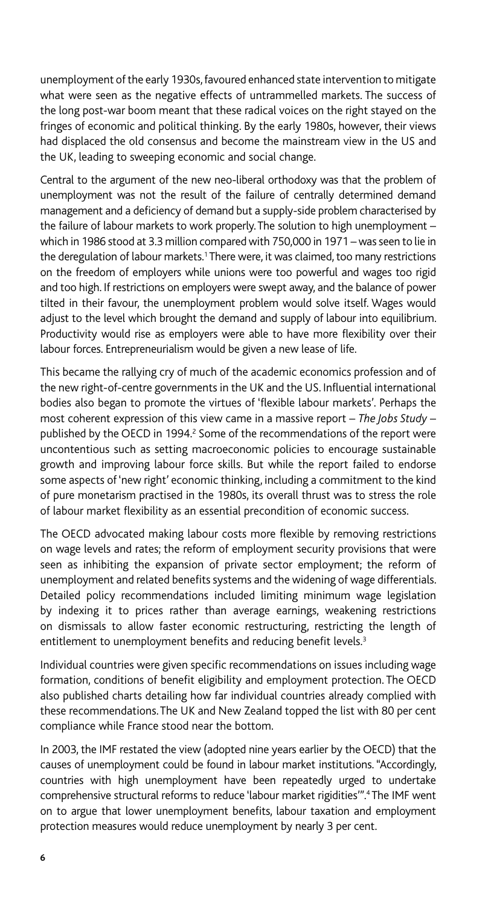unemployment of the early 1930s, favoured enhanced state intervention to mitigate what were seen as the negative effects of untrammelled markets. The success of the long post-war boom meant that these radical voices on the right stayed on the fringes of economic and political thinking. By the early 1980s, however, their views had displaced the old consensus and become the mainstream view in the US and the UK, leading to sweeping economic and social change.

Central to the argument of the new neo-liberal orthodoxy was that the problem of unemployment was not the result of the failure of centrally determined demand management and a deficiency of demand but a supply-side problem characterised by the failure of labour markets to work properly. The solution to high unemployment – which in 1986 stood at 3.3 million compared with 750,000 in 1971 – was seen to lie in the deregulation of labour markets.[1] There were, it was claimed, too many restrictions on the freedom of employers while unions were too powerful and wages too rigid and too high. If restrictions on employers were swept away, and the balance of power tilted in their favour, the unemployment problem would solve itself. Wages would adjust to the level which brought the demand and supply of labour into equilibrium. Productivity would rise as employers were able to have more flexibility over their labour forces. Entrepreneurialism would be given a new lease of life.

This became the rallying cry of much of the academic economics profession and of the new right-of-centre governments in the UK and the US. Influential international bodies also began to promote the virtues of 'flexible labour markets'. Perhaps the most coherent expression of this view came in a massive report – *The Jobs Study* – published by the OECD in 1994.[2] Some of the recommendations of the report were uncontentious such as setting macroeconomic policies to encourage sustainable growth and improving labour force skills. But while the report failed to endorse some aspects of 'new right' economic thinking, including a commitment to the kind of pure monetarism practised in the 1980s, its overall thrust was to stress the role of labour market flexibility as an essential precondition of economic success.

The OECD advocated making labour costs more flexible by removing restrictions on wage levels and rates; the reform of employment security provisions that were seen as inhibiting the expansion of private sector employment; the reform of unemployment and related benefits systems and the widening of wage differentials. Detailed policy recommendations included limiting minimum wage legislation by indexing it to prices rather than average earnings, weakening restrictions on dismissals to allow faster economic restructuring, restricting the length of entitlement to unemployment benefits and reducing benefit levels.[3]

Individual countries were given specific recommendations on issues including wage formation, conditions of benefit eligibility and employment protection. The OECD also published charts detailing how far individual countries already complied with these recommendations. The UK and New Zealand topped the list with 80 per cent compliance while France stood near the bottom.

In 2003, the IMF restated the view (adopted nine years earlier by the OECD) that the causes of unemployment could be found in labour market institutions. "Accordingly, countries with high unemployment have been repeatedly urged to undertake comprehensive structural reforms to reduce 'labour market rigidities'".[4] The IMF went on to argue that lower unemployment benefits, labour taxation and employment protection measures would reduce unemployment by nearly 3 per cent.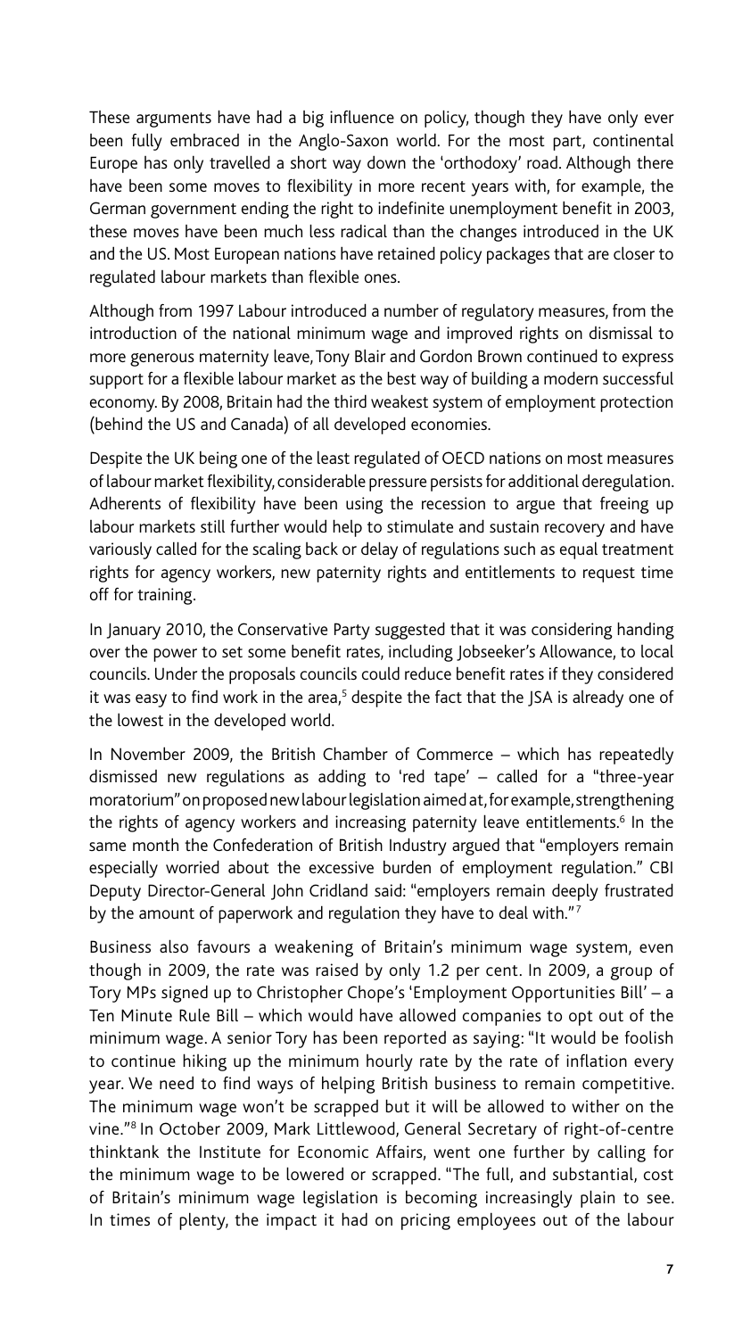These arguments have had a big influence on policy, though they have only ever been fully embraced in the Anglo-Saxon world. For the most part, continental Europe has only travelled a short way down the 'orthodoxy' road. Although there have been some moves to flexibility in more recent years with, for example, the German government ending the right to indefinite unemployment benefit in 2003, these moves have been much less radical than the changes introduced in the UK and the US. Most European nations have retained policy packages that are closer to regulated labour markets than flexible ones.

Although from 1997 Labour introduced a number of regulatory measures, from the introduction of the national minimum wage and improved rights on dismissal to more generous maternity leave, Tony Blair and Gordon Brown continued to express support for a flexible labour market as the best way of building a modern successful economy. By 2008, Britain had the third weakest system of employment protection (behind the US and Canada) of all developed economies.

Despite the UK being one of the least regulated of OECD nations on most measures of labour market flexibility, considerable pressure persists for additional deregulation. Adherents of flexibility have been using the recession to argue that freeing up labour markets still further would help to stimulate and sustain recovery and have variously called for the scaling back or delay of regulations such as equal treatment rights for agency workers, new paternity rights and entitlements to request time off for training.

In January 2010, the Conservative Party suggested that it was considering handing over the power to set some benefit rates, including Jobseeker's Allowance, to local councils. Under the proposals councils could reduce benefit rates if they considered it was easy to find work in the area,[5] despite the fact that the JSA is already one of the lowest in the developed world.

In November 2009, the British Chamber of Commerce – which has repeatedly dismissed new regulations as adding to 'red tape' – called for a "three-year moratorium" on proposed new labour legislation aimed at, for example, strengthening the rights of agency workers and increasing paternity leave entitlements.[6] In the same month the Confederation of British Industry argued that "employers remain especially worried about the excessive burden of employment regulation." CBI Deputy Director-General John Cridland said: "employers remain deeply frustrated by the amount of paperwork and regulation they have to deal with."[7]

Business also favours a weakening of Britain's minimum wage system, even though in 2009, the rate was raised by only 1.2 per cent. In 2009, a group of Tory MPs signed up to Christopher Chope's 'Employment Opportunities Bill' – a Ten Minute Rule Bill – which would have allowed companies to opt out of the minimum wage. A senior Tory has been reported as saying: "It would be foolish to continue hiking up the minimum hourly rate by the rate of inflation every year. We need to find ways of helping British business to remain competitive. The minimum wage won't be scrapped but it will be allowed to wither on the vine."[8] In October 2009, Mark Littlewood, General Secretary of right-of-centre thinktank the Institute for Economic Affairs, went one further by calling for the minimum wage to be lowered or scrapped. "The full, and substantial, cost of Britain's minimum wage legislation is becoming increasingly plain to see. In times of plenty, the impact it had on pricing employees out of the labour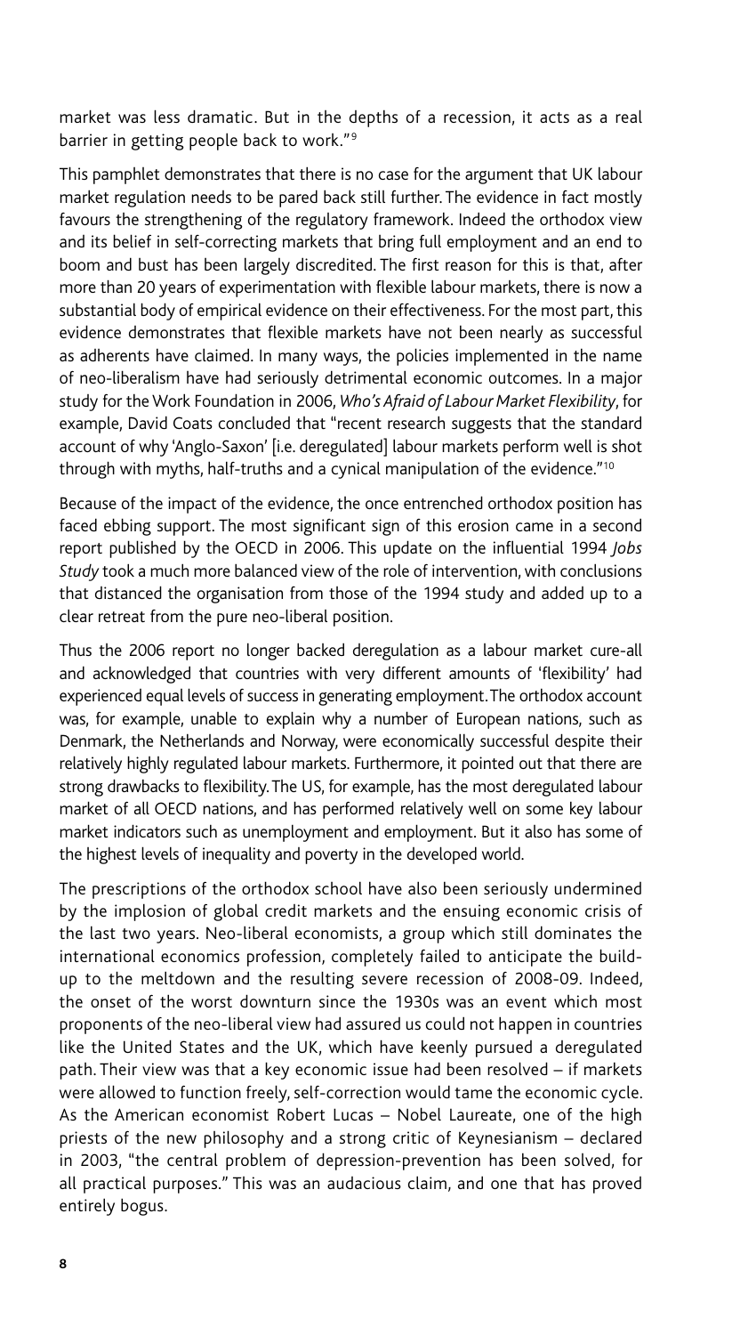market was less dramatic. But in the depths of a recession, it acts as a real barrier in getting people back to work."[9]

This pamphlet demonstrates that there is no case for the argument that UK labour market regulation needs to be pared back still further. The evidence in fact mostly favours the strengthening of the regulatory framework. Indeed the orthodox view and its belief in self-correcting markets that bring full employment and an end to boom and bust has been largely discredited. The first reason for this is that, after more than 20 years of experimentation with flexible labour markets, there is now a substantial body of empirical evidence on their effectiveness. For the most part, this evidence demonstrates that flexible markets have not been nearly as successful as adherents have claimed. In many ways, the policies implemented in the name of neo-liberalism have had seriously detrimental economic outcomes. In a major study for the Work Foundation in 2006, *Who's Afraid of Labour Market Flexibility*, for example, David Coats concluded that "recent research suggests that the standard account of why 'Anglo-Saxon' [i.e. deregulated] labour markets perform well is shot through with myths, half-truths and a cynical manipulation of the evidence."[10]

Because of the impact of the evidence, the once entrenched orthodox position has faced ebbing support. The most significant sign of this erosion came in a second report published by the OECD in 2006. This update on the influential 1994 *Jobs Study* took a much more balanced view of the role of intervention, with conclusions that distanced the organisation from those of the 1994 study and added up to a clear retreat from the pure neo-liberal position.

Thus the 2006 report no longer backed deregulation as a labour market cure-all and acknowledged that countries with very different amounts of 'flexibility' had experienced equal levels of success in generating employment. The orthodox account was, for example, unable to explain why a number of European nations, such as Denmark, the Netherlands and Norway, were economically successful despite their relatively highly regulated labour markets. Furthermore, it pointed out that there are strong drawbacks to flexibility. The US, for example, has the most deregulated labour market of all OECD nations, and has performed relatively well on some key labour market indicators such as unemployment and employment. But it also has some of the highest levels of inequality and poverty in the developed world.

The prescriptions of the orthodox school have also been seriously undermined by the implosion of global credit markets and the ensuing economic crisis of the last two years. Neo-liberal economists, a group which still dominates the international economics profession, completely failed to anticipate the build-up to the meltdown and the resulting severe recession of 2008-09. Indeed, the onset of the worst downturn since the 1930s was an event which most proponents of the neo-liberal view had assured us could not happen in countries like the United States and the UK, which have keenly pursued a deregulated path. Their view was that a key economic issue had been resolved – if markets were allowed to function freely, self-correction would tame the economic cycle. As the American economist Robert Lucas – Nobel Laureate, one of the high priests of the new philosophy and a strong critic of Keynesianism – declared in 2003, "the central problem of depression-prevention has been solved, for all practical purposes." This was an audacious claim, and one that has proved entirely bogus.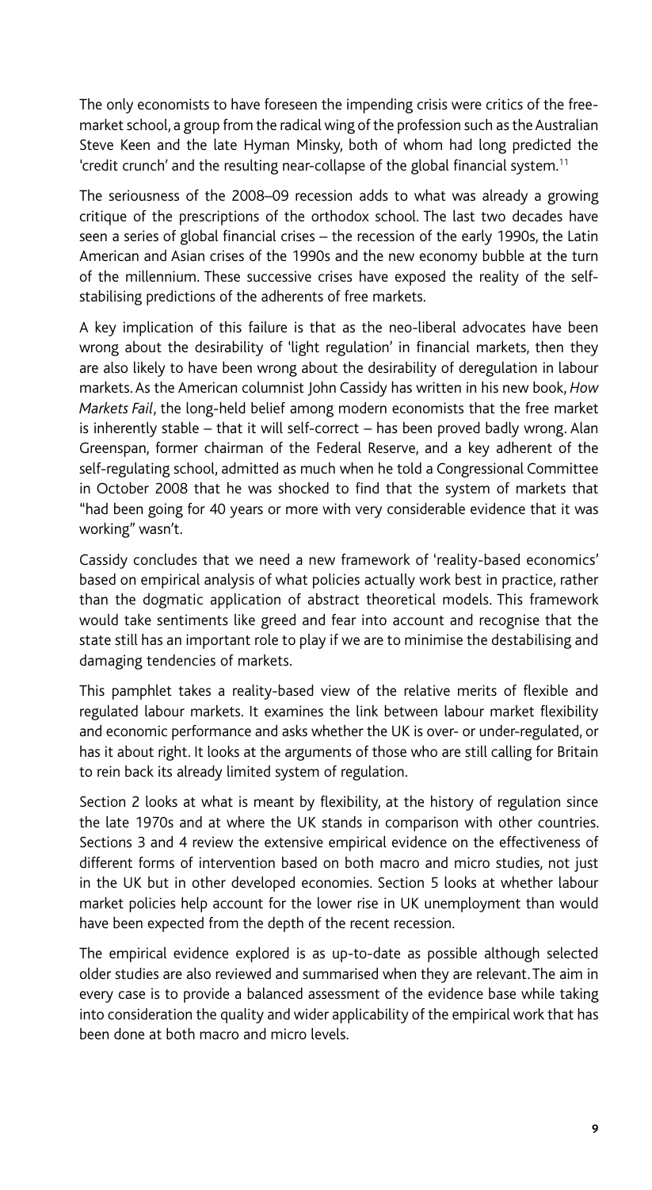The only economists to have foreseen the impending crisis were critics of the free-market school, a group from the radical wing of the profession such as the Australian Steve Keen and the late Hyman Minsky, both of whom had long predicted the 'credit crunch' and the resulting near-collapse of the global financial system.[11]

The seriousness of the 2008–09 recession adds to what was already a growing critique of the prescriptions of the orthodox school. The last two decades have seen a series of global financial crises – the recession of the early 1990s, the Latin American and Asian crises of the 1990s and the new economy bubble at the turn of the millennium. These successive crises have exposed the reality of the self-stabilising predictions of the adherents of free markets.

A key implication of this failure is that as the neo-liberal advocates have been wrong about the desirability of 'light regulation' in financial markets, then they are also likely to have been wrong about the desirability of deregulation in labour markets. As the American columnist John Cassidy has written in his new book, *How Markets Fail*, the long-held belief among modern economists that the free market is inherently stable – that it will self-correct – has been proved badly wrong. Alan Greenspan, former chairman of the Federal Reserve, and a key adherent of the self-regulating school, admitted as much when he told a Congressional Committee in October 2008 that he was shocked to find that the system of markets that "had been going for 40 years or more with very considerable evidence that it was working" wasn't.

Cassidy concludes that we need a new framework of 'reality-based economics' based on empirical analysis of what policies actually work best in practice, rather than the dogmatic application of abstract theoretical models. This framework would take sentiments like greed and fear into account and recognise that the state still has an important role to play if we are to minimise the destabilising and damaging tendencies of markets.

This pamphlet takes a reality-based view of the relative merits of flexible and regulated labour markets. It examines the link between labour market flexibility and economic performance and asks whether the UK is over- or under-regulated, or has it about right. It looks at the arguments of those who are still calling for Britain to rein back its already limited system of regulation.

Section 2 looks at what is meant by flexibility, at the history of regulation since the late 1970s and at where the UK stands in comparison with other countries. Sections 3 and 4 review the extensive empirical evidence on the effectiveness of different forms of intervention based on both macro and micro studies, not just in the UK but in other developed economies. Section 5 looks at whether labour market policies help account for the lower rise in UK unemployment than would have been expected from the depth of the recent recession.

The empirical evidence explored is as up-to-date as possible although selected older studies are also reviewed and summarised when they are relevant. The aim in every case is to provide a balanced assessment of the evidence base while taking into consideration the quality and wider applicability of the empirical work that has been done at both macro and micro levels.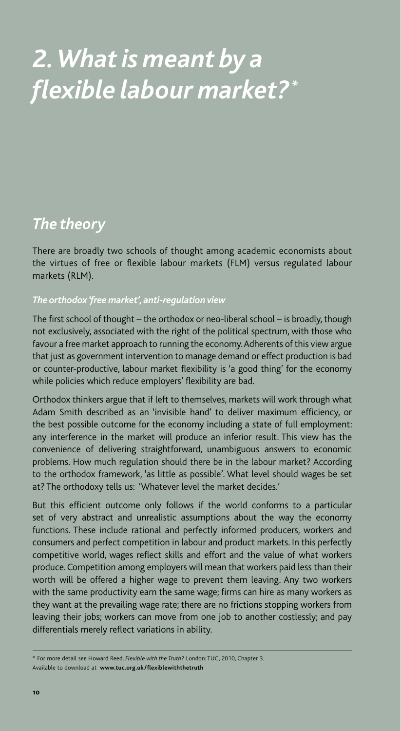# 2. What is meant by a flexible labour market?*

## The theory

There are broadly two schools of thought among academic economists about the virtues of free or flexible labour markets (FLM) versus regulated labour markets (RLM).

### The orthodox 'free market', anti-regulation view

The first school of thought – the orthodox or neo-liberal school – is broadly, though not exclusively, associated with the right of the political spectrum, with those who favour a free market approach to running the economy. Adherents of this view argue that just as government intervention to manage demand or effect production is bad or counter-productive, labour market flexibility is 'a good thing' for the economy while policies which reduce employers' flexibility are bad.

Orthodox thinkers argue that if left to themselves, markets will work through what Adam Smith described as an 'invisible hand' to deliver maximum efficiency, or the best possible outcome for the economy including a state of full employment: any interference in the market will produce an inferior result. This view has the convenience of delivering straightforward, unambiguous answers to economic problems. How much regulation should there be in the labour market? According to the orthodox framework, 'as little as possible'. What level should wages be set at? The orthodoxy tells us: 'Whatever level the market decides.'

But this efficient outcome only follows if the world conforms to a particular set of very abstract and unrealistic assumptions about the way the economy functions. These include rational and perfectly informed producers, workers and consumers and perfect competition in labour and product markets. In this perfectly competitive world, wages reflect skills and effort and the value of what workers produce. Competition among employers will mean that workers paid less than their worth will be offered a higher wage to prevent them leaving. Any two workers with the same productivity earn the same wage; firms can hire as many workers as they want at the prevailing wage rate; there are no frictions stopping workers from leaving their jobs; workers can move from one job to another costlessly; and pay differentials merely reflect variations in ability.

---

\* For more detail see Howard Reed, *Flexible with the Truth?* London: TUC, 2010, Chapter 3. Available to download at **www.tuc.org.uk/flexiblewiththetruth**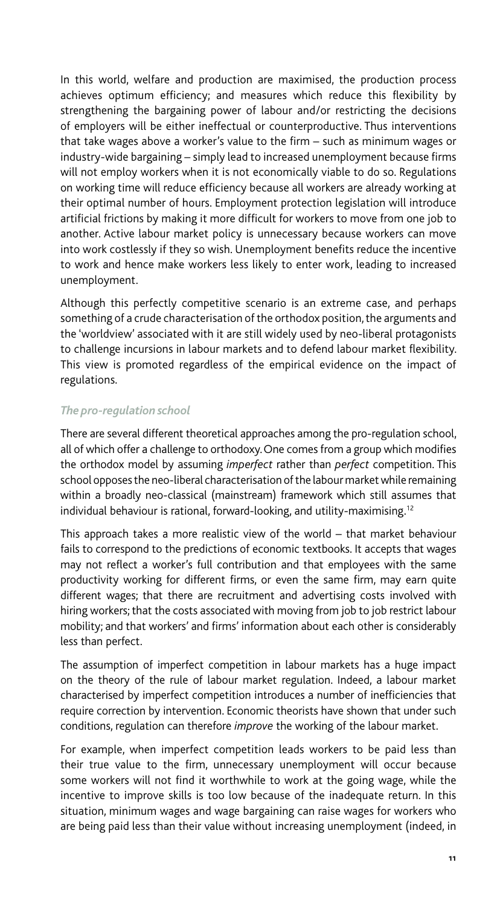In this world, welfare and production are maximised, the production process achieves optimum efficiency; and measures which reduce this flexibility by strengthening the bargaining power of labour and/or restricting the decisions of employers will be either ineffectual or counterproductive. Thus interventions that take wages above a worker's value to the firm – such as minimum wages or industry-wide bargaining – simply lead to increased unemployment because firms will not employ workers when it is not economically viable to do so. Regulations on working time will reduce efficiency because all workers are already working at their optimal number of hours. Employment protection legislation will introduce artificial frictions by making it more difficult for workers to move from one job to another. Active labour market policy is unnecessary because workers can move into work costlessly if they so wish. Unemployment benefits reduce the incentive to work and hence make workers less likely to enter work, leading to increased unemployment.

Although this perfectly competitive scenario is an extreme case, and perhaps something of a crude characterisation of the orthodox position, the arguments and the 'worldview' associated with it are still widely used by neo-liberal protagonists to challenge incursions in labour markets and to defend labour market flexibility. This view is promoted regardless of the empirical evidence on the impact of regulations.

### *The pro-regulation school*

There are several different theoretical approaches among the pro-regulation school, all of which offer a challenge to orthodoxy. One comes from a group which modifies the orthodox model by assuming *imperfect* rather than *perfect* competition. This school opposes the neo-liberal characterisation of the labour market while remaining within a broadly neo-classical (mainstream) framework which still assumes that individual behaviour is rational, forward-looking, and utility-maximising.[12]

This approach takes a more realistic view of the world – that market behaviour fails to correspond to the predictions of economic textbooks. It accepts that wages may not reflect a worker's full contribution and that employees with the same productivity working for different firms, or even the same firm, may earn quite different wages; that there are recruitment and advertising costs involved with hiring workers; that the costs associated with moving from job to job restrict labour mobility; and that workers' and firms' information about each other is considerably less than perfect.

The assumption of imperfect competition in labour markets has a huge impact on the theory of the rule of labour market regulation. Indeed, a labour market characterised by imperfect competition introduces a number of inefficiencies that require correction by intervention. Economic theorists have shown that under such conditions, regulation can therefore *improve* the working of the labour market.

For example, when imperfect competition leads workers to be paid less than their true value to the firm, unnecessary unemployment will occur because some workers will not find it worthwhile to work at the going wage, while the incentive to improve skills is too low because of the inadequate return. In this situation, minimum wages and wage bargaining can raise wages for workers who are being paid less than their value without increasing unemployment (indeed, in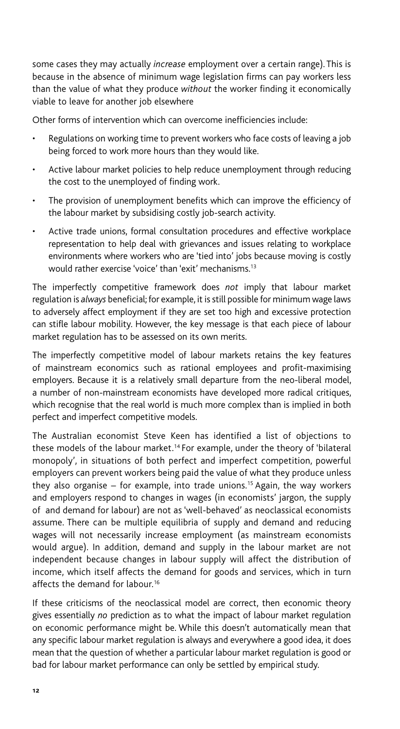some cases they may actually *increase* employment over a certain range). This is because in the absence of minimum wage legislation firms can pay workers less than the value of what they produce *without* the worker finding it economically viable to leave for another job elsewhere

Other forms of intervention which can overcome inefficiencies include:

- Regulations on working time to prevent workers who face costs of leaving a job being forced to work more hours than they would like.
- Active labour market policies to help reduce unemployment through reducing the cost to the unemployed of finding work.
- The provision of unemployment benefits which can improve the efficiency of the labour market by subsidising costly job-search activity.
- Active trade unions, formal consultation procedures and effective workplace representation to help deal with grievances and issues relating to workplace environments where workers who are 'tied into' jobs because moving is costly would rather exercise 'voice' than 'exit' mechanisms.[13]

The imperfectly competitive framework does *not* imply that labour market regulation is *always* beneficial; for example, it is still possible for minimum wage laws to adversely affect employment if they are set too high and excessive protection can stifle labour mobility. However, the key message is that each piece of labour market regulation has to be assessed on its own merits.

The imperfectly competitive model of labour markets retains the key features of mainstream economics such as rational employees and profit-maximising employers. Because it is a relatively small departure from the neo-liberal model, a number of non-mainstream economists have developed more radical critiques, which recognise that the real world is much more complex than is implied in both perfect and imperfect competitive models.

The Australian economist Steve Keen has identified a list of objections to these models of the labour market.[14] For example, under the theory of 'bilateral monopoly', in situations of both perfect and imperfect competition, powerful employers can prevent workers being paid the value of what they produce unless they also organise – for example, into trade unions.[15] Again, the way workers and employers respond to changes in wages (in economists' jargon, the supply of and demand for labour) are not as 'well-behaved' as neoclassical economists assume. There can be multiple equilibria of supply and demand and reducing wages will not necessarily increase employment (as mainstream economists would argue). In addition, demand and supply in the labour market are not independent because changes in labour supply will affect the distribution of income, which itself affects the demand for goods and services, which in turn affects the demand for labour.[16]

If these criticisms of the neoclassical model are correct, then economic theory gives essentially *no* prediction as to what the impact of labour market regulation on economic performance might be. While this doesn't automatically mean that any specific labour market regulation is always and everywhere a good idea, it does mean that the question of whether a particular labour market regulation is good or bad for labour market performance can only be settled by empirical study.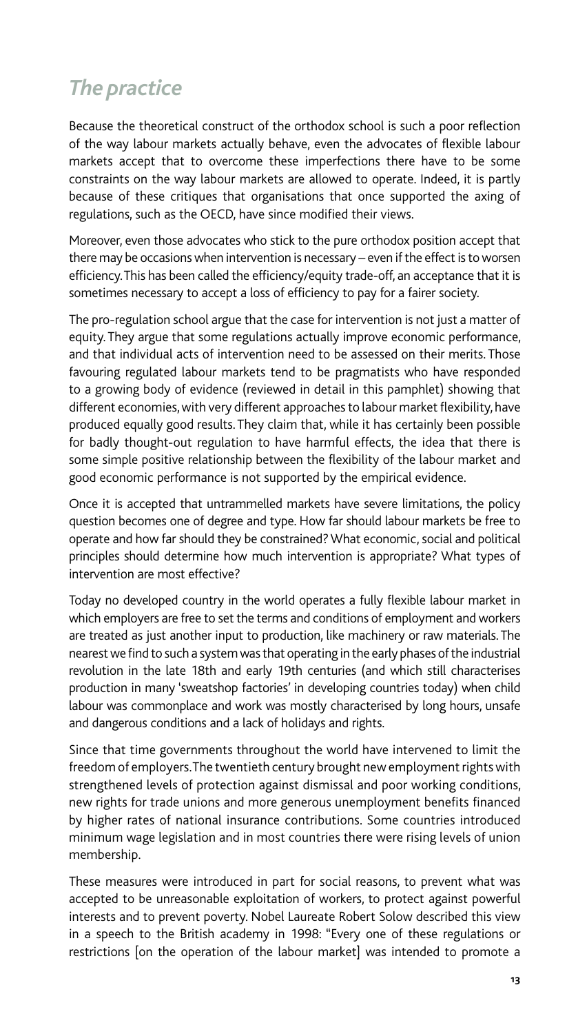## *The practice*

Because the theoretical construct of the orthodox school is such a poor reflection of the way labour markets actually behave, even the advocates of flexible labour markets accept that to overcome these imperfections there have to be some constraints on the way labour markets are allowed to operate. Indeed, it is partly because of these critiques that organisations that once supported the axing of regulations, such as the OECD, have since modified their views.

Moreover, even those advocates who stick to the pure orthodox position accept that there may be occasions when intervention is necessary – even if the effect is to worsen efficiency. This has been called the efficiency/equity trade-off, an acceptance that it is sometimes necessary to accept a loss of efficiency to pay for a fairer society.

The pro-regulation school argue that the case for intervention is not just a matter of equity. They argue that some regulations actually improve economic performance, and that individual acts of intervention need to be assessed on their merits. Those favouring regulated labour markets tend to be pragmatists who have responded to a growing body of evidence (reviewed in detail in this pamphlet) showing that different economies, with very different approaches to labour market flexibility, have produced equally good results. They claim that, while it has certainly been possible for badly thought-out regulation to have harmful effects, the idea that there is some simple positive relationship between the flexibility of the labour market and good economic performance is not supported by the empirical evidence.

Once it is accepted that untrammelled markets have severe limitations, the policy question becomes one of degree and type. How far should labour markets be free to operate and how far should they be constrained? What economic, social and political principles should determine how much intervention is appropriate? What types of intervention are most effective?

Today no developed country in the world operates a fully flexible labour market in which employers are free to set the terms and conditions of employment and workers are treated as just another input to production, like machinery or raw materials. The nearest we find to such a system was that operating in the early phases of the industrial revolution in the late 18th and early 19th centuries (and which still characterises production in many 'sweatshop factories' in developing countries today) when child labour was commonplace and work was mostly characterised by long hours, unsafe and dangerous conditions and a lack of holidays and rights.

Since that time governments throughout the world have intervened to limit the freedom of employers. The twentieth century brought new employment rights with strengthened levels of protection against dismissal and poor working conditions, new rights for trade unions and more generous unemployment benefits financed by higher rates of national insurance contributions. Some countries introduced minimum wage legislation and in most countries there were rising levels of union membership.

These measures were introduced in part for social reasons, to prevent what was accepted to be unreasonable exploitation of workers, to protect against powerful interests and to prevent poverty. Nobel Laureate Robert Solow described this view in a speech to the British academy in 1998: "Every one of these regulations or restrictions [on the operation of the labour market] was intended to promote a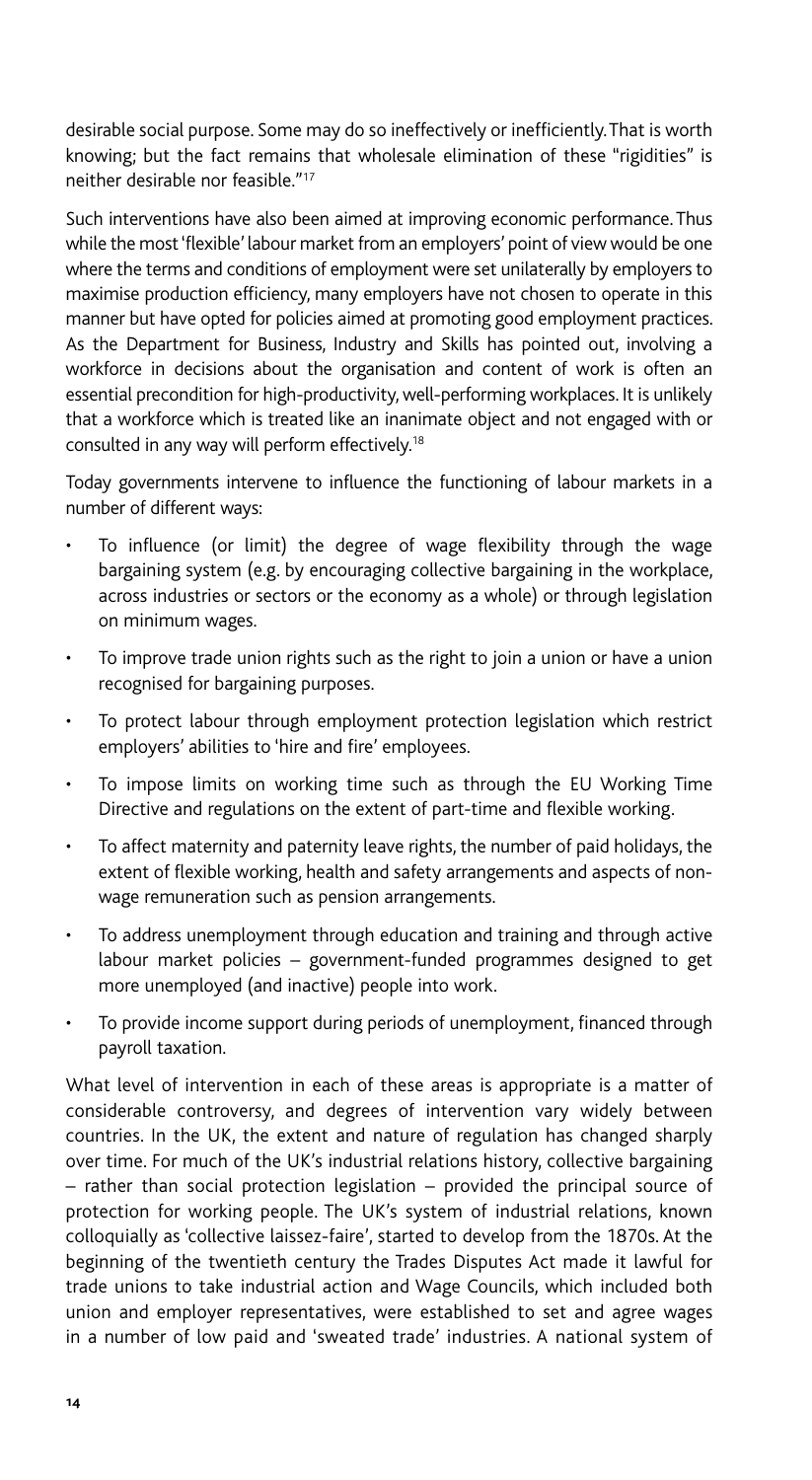desirable social purpose. Some may do so ineffectively or inefficiently. That is worth knowing; but the fact remains that wholesale elimination of these "rigidities" is neither desirable nor feasible."[17]

Such interventions have also been aimed at improving economic performance. Thus while the most 'flexible' labour market from an employers' point of view would be one where the terms and conditions of employment were set unilaterally by employers to maximise production efficiency, many employers have not chosen to operate in this manner but have opted for policies aimed at promoting good employment practices. As the Department for Business, Industry and Skills has pointed out, involving a workforce in decisions about the organisation and content of work is often an essential precondition for high-productivity, well-performing workplaces. It is unlikely that a workforce which is treated like an inanimate object and not engaged with or consulted in any way will perform effectively.[18]

Today governments intervene to influence the functioning of labour markets in a number of different ways:

- To influence (or limit) the degree of wage flexibility through the wage bargaining system (e.g. by encouraging collective bargaining in the workplace, across industries or sectors or the economy as a whole) or through legislation on minimum wages.
- To improve trade union rights such as the right to join a union or have a union recognised for bargaining purposes.
- To protect labour through employment protection legislation which restrict employers' abilities to 'hire and fire' employees.
- To impose limits on working time such as through the EU Working Time Directive and regulations on the extent of part-time and flexible working.
- To affect maternity and paternity leave rights, the number of paid holidays, the extent of flexible working, health and safety arrangements and aspects of non-wage remuneration such as pension arrangements.
- To address unemployment through education and training and through active labour market policies – government-funded programmes designed to get more unemployed (and inactive) people into work.
- To provide income support during periods of unemployment, financed through payroll taxation.

What level of intervention in each of these areas is appropriate is a matter of considerable controversy, and degrees of intervention vary widely between countries. In the UK, the extent and nature of regulation has changed sharply over time. For much of the UK's industrial relations history, collective bargaining – rather than social protection legislation – provided the principal source of protection for working people. The UK's system of industrial relations, known colloquially as 'collective laissez-faire', started to develop from the 1870s. At the beginning of the twentieth century the Trades Disputes Act made it lawful for trade unions to take industrial action and Wage Councils, which included both union and employer representatives, were established to set and agree wages in a number of low paid and 'sweated trade' industries. A national system of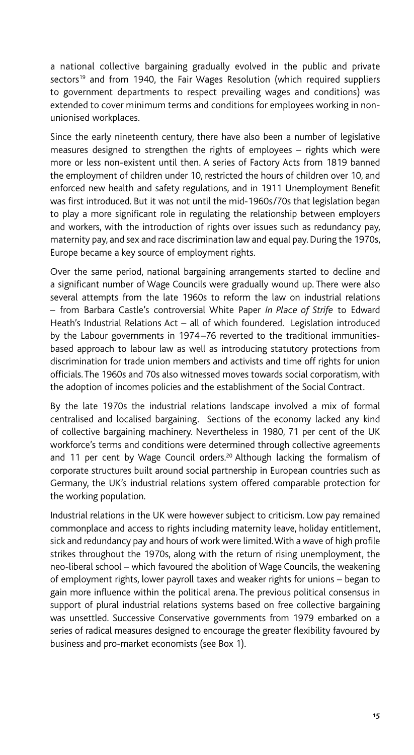a national collective bargaining gradually evolved in the public and private sectors[19] and from 1940, the Fair Wages Resolution (which required suppliers to government departments to respect prevailing wages and conditions) was extended to cover minimum terms and conditions for employees working in non-unionised workplaces.

Since the early nineteenth century, there have also been a number of legislative measures designed to strengthen the rights of employees – rights which were more or less non-existent until then. A series of Factory Acts from 1819 banned the employment of children under 10, restricted the hours of children over 10, and enforced new health and safety regulations, and in 1911 Unemployment Benefit was first introduced. But it was not until the mid-1960s/70s that legislation began to play a more significant role in regulating the relationship between employers and workers, with the introduction of rights over issues such as redundancy pay, maternity pay, and sex and race discrimination law and equal pay. During the 1970s, Europe became a key source of employment rights.

Over the same period, national bargaining arrangements started to decline and a significant number of Wage Councils were gradually wound up. There were also several attempts from the late 1960s to reform the law on industrial relations – from Barbara Castle's controversial White Paper *In Place of Strife* to Edward Heath's Industrial Relations Act – all of which foundered. Legislation introduced by the Labour governments in 1974–76 reverted to the traditional immunities-based approach to labour law as well as introducing statutory protections from discrimination for trade union members and activists and time off rights for union officials. The 1960s and 70s also witnessed moves towards social corporatism, with the adoption of incomes policies and the establishment of the Social Contract.

By the late 1970s the industrial relations landscape involved a mix of formal centralised and localised bargaining. Sections of the economy lacked any kind of collective bargaining machinery. Nevertheless in 1980, 71 per cent of the UK workforce's terms and conditions were determined through collective agreements and 11 per cent by Wage Council orders.[20] Although lacking the formalism of corporate structures built around social partnership in European countries such as Germany, the UK's industrial relations system offered comparable protection for the working population.

Industrial relations in the UK were however subject to criticism. Low pay remained commonplace and access to rights including maternity leave, holiday entitlement, sick and redundancy pay and hours of work were limited. With a wave of high profile strikes throughout the 1970s, along with the return of rising unemployment, the neo-liberal school – which favoured the abolition of Wage Councils, the weakening of employment rights, lower payroll taxes and weaker rights for unions – began to gain more influence within the political arena. The previous political consensus in support of plural industrial relations systems based on free collective bargaining was unsettled. Successive Conservative governments from 1979 embarked on a series of radical measures designed to encourage the greater flexibility favoured by business and pro-market economists (see Box 1).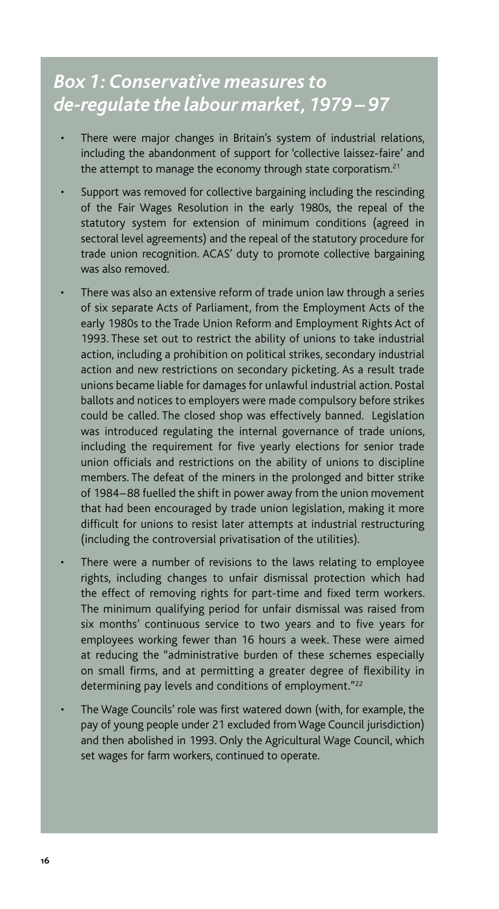## *Box 1: Conservative measures to de-regulate the labour market, 1979 – 97*

- There were major changes in Britain's system of industrial relations, including the abandonment of support for 'collective laissez-faire' and the attempt to manage the economy through state corporatism.[21]
- Support was removed for collective bargaining including the rescinding of the Fair Wages Resolution in the early 1980s, the repeal of the statutory system for extension of minimum conditions (agreed in sectoral level agreements) and the repeal of the statutory procedure for trade union recognition. ACAS' duty to promote collective bargaining was also removed.
- There was also an extensive reform of trade union law through a series of six separate Acts of Parliament, from the Employment Acts of the early 1980s to the Trade Union Reform and Employment Rights Act of 1993. These set out to restrict the ability of unions to take industrial action, including a prohibition on political strikes, secondary industrial action and new restrictions on secondary picketing. As a result trade unions became liable for damages for unlawful industrial action. Postal ballots and notices to employers were made compulsory before strikes could be called. The closed shop was effectively banned. Legislation was introduced regulating the internal governance of trade unions, including the requirement for five yearly elections for senior trade union officials and restrictions on the ability of unions to discipline members. The defeat of the miners in the prolonged and bitter strike of 1984–88 fuelled the shift in power away from the union movement that had been encouraged by trade union legislation, making it more difficult for unions to resist later attempts at industrial restructuring (including the controversial privatisation of the utilities).
- There were a number of revisions to the laws relating to employee rights, including changes to unfair dismissal protection which had the effect of removing rights for part-time and fixed term workers. The minimum qualifying period for unfair dismissal was raised from six months' continuous service to two years and to five years for employees working fewer than 16 hours a week. These were aimed at reducing the "administrative burden of these schemes especially on small firms, and at permitting a greater degree of flexibility in determining pay levels and conditions of employment."[22]
- The Wage Councils' role was first watered down (with, for example, the pay of young people under 21 excluded from Wage Council jurisdiction) and then abolished in 1993. Only the Agricultural Wage Council, which set wages for farm workers, continued to operate.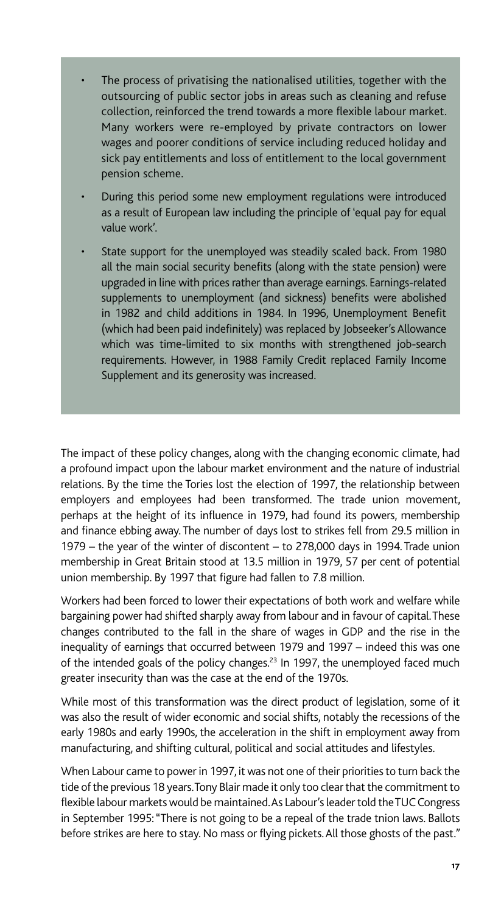- The process of privatising the nationalised utilities, together with the outsourcing of public sector jobs in areas such as cleaning and refuse collection, reinforced the trend towards a more flexible labour market. Many workers were re-employed by private contractors on lower wages and poorer conditions of service including reduced holiday and sick pay entitlements and loss of entitlement to the local government pension scheme.
- During this period some new employment regulations were introduced as a result of European law including the principle of 'equal pay for equal value work'.
- State support for the unemployed was steadily scaled back. From 1980 all the main social security benefits (along with the state pension) were upgraded in line with prices rather than average earnings. Earnings-related supplements to unemployment (and sickness) benefits were abolished in 1982 and child additions in 1984. In 1996, Unemployment Benefit (which had been paid indefinitely) was replaced by Jobseeker's Allowance which was time-limited to six months with strengthened job-search requirements. However, in 1988 Family Credit replaced Family Income Supplement and its generosity was increased.

The impact of these policy changes, along with the changing economic climate, had a profound impact upon the labour market environment and the nature of industrial relations. By the time the Tories lost the election of 1997, the relationship between employers and employees had been transformed. The trade union movement, perhaps at the height of its influence in 1979, had found its powers, membership and finance ebbing away. The number of days lost to strikes fell from 29.5 million in 1979 – the year of the winter of discontent – to 278,000 days in 1994. Trade union membership in Great Britain stood at 13.5 million in 1979, 57 per cent of potential union membership. By 1997 that figure had fallen to 7.8 million.

Workers had been forced to lower their expectations of both work and welfare while bargaining power had shifted sharply away from labour and in favour of capital. These changes contributed to the fall in the share of wages in GDP and the rise in the inequality of earnings that occurred between 1979 and 1997 – indeed this was one of the intended goals of the policy changes.[23] In 1997, the unemployed faced much greater insecurity than was the case at the end of the 1970s.

While most of this transformation was the direct product of legislation, some of it was also the result of wider economic and social shifts, notably the recessions of the early 1980s and early 1990s, the acceleration in the shift in employment away from manufacturing, and shifting cultural, political and social attitudes and lifestyles.

When Labour came to power in 1997, it was not one of their priorities to turn back the tide of the previous 18 years. Tony Blair made it only too clear that the commitment to flexible labour markets would be maintained. As Labour's leader told the TUC Congress in September 1995: "There is not going to be a repeal of the trade tnion laws. Ballots before strikes are here to stay. No mass or flying pickets. All those ghosts of the past."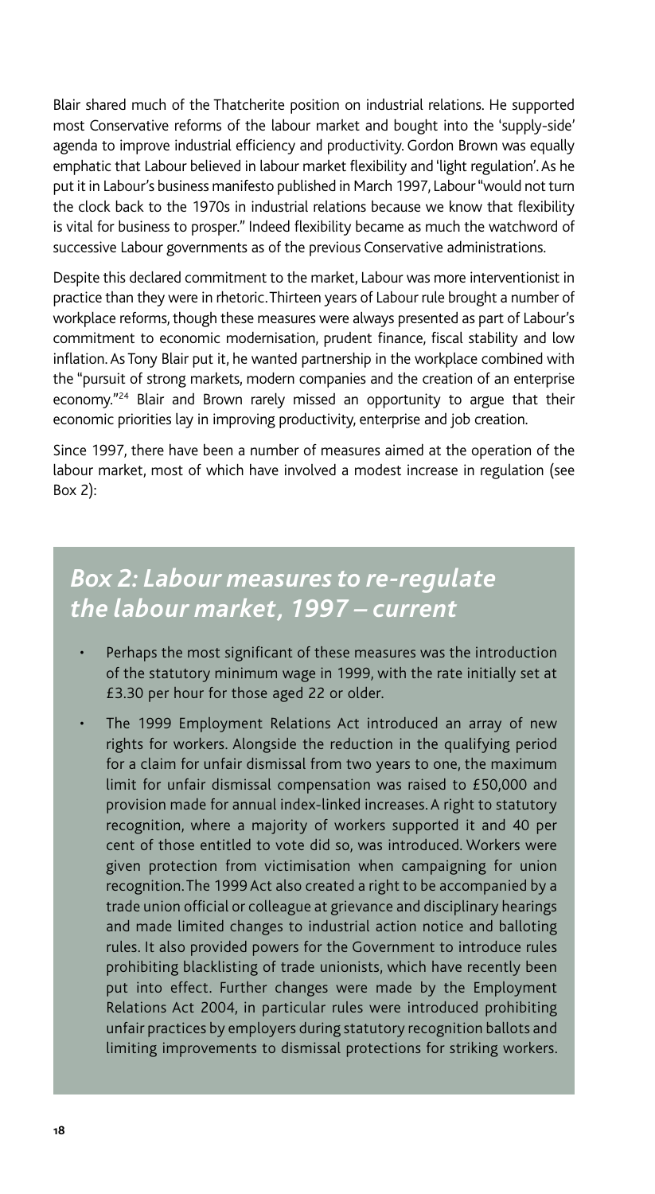Blair shared much of the Thatcherite position on industrial relations. He supported most Conservative reforms of the labour market and bought into the 'supply-side' agenda to improve industrial efficiency and productivity. Gordon Brown was equally emphatic that Labour believed in labour market flexibility and 'light regulation'. As he put it in Labour's business manifesto published in March 1997, Labour "would not turn the clock back to the 1970s in industrial relations because we know that flexibility is vital for business to prosper." Indeed flexibility became as much the watchword of successive Labour governments as of the previous Conservative administrations.

Despite this declared commitment to the market, Labour was more interventionist in practice than they were in rhetoric. Thirteen years of Labour rule brought a number of workplace reforms, though these measures were always presented as part of Labour's commitment to economic modernisation, prudent finance, fiscal stability and low inflation. As Tony Blair put it, he wanted partnership in the workplace combined with the "pursuit of strong markets, modern companies and the creation of an enterprise economy."[24] Blair and Brown rarely missed an opportunity to argue that their economic priorities lay in improving productivity, enterprise and job creation.

Since 1997, there have been a number of measures aimed at the operation of the labour market, most of which have involved a modest increase in regulation (see Box 2):

## *Box 2: Labour measures to re-regulate the labour market, 1997 – current*

- Perhaps the most significant of these measures was the introduction of the statutory minimum wage in 1999, with the rate initially set at £3.30 per hour for those aged 22 or older.
- The 1999 Employment Relations Act introduced an array of new rights for workers. Alongside the reduction in the qualifying period for a claim for unfair dismissal from two years to one, the maximum limit for unfair dismissal compensation was raised to £50,000 and provision made for annual index-linked increases. A right to statutory recognition, where a majority of workers supported it and 40 per cent of those entitled to vote did so, was introduced. Workers were given protection from victimisation when campaigning for union recognition. The 1999 Act also created a right to be accompanied by a trade union official or colleague at grievance and disciplinary hearings and made limited changes to industrial action notice and balloting rules. It also provided powers for the Government to introduce rules prohibiting blacklisting of trade unionists, which have recently been put into effect. Further changes were made by the Employment Relations Act 2004, in particular rules were introduced prohibiting unfair practices by employers during statutory recognition ballots and limiting improvements to dismissal protections for striking workers.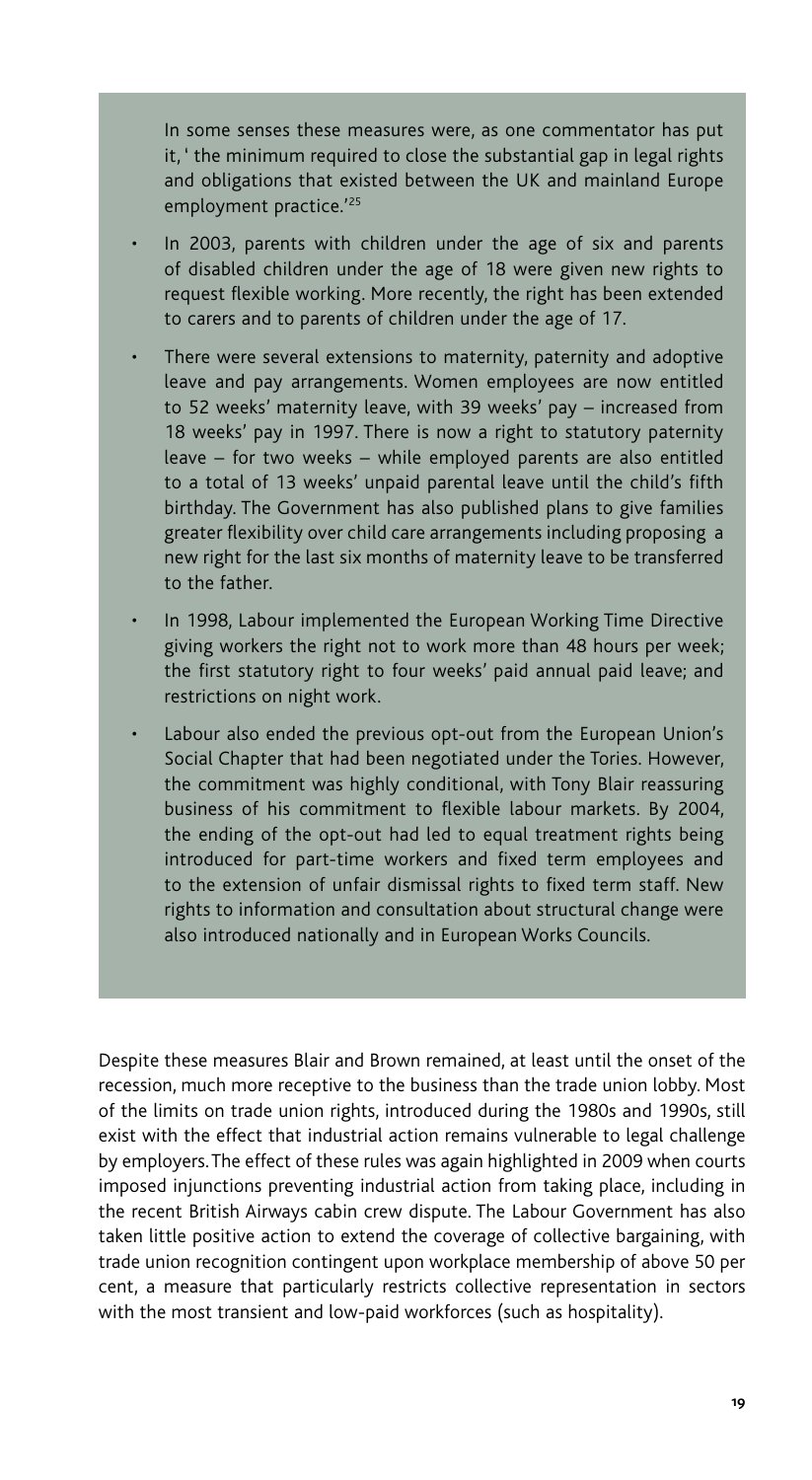In some senses these measures were, as one commentator has put it, ' the minimum required to close the substantial gap in legal rights and obligations that existed between the UK and mainland Europe employment practice.'[25]

- In 2003, parents with children under the age of six and parents of disabled children under the age of 18 were given new rights to request flexible working. More recently, the right has been extended to carers and to parents of children under the age of 17.
- There were several extensions to maternity, paternity and adoptive leave and pay arrangements. Women employees are now entitled to 52 weeks' maternity leave, with 39 weeks' pay – increased from 18 weeks' pay in 1997. There is now a right to statutory paternity leave – for two weeks – while employed parents are also entitled to a total of 13 weeks' unpaid parental leave until the child's fifth birthday. The Government has also published plans to give families greater flexibility over child care arrangements including proposing a new right for the last six months of maternity leave to be transferred to the father.
- In 1998, Labour implemented the European Working Time Directive giving workers the right not to work more than 48 hours per week; the first statutory right to four weeks' paid annual paid leave; and restrictions on night work.
- Labour also ended the previous opt-out from the European Union's Social Chapter that had been negotiated under the Tories. However, the commitment was highly conditional, with Tony Blair reassuring business of his commitment to flexible labour markets. By 2004, the ending of the opt-out had led to equal treatment rights being introduced for part-time workers and fixed term employees and to the extension of unfair dismissal rights to fixed term staff. New rights to information and consultation about structural change were also introduced nationally and in European Works Councils.

Despite these measures Blair and Brown remained, at least until the onset of the recession, much more receptive to the business than the trade union lobby. Most of the limits on trade union rights, introduced during the 1980s and 1990s, still exist with the effect that industrial action remains vulnerable to legal challenge by employers. The effect of these rules was again highlighted in 2009 when courts imposed injunctions preventing industrial action from taking place, including in the recent British Airways cabin crew dispute. The Labour Government has also taken little positive action to extend the coverage of collective bargaining, with trade union recognition contingent upon workplace membership of above 50 per cent, a measure that particularly restricts collective representation in sectors with the most transient and low-paid workforces (such as hospitality).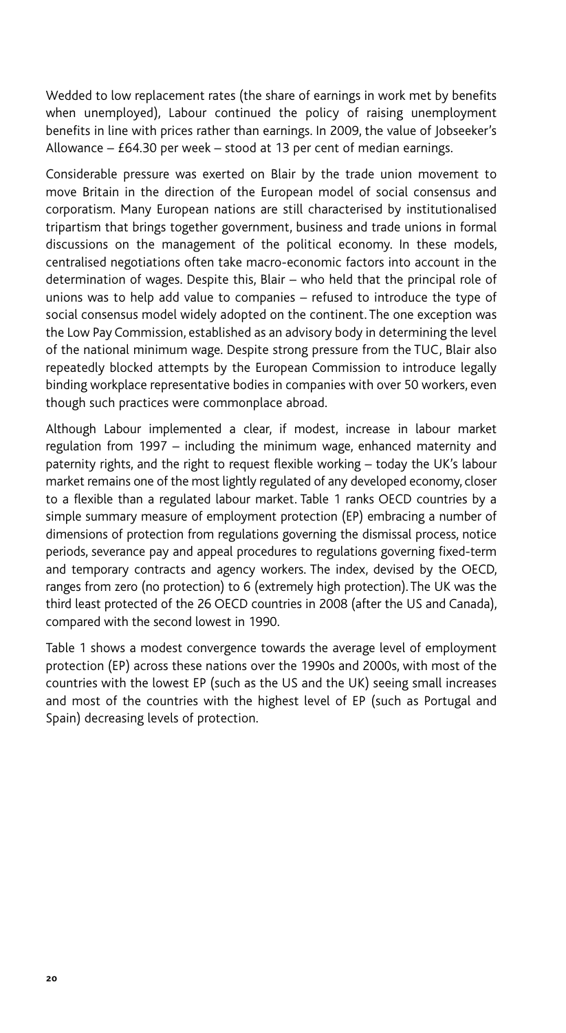Wedded to low replacement rates (the share of earnings in work met by benefits when unemployed), Labour continued the policy of raising unemployment benefits in line with prices rather than earnings. In 2009, the value of Jobseeker's Allowance – £64.30 per week – stood at 13 per cent of median earnings.

Considerable pressure was exerted on Blair by the trade union movement to move Britain in the direction of the European model of social consensus and corporatism. Many European nations are still characterised by institutionalised tripartism that brings together government, business and trade unions in formal discussions on the management of the political economy. In these models, centralised negotiations often take macro-economic factors into account in the determination of wages. Despite this, Blair – who held that the principal role of unions was to help add value to companies – refused to introduce the type of social consensus model widely adopted on the continent. The one exception was the Low Pay Commission, established as an advisory body in determining the level of the national minimum wage. Despite strong pressure from the TUC, Blair also repeatedly blocked attempts by the European Commission to introduce legally binding workplace representative bodies in companies with over 50 workers, even though such practices were commonplace abroad.

Although Labour implemented a clear, if modest, increase in labour market regulation from 1997 – including the minimum wage, enhanced maternity and paternity rights, and the right to request flexible working – today the UK's labour market remains one of the most lightly regulated of any developed economy, closer to a flexible than a regulated labour market. Table 1 ranks OECD countries by a simple summary measure of employment protection (EP) embracing a number of dimensions of protection from regulations governing the dismissal process, notice periods, severance pay and appeal procedures to regulations governing fixed-term and temporary contracts and agency workers. The index, devised by the OECD, ranges from zero (no protection) to 6 (extremely high protection). The UK was the third least protected of the 26 OECD countries in 2008 (after the US and Canada), compared with the second lowest in 1990.

Table 1 shows a modest convergence towards the average level of employment protection (EP) across these nations over the 1990s and 2000s, with most of the countries with the lowest EP (such as the US and the UK) seeing small increases and most of the countries with the highest level of EP (such as Portugal and Spain) decreasing levels of protection.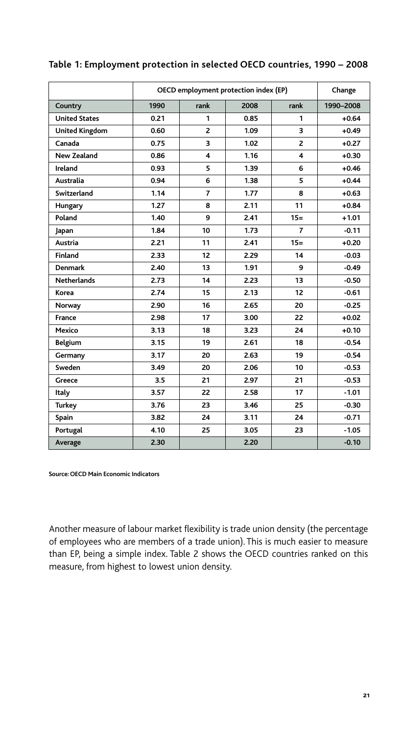**Table 1: Employment protection in selected OECD countries, 1990 – 2008**

| | OECD employment protection index (EP) | | | | Change |
|---|---|---|---|---|---|
| Country | 1990 | rank | 2008 | rank | 1990–2008 |
| United States | 0.21 | 1 | 0.85 | 1 | +0.64 |
| United Kingdom | 0.60 | 2 | 1.09 | 3 | +0.49 |
| Canada | 0.75 | 3 | 1.02 | 2 | +0.27 |
| New Zealand | 0.86 | 4 | 1.16 | 4 | +0.30 |
| Ireland | 0.93 | 5 | 1.39 | 6 | +0.46 |
| Australia | 0.94 | 6 | 1.38 | 5 | +0.44 |
| Switzerland | 1.14 | 7 | 1.77 | 8 | +0.63 |
| Hungary | 1.27 | 8 | 2.11 | 11 | +0.84 |
| Poland | 1.40 | 9 | 2.41 | 15= | +1.01 |
| Japan | 1.84 | 10 | 1.73 | 7 | -0.11 |
| Austria | 2.21 | 11 | 2.41 | 15= | +0.20 |
| Finland | 2.33 | 12 | 2.29 | 14 | -0.03 |
| Denmark | 2.40 | 13 | 1.91 | 9 | -0.49 |
| Netherlands | 2.73 | 14 | 2.23 | 13 | -0.50 |
| Korea | 2.74 | 15 | 2.13 | 12 | -0.61 |
| Norway | 2.90 | 16 | 2.65 | 20 | -0.25 |
| France | 2.98 | 17 | 3.00 | 22 | +0.02 |
| Mexico | 3.13 | 18 | 3.23 | 24 | +0.10 |
| Belgium | 3.15 | 19 | 2.61 | 18 | -0.54 |
| Germany | 3.17 | 20 | 2.63 | 19 | -0.54 |
| Sweden | 3.49 | 20 | 2.06 | 10 | -0.53 |
| Greece | 3.5 | 21 | 2.97 | 21 | -0.53 |
| Italy | 3.57 | 22 | 2.58 | 17 | -1.01 |
| Turkey | 3.76 | 23 | 3.46 | 25 | -0.30 |
| Spain | 3.82 | 24 | 3.11 | 24 | -0.71 |
| Portugal | 4.10 | 25 | 3.05 | 23 | -1.05 |
| Average | 2.30 | | 2.20 | | -0.10 |

Source: OECD Main Economic Indicators

Another measure of labour market flexibility is trade union density (the percentage of employees who are members of a trade union). This is much easier to measure than EP, being a simple index. Table 2 shows the OECD countries ranked on this measure, from highest to lowest union density.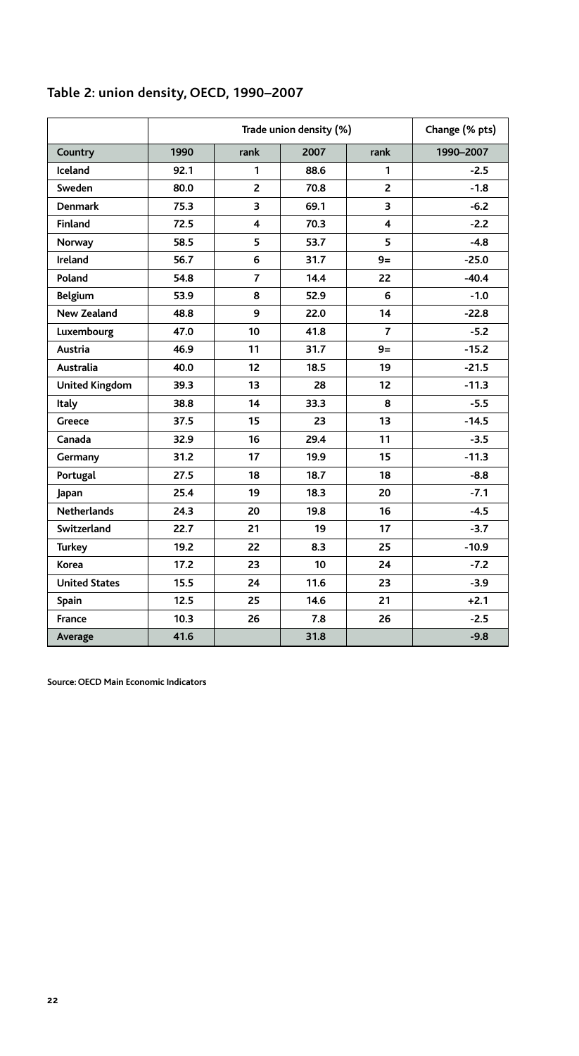## Table 2: union density, OECD, 1990–2007

| | Trade union density (%) | | | | Change (% pts) |
|---|---|---|---|---|---|
| Country | 1990 | rank | 2007 | rank | 1990–2007 |
| Iceland | 92.1 | 1 | 88.6 | 1 | -2.5 |
| Sweden | 80.0 | 2 | 70.8 | 2 | -1.8 |
| Denmark | 75.3 | 3 | 69.1 | 3 | -6.2 |
| Finland | 72.5 | 4 | 70.3 | 4 | -2.2 |
| Norway | 58.5 | 5 | 53.7 | 5 | -4.8 |
| Ireland | 56.7 | 6 | 31.7 | 9= | -25.0 |
| Poland | 54.8 | 7 | 14.4 | 22 | -40.4 |
| Belgium | 53.9 | 8 | 52.9 | 6 | -1.0 |
| New Zealand | 48.8 | 9 | 22.0 | 14 | -22.8 |
| Luxembourg | 47.0 | 10 | 41.8 | 7 | -5.2 |
| Austria | 46.9 | 11 | 31.7 | 9= | -15.2 |
| Australia | 40.0 | 12 | 18.5 | 19 | -21.5 |
| United Kingdom | 39.3 | 13 | 28 | 12 | -11.3 |
| Italy | 38.8 | 14 | 33.3 | 8 | -5.5 |
| Greece | 37.5 | 15 | 23 | 13 | -14.5 |
| Canada | 32.9 | 16 | 29.4 | 11 | -3.5 |
| Germany | 31.2 | 17 | 19.9 | 15 | -11.3 |
| Portugal | 27.5 | 18 | 18.7 | 18 | -8.8 |
| Japan | 25.4 | 19 | 18.3 | 20 | -7.1 |
| Netherlands | 24.3 | 20 | 19.8 | 16 | -4.5 |
| Switzerland | 22.7 | 21 | 19 | 17 | -3.7 |
| Turkey | 19.2 | 22 | 8.3 | 25 | -10.9 |
| Korea | 17.2 | 23 | 10 | 24 | -7.2 |
| United States | 15.5 | 24 | 11.6 | 23 | -3.9 |
| Spain | 12.5 | 25 | 14.6 | 21 | +2.1 |
| France | 10.3 | 26 | 7.8 | 26 | -2.5 |
| Average | 41.6 | | 31.8 | | -9.8 |

Source: OECD Main Economic Indicators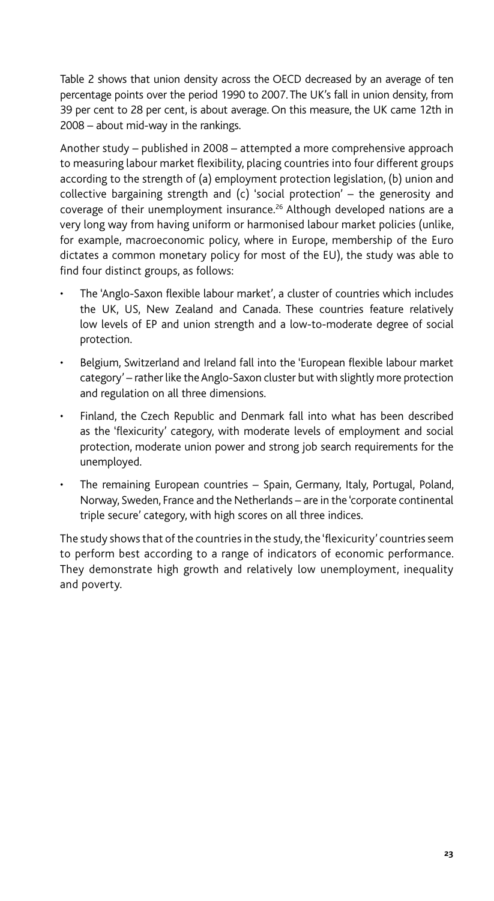Table 2 shows that union density across the OECD decreased by an average of ten percentage points over the period 1990 to 2007. The UK's fall in union density, from 39 per cent to 28 per cent, is about average. On this measure, the UK came 12th in 2008 – about mid-way in the rankings.

Another study – published in 2008 – attempted a more comprehensive approach to measuring labour market flexibility, placing countries into four different groups according to the strength of (a) employment protection legislation, (b) union and collective bargaining strength and (c) 'social protection' – the generosity and coverage of their unemployment insurance.[26] Although developed nations are a very long way from having uniform or harmonised labour market policies (unlike, for example, macroeconomic policy, where in Europe, membership of the Euro dictates a common monetary policy for most of the EU), the study was able to find four distinct groups, as follows:

- The 'Anglo-Saxon flexible labour market', a cluster of countries which includes the UK, US, New Zealand and Canada. These countries feature relatively low levels of EP and union strength and a low-to-moderate degree of social protection.
- Belgium, Switzerland and Ireland fall into the 'European flexible labour market category' – rather like the Anglo-Saxon cluster but with slightly more protection and regulation on all three dimensions.
- Finland, the Czech Republic and Denmark fall into what has been described as the 'flexicurity' category, with moderate levels of employment and social protection, moderate union power and strong job search requirements for the unemployed.
- The remaining European countries – Spain, Germany, Italy, Portugal, Poland, Norway, Sweden, France and the Netherlands – are in the 'corporate continental triple secure' category, with high scores on all three indices.

The study shows that of the countries in the study, the 'flexicurity' countries seem to perform best according to a range of indicators of economic performance. They demonstrate high growth and relatively low unemployment, inequality and poverty.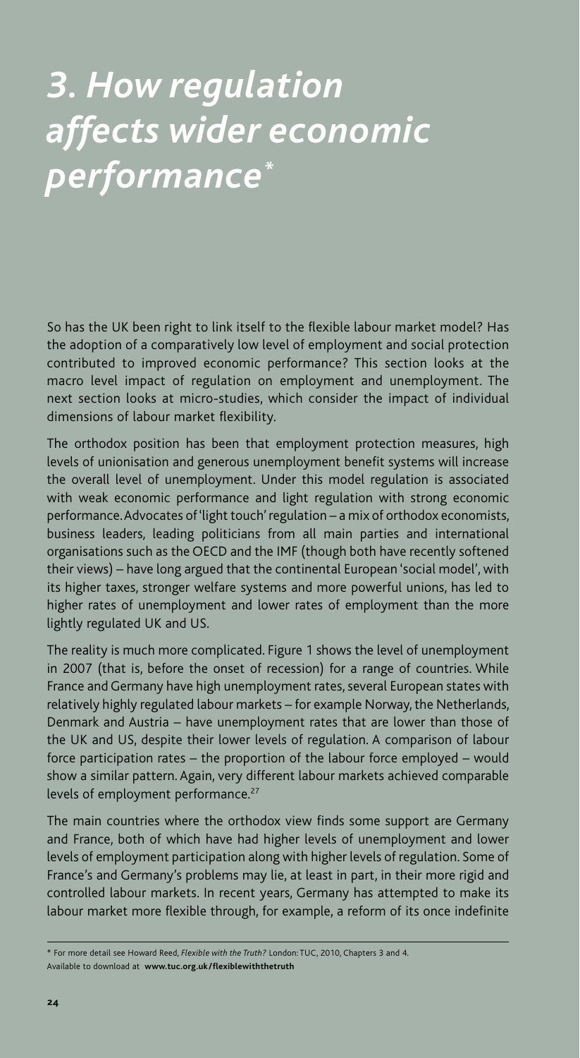# *3. How regulation affects wider economic performance[*]*

So has the UK been right to link itself to the flexible labour market model? Has the adoption of a comparatively low level of employment and social protection contributed to improved economic performance? This section looks at the macro level impact of regulation on employment and unemployment. The next section looks at micro-studies, which consider the impact of individual dimensions of labour market flexibility.

The orthodox position has been that employment protection measures, high levels of unionisation and generous unemployment benefit systems will increase the overall level of unemployment. Under this model regulation is associated with weak economic performance and light regulation with strong economic performance. Advocates of 'light touch' regulation – a mix of orthodox economists, business leaders, leading politicians from all main parties and international organisations such as the OECD and the IMF (though both have recently softened their views) – have long argued that the continental European 'social model', with its higher taxes, stronger welfare systems and more powerful unions, has led to higher rates of unemployment and lower rates of employment than the more lightly regulated UK and US.

The reality is much more complicated. Figure 1 shows the level of unemployment in 2007 (that is, before the onset of recession) for a range of countries. While France and Germany have high unemployment rates, several European states with relatively highly regulated labour markets – for example Norway, the Netherlands, Denmark and Austria – have unemployment rates that are lower than those of the UK and US, despite their lower levels of regulation. A comparison of labour force participation rates – the proportion of the labour force employed – would show a similar pattern. Again, very different labour markets achieved comparable levels of employment performance.[27]

The main countries where the orthodox view finds some support are Germany and France, both of which have had higher levels of unemployment and lower levels of employment participation along with higher levels of regulation. Some of France's and Germany's problems may lie, at least in part, in their more rigid and controlled labour markets. In recent years, Germany has attempted to make its labour market more flexible through, for example, a reform of its once indefinite

---

\* For more detail see Howard Reed, *Flexible with the Truth?* London: TUC, 2010, Chapters 3 and 4.
Available to download at **www.tuc.org.uk/flexiblewiththetruth**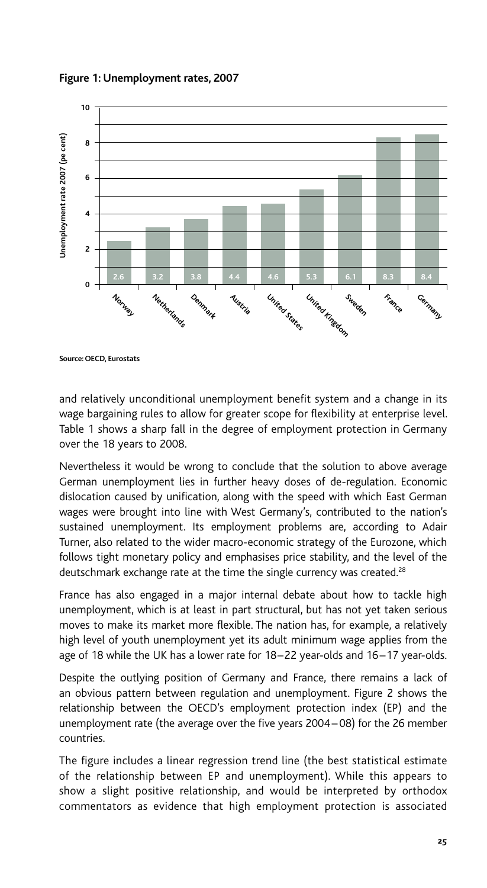**Figure 1: Unemployment rates, 2007**

| Country | Unemployment rate 2007 (pe cent) |
|---|---|
| Norway | 2.6 |
| Netherlands | 3.2 |
| Denmark | 3.8 |
| Austria | 4.4 |
| United States | 4.6 |
| United Kingdom | 5.3 |
| Sweden | 6.1 |
| France | 8.3 |
| Germany | 8.4 |

Source: OECD, Eurostats

and relatively unconditional unemployment benefit system and a change in its wage bargaining rules to allow for greater scope for flexibility at enterprise level. Table 1 shows a sharp fall in the degree of employment protection in Germany over the 18 years to 2008.

Nevertheless it would be wrong to conclude that the solution to above average German unemployment lies in further heavy doses of de-regulation. Economic dislocation caused by unification, along with the speed with which East German wages were brought into line with West Germany's, contributed to the nation's sustained unemployment. Its employment problems are, according to Adair Turner, also related to the wider macro-economic strategy of the Eurozone, which follows tight monetary policy and emphasises price stability, and the level of the deutschmark exchange rate at the time the single currency was created.[28]

France has also engaged in a major internal debate about how to tackle high unemployment, which is at least in part structural, but has not yet taken serious moves to make its market more flexible. The nation has, for example, a relatively high level of youth unemployment yet its adult minimum wage applies from the age of 18 while the UK has a lower rate for 18–22 year-olds and 16–17 year-olds.

Despite the outlying position of Germany and France, there remains a lack of an obvious pattern between regulation and unemployment. Figure 2 shows the relationship between the OECD's employment protection index (EP) and the unemployment rate (the average over the five years 2004–08) for the 26 member countries.

The figure includes a linear regression trend line (the best statistical estimate of the relationship between EP and unemployment). While this appears to show a slight positive relationship, and would be interpreted by orthodox commentators as evidence that high employment protection is associated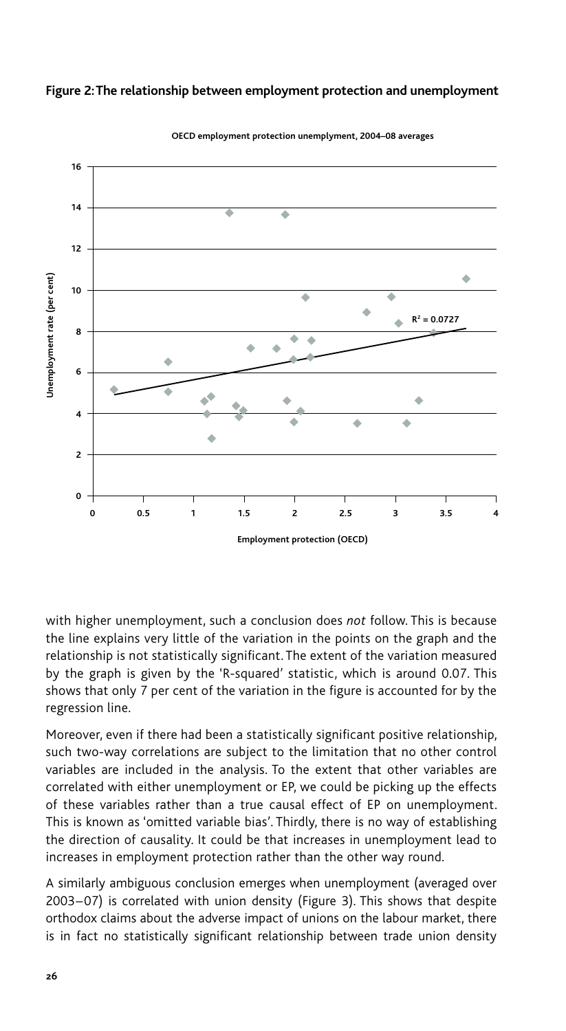**Figure 2: The relationship between employment protection and unemployment**

OECD employment protection unemplyment, 2004–08 averages

$R^2 = 0.0727$

Unemployment rate (per cent)

Employment protection (OECD)

with higher unemployment, such a conclusion does *not* follow. This is because the line explains very little of the variation in the points on the graph and the relationship is not statistically significant. The extent of the variation measured by the graph is given by the 'R-squared' statistic, which is around 0.07. This shows that only 7 per cent of the variation in the figure is accounted for by the regression line.

Moreover, even if there had been a statistically significant positive relationship, such two-way correlations are subject to the limitation that no other control variables are included in the analysis. To the extent that other variables are correlated with either unemployment or EP, we could be picking up the effects of these variables rather than a true causal effect of EP on unemployment. This is known as 'omitted variable bias'. Thirdly, there is no way of establishing the direction of causality. It could be that increases in unemployment lead to increases in employment protection rather than the other way round.

A similarly ambiguous conclusion emerges when unemployment (averaged over 2003–07) is correlated with union density (Figure 3). This shows that despite orthodox claims about the adverse impact of unions on the labour market, there is in fact no statistically significant relationship between trade union density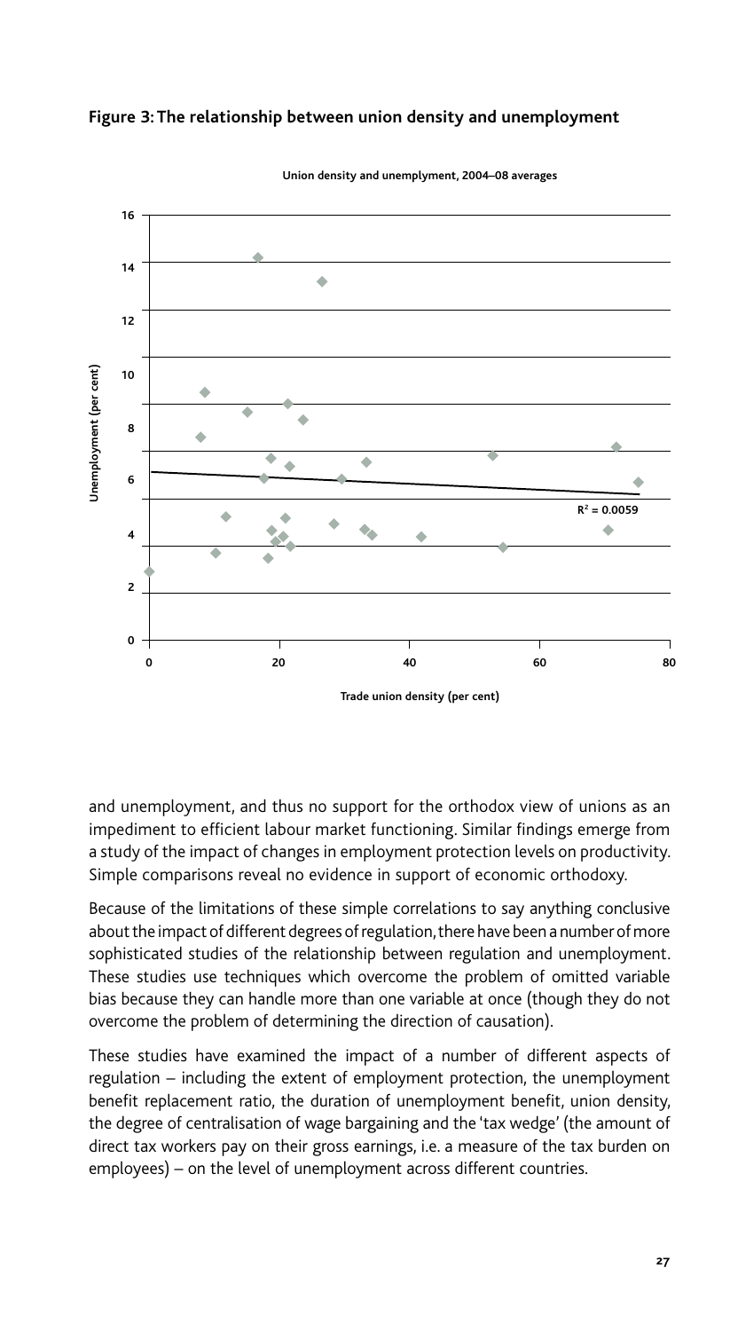**Figure 3: The relationship between union density and unemployment**

Union density and unemplyment, 2004–08 averages

Unemployment (per cent)

Trade union density (per cent)

$R^2 = 0.0059$

and unemployment, and thus no support for the orthodox view of unions as an impediment to efficient labour market functioning. Similar findings emerge from a study of the impact of changes in employment protection levels on productivity. Simple comparisons reveal no evidence in support of economic orthodoxy.

Because of the limitations of these simple correlations to say anything conclusive about the impact of different degrees of regulation, there have been a number of more sophisticated studies of the relationship between regulation and unemployment. These studies use techniques which overcome the problem of omitted variable bias because they can handle more than one variable at once (though they do not overcome the problem of determining the direction of causation).

These studies have examined the impact of a number of different aspects of regulation – including the extent of employment protection, the unemployment benefit replacement ratio, the duration of unemployment benefit, union density, the degree of centralisation of wage bargaining and the 'tax wedge' (the amount of direct tax workers pay on their gross earnings, i.e. a measure of the tax burden on employees) – on the level of unemployment across different countries.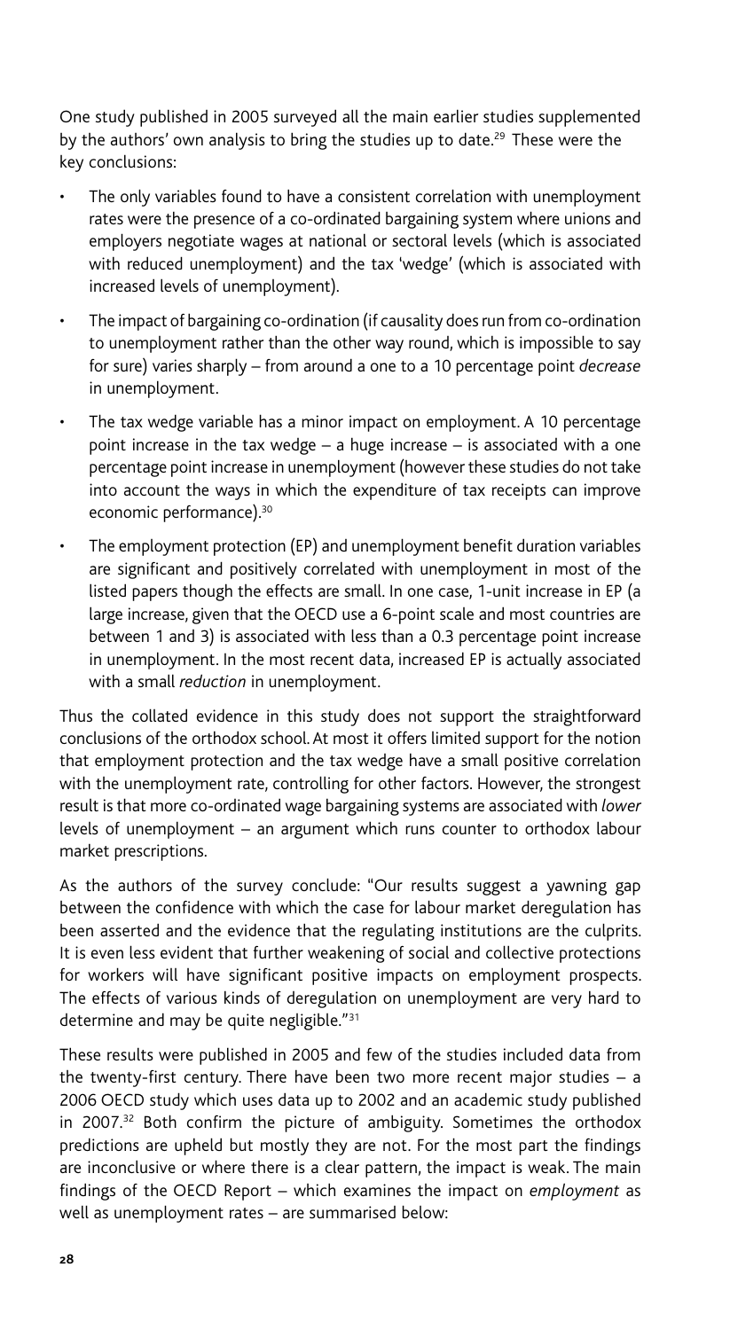One study published in 2005 surveyed all the main earlier studies supplemented by the authors' own analysis to bring the studies up to date.[29] These were the key conclusions:

- The only variables found to have a consistent correlation with unemployment rates were the presence of a co-ordinated bargaining system where unions and employers negotiate wages at national or sectoral levels (which is associated with reduced unemployment) and the tax 'wedge' (which is associated with increased levels of unemployment).
- The impact of bargaining co-ordination (if causality does run from co-ordination to unemployment rather than the other way round, which is impossible to say for sure) varies sharply – from around a one to a 10 percentage point *decrease* in unemployment.
- The tax wedge variable has a minor impact on employment. A 10 percentage point increase in the tax wedge – a huge increase – is associated with a one percentage point increase in unemployment (however these studies do not take into account the ways in which the expenditure of tax receipts can improve economic performance).[30]
- The employment protection (EP) and unemployment benefit duration variables are significant and positively correlated with unemployment in most of the listed papers though the effects are small. In one case, 1-unit increase in EP (a large increase, given that the OECD use a 6-point scale and most countries are between 1 and 3) is associated with less than a 0.3 percentage point increase in unemployment. In the most recent data, increased EP is actually associated with a small *reduction* in unemployment.

Thus the collated evidence in this study does not support the straightforward conclusions of the orthodox school. At most it offers limited support for the notion that employment protection and the tax wedge have a small positive correlation with the unemployment rate, controlling for other factors. However, the strongest result is that more co-ordinated wage bargaining systems are associated with *lower* levels of unemployment – an argument which runs counter to orthodox labour market prescriptions.

As the authors of the survey conclude: "Our results suggest a yawning gap between the confidence with which the case for labour market deregulation has been asserted and the evidence that the regulating institutions are the culprits. It is even less evident that further weakening of social and collective protections for workers will have significant positive impacts on employment prospects. The effects of various kinds of deregulation on unemployment are very hard to determine and may be quite negligible."[31]

These results were published in 2005 and few of the studies included data from the twenty-first century. There have been two more recent major studies – a 2006 OECD study which uses data up to 2002 and an academic study published in 2007.[32] Both confirm the picture of ambiguity. Sometimes the orthodox predictions are upheld but mostly they are not. For the most part the findings are inconclusive or where there is a clear pattern, the impact is weak. The main findings of the OECD Report – which examines the impact on *employment* as well as unemployment rates – are summarised below: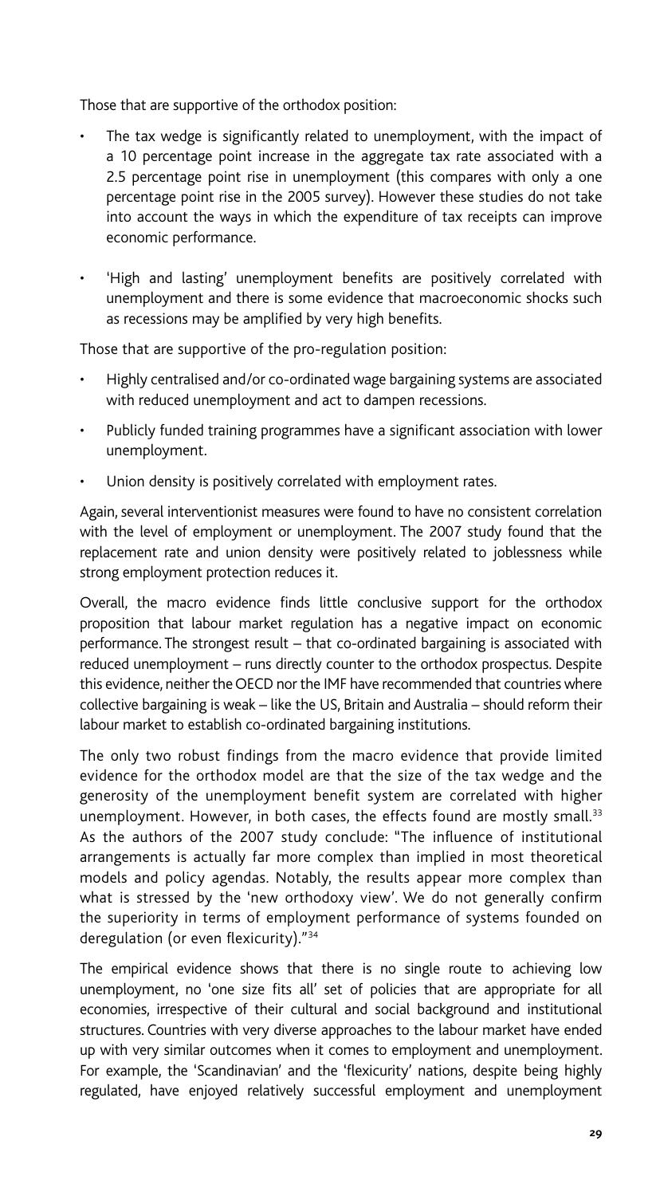Those that are supportive of the orthodox position:

- The tax wedge is significantly related to unemployment, with the impact of a 10 percentage point increase in the aggregate tax rate associated with a 2.5 percentage point rise in unemployment (this compares with only a one percentage point rise in the 2005 survey). However these studies do not take into account the ways in which the expenditure of tax receipts can improve economic performance.
- 'High and lasting' unemployment benefits are positively correlated with unemployment and there is some evidence that macroeconomic shocks such as recessions may be amplified by very high benefits.

Those that are supportive of the pro-regulation position:

- Highly centralised and/or co-ordinated wage bargaining systems are associated with reduced unemployment and act to dampen recessions.
- Publicly funded training programmes have a significant association with lower unemployment.
- Union density is positively correlated with employment rates.

Again, several interventionist measures were found to have no consistent correlation with the level of employment or unemployment. The 2007 study found that the replacement rate and union density were positively related to joblessness while strong employment protection reduces it.

Overall, the macro evidence finds little conclusive support for the orthodox proposition that labour market regulation has a negative impact on economic performance. The strongest result – that co-ordinated bargaining is associated with reduced unemployment – runs directly counter to the orthodox prospectus. Despite this evidence, neither the OECD nor the IMF have recommended that countries where collective bargaining is weak – like the US, Britain and Australia – should reform their labour market to establish co-ordinated bargaining institutions.

The only two robust findings from the macro evidence that provide limited evidence for the orthodox model are that the size of the tax wedge and the generosity of the unemployment benefit system are correlated with higher unemployment. However, in both cases, the effects found are mostly small.[33] As the authors of the 2007 study conclude: "The influence of institutional arrangements is actually far more complex than implied in most theoretical models and policy agendas. Notably, the results appear more complex than what is stressed by the 'new orthodoxy view'. We do not generally confirm the superiority in terms of employment performance of systems founded on deregulation (or even flexicurity)."[34]

The empirical evidence shows that there is no single route to achieving low unemployment, no 'one size fits all' set of policies that are appropriate for all economies, irrespective of their cultural and social background and institutional structures. Countries with very diverse approaches to the labour market have ended up with very similar outcomes when it comes to employment and unemployment. For example, the 'Scandinavian' and the 'flexicurity' nations, despite being highly regulated, have enjoyed relatively successful employment and unemployment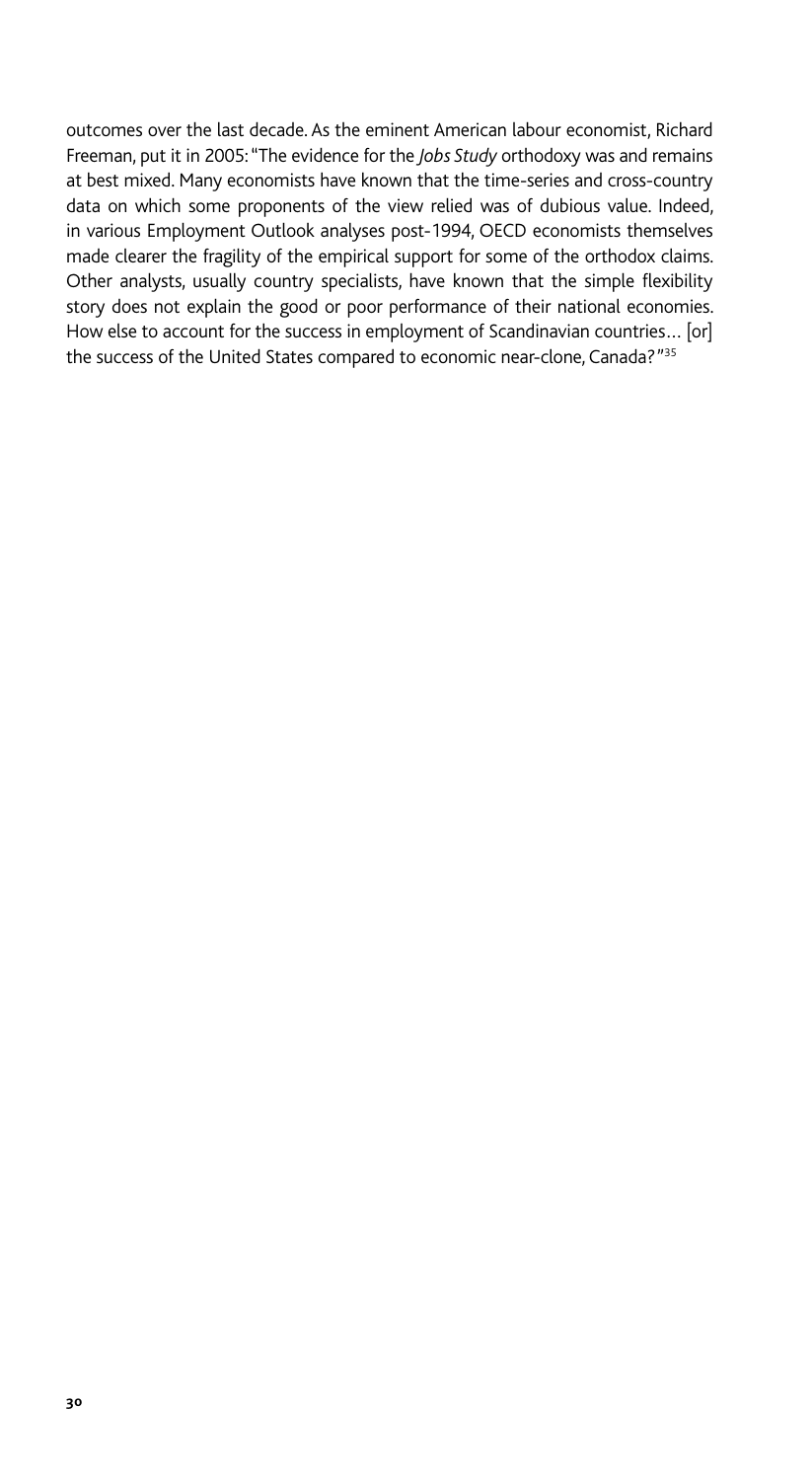outcomes over the last decade. As the eminent American labour economist, Richard Freeman, put it in 2005: "The evidence for the *Jobs Study* orthodoxy was and remains at best mixed. Many economists have known that the time-series and cross-country data on which some proponents of the view relied was of dubious value. Indeed, in various Employment Outlook analyses post-1994, OECD economists themselves made clearer the fragility of the empirical support for some of the orthodox claims. Other analysts, usually country specialists, have known that the simple flexibility story does not explain the good or poor performance of their national economies. How else to account for the success in employment of Scandinavian countries… [or] the success of the United States compared to economic near-clone, Canada?"[35]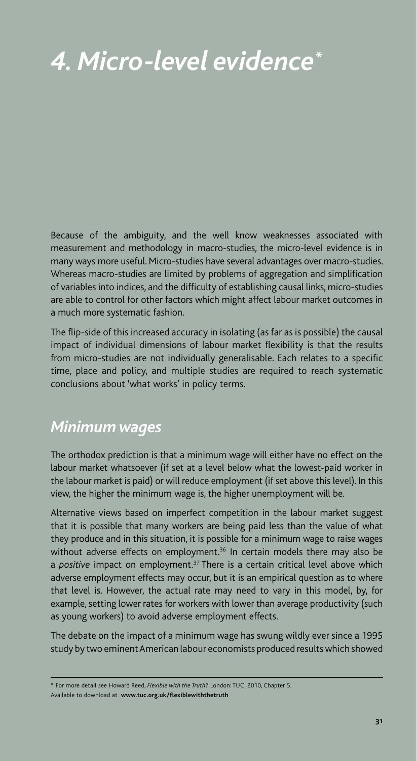# *4. Micro-level evidence\**

Because of the ambiguity, and the well know weaknesses associated with measurement and methodology in macro-studies, the micro-level evidence is in many ways more useful. Micro-studies have several advantages over macro-studies. Whereas macro-studies are limited by problems of aggregation and simplification of variables into indices, and the difficulty of establishing causal links, micro-studies are able to control for other factors which might affect labour market outcomes in a much more systematic fashion.

The flip-side of this increased accuracy in isolating (as far as is possible) the causal impact of individual dimensions of labour market flexibility is that the results from micro-studies are not individually generalisable. Each relates to a specific time, place and policy, and multiple studies are required to reach systematic conclusions about 'what works' in policy terms.

## *Minimum wages*

The orthodox prediction is that a minimum wage will either have no effect on the labour market whatsoever (if set at a level below what the lowest-paid worker in the labour market is paid) or will reduce employment (if set above this level). In this view, the higher the minimum wage is, the higher unemployment will be.

Alternative views based on imperfect competition in the labour market suggest that it is possible that many workers are being paid less than the value of what they produce and in this situation, it is possible for a minimum wage to raise wages without adverse effects on employment.[36] In certain models there may also be a *positive* impact on employment.[37] There is a certain critical level above which adverse employment effects may occur, but it is an empirical question as to where that level is. However, the actual rate may need to vary in this model, by, for example, setting lower rates for workers with lower than average productivity (such as young workers) to avoid adverse employment effects.

The debate on the impact of a minimum wage has swung wildly ever since a 1995 study by two eminent American labour economists produced results which showed

---

\* For more detail see Howard Reed, *Flexible with the Truth?* London: TUC, 2010, Chapter 5. Available to download at **www.tuc.org.uk/flexiblewiththetruth**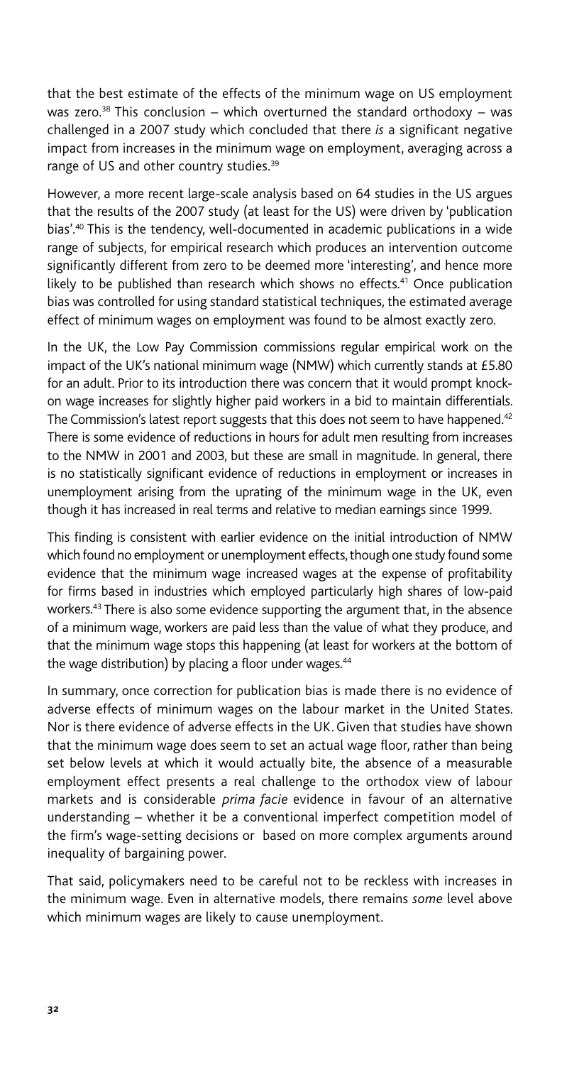that the best estimate of the effects of the minimum wage on US employment was zero.[38] This conclusion – which overturned the standard orthodoxy – was challenged in a 2007 study which concluded that there *is* a significant negative impact from increases in the minimum wage on employment, averaging across a range of US and other country studies.[39]

However, a more recent large-scale analysis based on 64 studies in the US argues that the results of the 2007 study (at least for the US) were driven by 'publication bias'.[40] This is the tendency, well-documented in academic publications in a wide range of subjects, for empirical research which produces an intervention outcome significantly different from zero to be deemed more 'interesting', and hence more likely to be published than research which shows no effects.[41] Once publication bias was controlled for using standard statistical techniques, the estimated average effect of minimum wages on employment was found to be almost exactly zero.

In the UK, the Low Pay Commission commissions regular empirical work on the impact of the UK's national minimum wage (NMW) which currently stands at £5.80 for an adult. Prior to its introduction there was concern that it would prompt knock-on wage increases for slightly higher paid workers in a bid to maintain differentials. The Commission's latest report suggests that this does not seem to have happened.[42] There is some evidence of reductions in hours for adult men resulting from increases to the NMW in 2001 and 2003, but these are small in magnitude. In general, there is no statistically significant evidence of reductions in employment or increases in unemployment arising from the uprating of the minimum wage in the UK, even though it has increased in real terms and relative to median earnings since 1999.

This finding is consistent with earlier evidence on the initial introduction of NMW which found no employment or unemployment effects, though one study found some evidence that the minimum wage increased wages at the expense of profitability for firms based in industries which employed particularly high shares of low-paid workers.[43] There is also some evidence supporting the argument that, in the absence of a minimum wage, workers are paid less than the value of what they produce, and that the minimum wage stops this happening (at least for workers at the bottom of the wage distribution) by placing a floor under wages.[44]

In summary, once correction for publication bias is made there is no evidence of adverse effects of minimum wages on the labour market in the United States. Nor is there evidence of adverse effects in the UK. Given that studies have shown that the minimum wage does seem to set an actual wage floor, rather than being set below levels at which it would actually bite, the absence of a measurable employment effect presents a real challenge to the orthodox view of labour markets and is considerable *prima facie* evidence in favour of an alternative understanding – whether it be a conventional imperfect competition model of the firm's wage-setting decisions or based on more complex arguments around inequality of bargaining power.

That said, policymakers need to be careful not to be reckless with increases in the minimum wage. Even in alternative models, there remains *some* level above which minimum wages are likely to cause unemployment.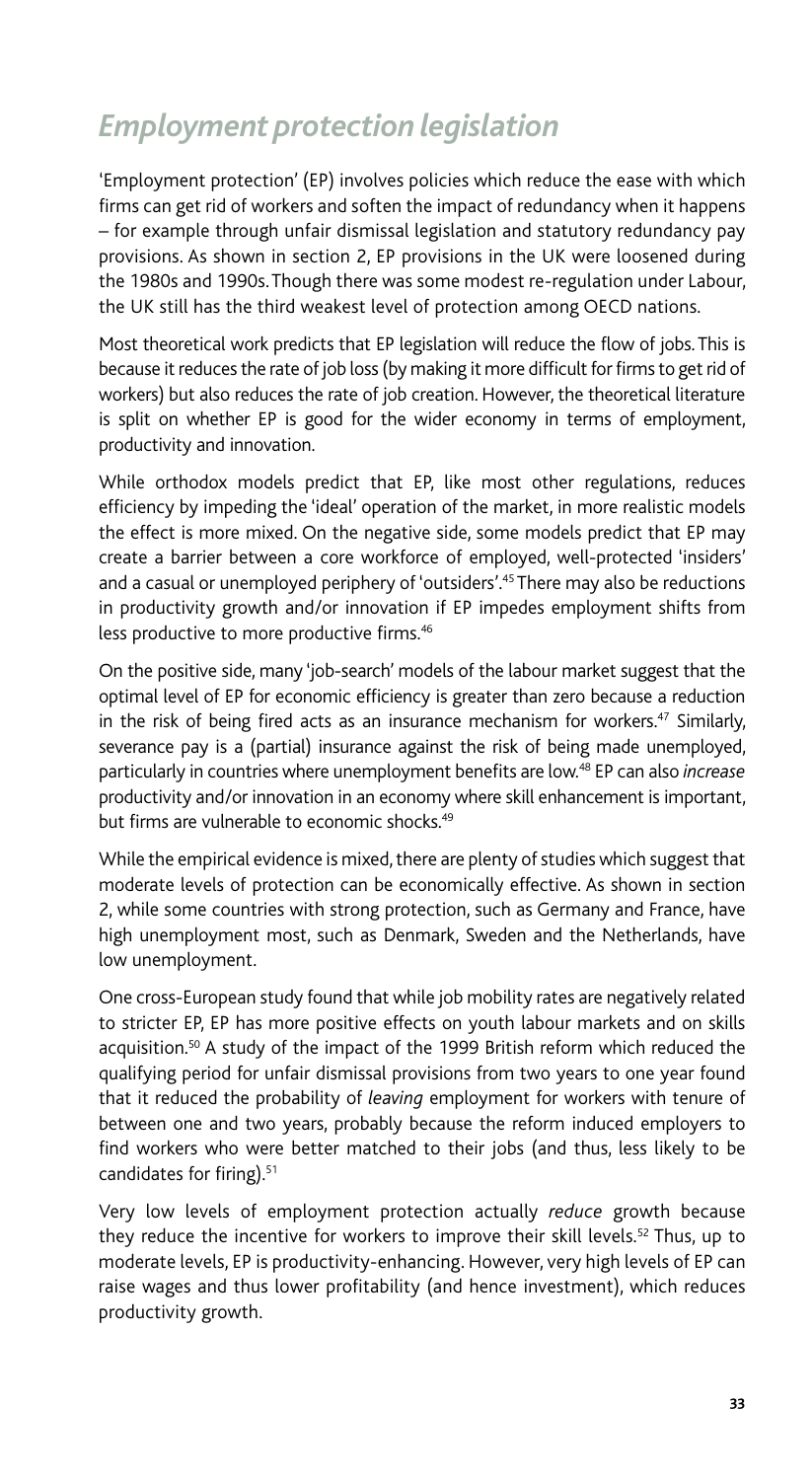## *Employment protection legislation*

'Employment protection' (EP) involves policies which reduce the ease with which firms can get rid of workers and soften the impact of redundancy when it happens – for example through unfair dismissal legislation and statutory redundancy pay provisions. As shown in section 2, EP provisions in the UK were loosened during the 1980s and 1990s. Though there was some modest re-regulation under Labour, the UK still has the third weakest level of protection among OECD nations.

Most theoretical work predicts that EP legislation will reduce the flow of jobs. This is because it reduces the rate of job loss (by making it more difficult for firms to get rid of workers) but also reduces the rate of job creation. However, the theoretical literature is split on whether EP is good for the wider economy in terms of employment, productivity and innovation.

While orthodox models predict that EP, like most other regulations, reduces efficiency by impeding the 'ideal' operation of the market, in more realistic models the effect is more mixed. On the negative side, some models predict that EP may create a barrier between a core workforce of employed, well-protected 'insiders' and a casual or unemployed periphery of 'outsiders'.[45] There may also be reductions in productivity growth and/or innovation if EP impedes employment shifts from less productive to more productive firms.[46]

On the positive side, many 'job-search' models of the labour market suggest that the optimal level of EP for economic efficiency is greater than zero because a reduction in the risk of being fired acts as an insurance mechanism for workers.[47] Similarly, severance pay is a (partial) insurance against the risk of being made unemployed, particularly in countries where unemployment benefits are low.[48] EP can also *increase* productivity and/or innovation in an economy where skill enhancement is important, but firms are vulnerable to economic shocks.[49]

While the empirical evidence is mixed, there are plenty of studies which suggest that moderate levels of protection can be economically effective. As shown in section 2, while some countries with strong protection, such as Germany and France, have high unemployment most, such as Denmark, Sweden and the Netherlands, have low unemployment.

One cross-European study found that while job mobility rates are negatively related to stricter EP, EP has more positive effects on youth labour markets and on skills acquisition.[50] A study of the impact of the 1999 British reform which reduced the qualifying period for unfair dismissal provisions from two years to one year found that it reduced the probability of *leaving* employment for workers with tenure of between one and two years, probably because the reform induced employers to find workers who were better matched to their jobs (and thus, less likely to be candidates for firing).[51]

Very low levels of employment protection actually *reduce* growth because they reduce the incentive for workers to improve their skill levels.[52] Thus, up to moderate levels, EP is productivity-enhancing. However, very high levels of EP can raise wages and thus lower profitability (and hence investment), which reduces productivity growth.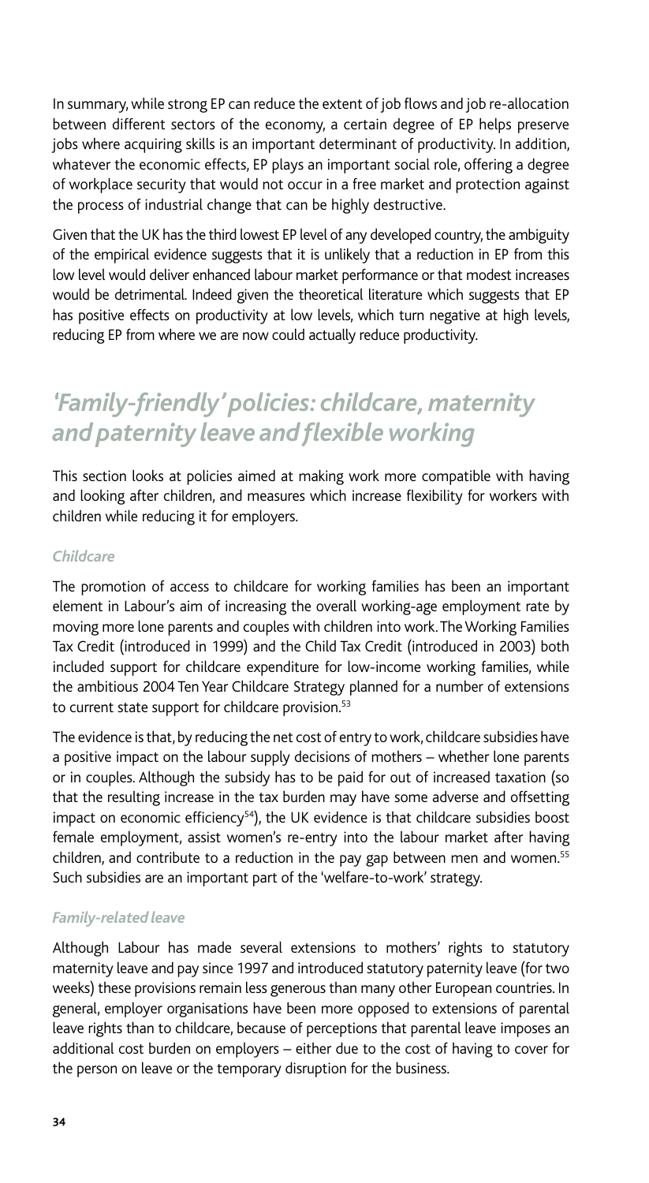In summary, while strong EP can reduce the extent of job flows and job re-allocation between different sectors of the economy, a certain degree of EP helps preserve jobs where acquiring skills is an important determinant of productivity. In addition, whatever the economic effects, EP plays an important social role, offering a degree of workplace security that would not occur in a free market and protection against the process of industrial change that can be highly destructive.

Given that the UK has the third lowest EP level of any developed country, the ambiguity of the empirical evidence suggests that it is unlikely that a reduction in EP from this low level would deliver enhanced labour market performance or that modest increases would be detrimental. Indeed given the theoretical literature which suggests that EP has positive effects on productivity at low levels, which turn negative at high levels, reducing EP from where we are now could actually reduce productivity.

## *'Family-friendly' policies: childcare, maternity and paternity leave and flexible working*

This section looks at policies aimed at making work more compatible with having and looking after children, and measures which increase flexibility for workers with children while reducing it for employers.

### *Childcare*

The promotion of access to childcare for working families has been an important element in Labour's aim of increasing the overall working-age employment rate by moving more lone parents and couples with children into work. The Working Families Tax Credit (introduced in 1999) and the Child Tax Credit (introduced in 2003) both included support for childcare expenditure for low-income working families, while the ambitious 2004 Ten Year Childcare Strategy planned for a number of extensions to current state support for childcare provision.[53]

The evidence is that, by reducing the net cost of entry to work, childcare subsidies have a positive impact on the labour supply decisions of mothers – whether lone parents or in couples. Although the subsidy has to be paid for out of increased taxation (so that the resulting increase in the tax burden may have some adverse and offsetting impact on economic efficiency[54]), the UK evidence is that childcare subsidies boost female employment, assist women's re-entry into the labour market after having children, and contribute to a reduction in the pay gap between men and women.[55] Such subsidies are an important part of the 'welfare-to-work' strategy.

### *Family-related leave*

Although Labour has made several extensions to mothers' rights to statutory maternity leave and pay since 1997 and introduced statutory paternity leave (for two weeks) these provisions remain less generous than many other European countries. In general, employer organisations have been more opposed to extensions of parental leave rights than to childcare, because of perceptions that parental leave imposes an additional cost burden on employers – either due to the cost of having to cover for the person on leave or the temporary disruption for the business.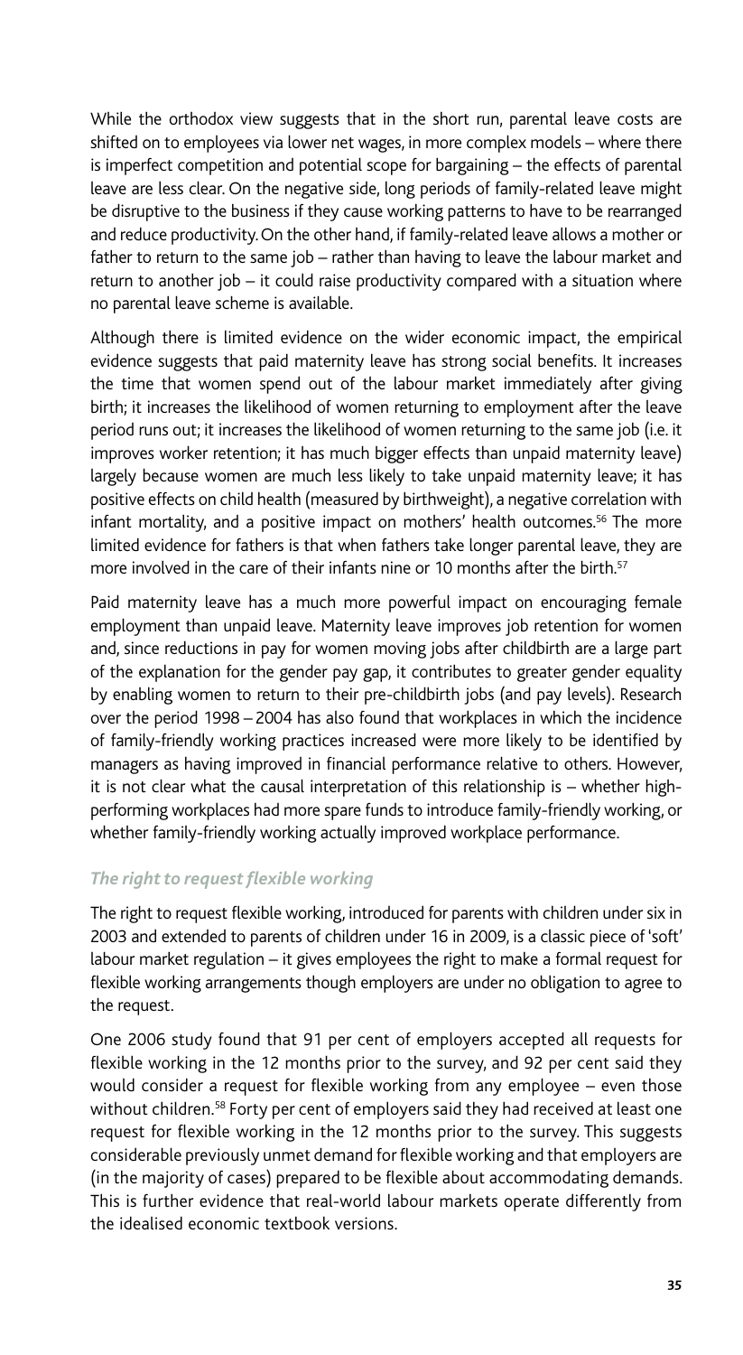While the orthodox view suggests that in the short run, parental leave costs are shifted on to employees via lower net wages, in more complex models – where there is imperfect competition and potential scope for bargaining – the effects of parental leave are less clear. On the negative side, long periods of family-related leave might be disruptive to the business if they cause working patterns to have to be rearranged and reduce productivity. On the other hand, if family-related leave allows a mother or father to return to the same job – rather than having to leave the labour market and return to another job – it could raise productivity compared with a situation where no parental leave scheme is available.

Although there is limited evidence on the wider economic impact, the empirical evidence suggests that paid maternity leave has strong social benefits. It increases the time that women spend out of the labour market immediately after giving birth; it increases the likelihood of women returning to employment after the leave period runs out; it increases the likelihood of women returning to the same job (i.e. it improves worker retention; it has much bigger effects than unpaid maternity leave) largely because women are much less likely to take unpaid maternity leave; it has positive effects on child health (measured by birthweight), a negative correlation with infant mortality, and a positive impact on mothers' health outcomes.[56] The more limited evidence for fathers is that when fathers take longer parental leave, they are more involved in the care of their infants nine or 10 months after the birth.[57]

Paid maternity leave has a much more powerful impact on encouraging female employment than unpaid leave. Maternity leave improves job retention for women and, since reductions in pay for women moving jobs after childbirth are a large part of the explanation for the gender pay gap, it contributes to greater gender equality by enabling women to return to their pre-childbirth jobs (and pay levels). Research over the period 1998 – 2004 has also found that workplaces in which the incidence of family-friendly working practices increased were more likely to be identified by managers as having improved in financial performance relative to others. However, it is not clear what the causal interpretation of this relationship is – whether high-performing workplaces had more spare funds to introduce family-friendly working, or whether family-friendly working actually improved workplace performance.

### *The right to request flexible working*

The right to request flexible working, introduced for parents with children under six in 2003 and extended to parents of children under 16 in 2009, is a classic piece of 'soft' labour market regulation – it gives employees the right to make a formal request for flexible working arrangements though employers are under no obligation to agree to the request.

One 2006 study found that 91 per cent of employers accepted all requests for flexible working in the 12 months prior to the survey, and 92 per cent said they would consider a request for flexible working from any employee – even those without children.[58] Forty per cent of employers said they had received at least one request for flexible working in the 12 months prior to the survey. This suggests considerable previously unmet demand for flexible working and that employers are (in the majority of cases) prepared to be flexible about accommodating demands. This is further evidence that real-world labour markets operate differently from the idealised economic textbook versions.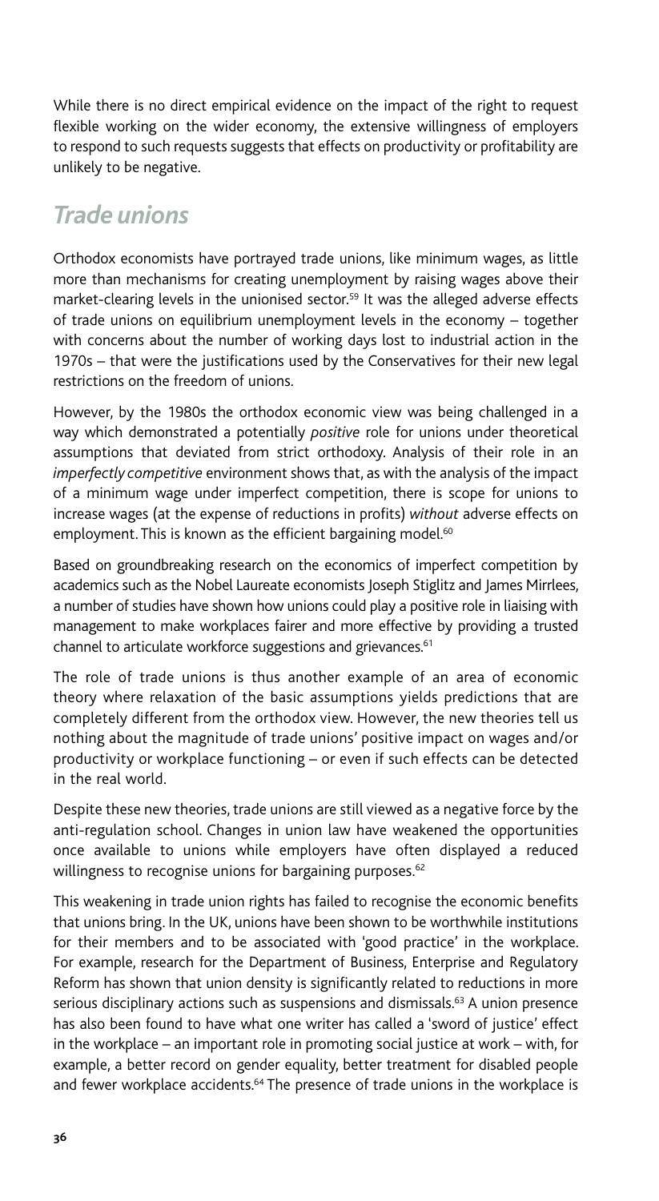While there is no direct empirical evidence on the impact of the right to request flexible working on the wider economy, the extensive willingness of employers to respond to such requests suggests that effects on productivity or profitability are unlikely to be negative.

## *Trade unions*

Orthodox economists have portrayed trade unions, like minimum wages, as little more than mechanisms for creating unemployment by raising wages above their market-clearing levels in the unionised sector.[59] It was the alleged adverse effects of trade unions on equilibrium unemployment levels in the economy – together with concerns about the number of working days lost to industrial action in the 1970s – that were the justifications used by the Conservatives for their new legal restrictions on the freedom of unions.

However, by the 1980s the orthodox economic view was being challenged in a way which demonstrated a potentially *positive* role for unions under theoretical assumptions that deviated from strict orthodoxy. Analysis of their role in an *imperfectly competitive* environment shows that, as with the analysis of the impact of a minimum wage under imperfect competition, there is scope for unions to increase wages (at the expense of reductions in profits) *without* adverse effects on employment. This is known as the efficient bargaining model.[60]

Based on groundbreaking research on the economics of imperfect competition by academics such as the Nobel Laureate economists Joseph Stiglitz and James Mirrlees, a number of studies have shown how unions could play a positive role in liaising with management to make workplaces fairer and more effective by providing a trusted channel to articulate workforce suggestions and grievances.[61]

The role of trade unions is thus another example of an area of economic theory where relaxation of the basic assumptions yields predictions that are completely different from the orthodox view. However, the new theories tell us nothing about the magnitude of trade unions' positive impact on wages and/or productivity or workplace functioning – or even if such effects can be detected in the real world.

Despite these new theories, trade unions are still viewed as a negative force by the anti-regulation school. Changes in union law have weakened the opportunities once available to unions while employers have often displayed a reduced willingness to recognise unions for bargaining purposes.[62]

This weakening in trade union rights has failed to recognise the economic benefits that unions bring. In the UK, unions have been shown to be worthwhile institutions for their members and to be associated with 'good practice' in the workplace. For example, research for the Department of Business, Enterprise and Regulatory Reform has shown that union density is significantly related to reductions in more serious disciplinary actions such as suspensions and dismissals.[63] A union presence has also been found to have what one writer has called a 'sword of justice' effect in the workplace – an important role in promoting social justice at work – with, for example, a better record on gender equality, better treatment for disabled people and fewer workplace accidents.[64] The presence of trade unions in the workplace is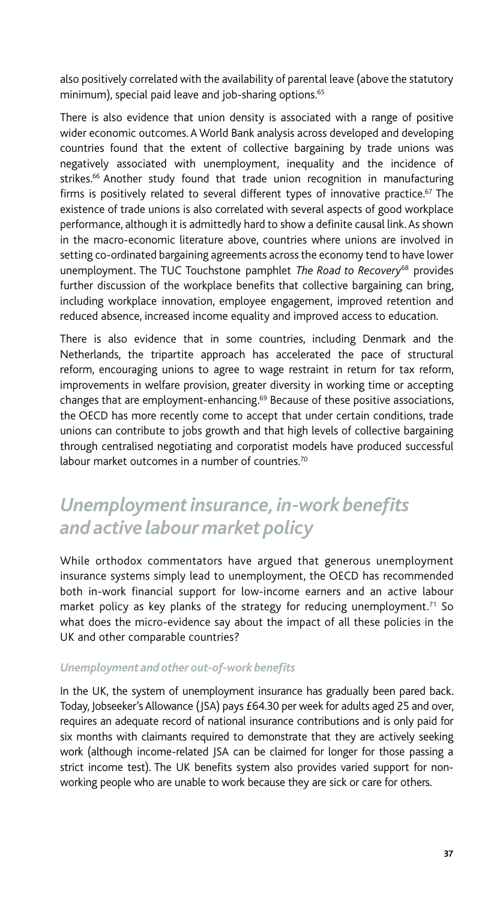also positively correlated with the availability of parental leave (above the statutory minimum), special paid leave and job-sharing options.[65]

There is also evidence that union density is associated with a range of positive wider economic outcomes. A World Bank analysis across developed and developing countries found that the extent of collective bargaining by trade unions was negatively associated with unemployment, inequality and the incidence of strikes.[66] Another study found that trade union recognition in manufacturing firms is positively related to several different types of innovative practice.[67] The existence of trade unions is also correlated with several aspects of good workplace performance, although it is admittedly hard to show a definite causal link. As shown in the macro-economic literature above, countries where unions are involved in setting co-ordinated bargaining agreements across the economy tend to have lower unemployment. The TUC Touchstone pamphlet *The Road to Recovery*[68] provides further discussion of the workplace benefits that collective bargaining can bring, including workplace innovation, employee engagement, improved retention and reduced absence, increased income equality and improved access to education.

There is also evidence that in some countries, including Denmark and the Netherlands, the tripartite approach has accelerated the pace of structural reform, encouraging unions to agree to wage restraint in return for tax reform, improvements in welfare provision, greater diversity in working time or accepting changes that are employment-enhancing.[69] Because of these positive associations, the OECD has more recently come to accept that under certain conditions, trade unions can contribute to jobs growth and that high levels of collective bargaining through centralised negotiating and corporatist models have produced successful labour market outcomes in a number of countries.[70]

## *Unemployment insurance, in-work benefits and active labour market policy*

While orthodox commentators have argued that generous unemployment insurance systems simply lead to unemployment, the OECD has recommended both in-work financial support for low-income earners and an active labour market policy as key planks of the strategy for reducing unemployment.[71] So what does the micro-evidence say about the impact of all these policies in the UK and other comparable countries?

### *Unemployment and other out-of-work benefits*

In the UK, the system of unemployment insurance has gradually been pared back. Today, Jobseeker's Allowance (JSA) pays £64.30 per week for adults aged 25 and over, requires an adequate record of national insurance contributions and is only paid for six months with claimants required to demonstrate that they are actively seeking work (although income-related JSA can be claimed for longer for those passing a strict income test). The UK benefits system also provides varied support for non-working people who are unable to work because they are sick or care for others.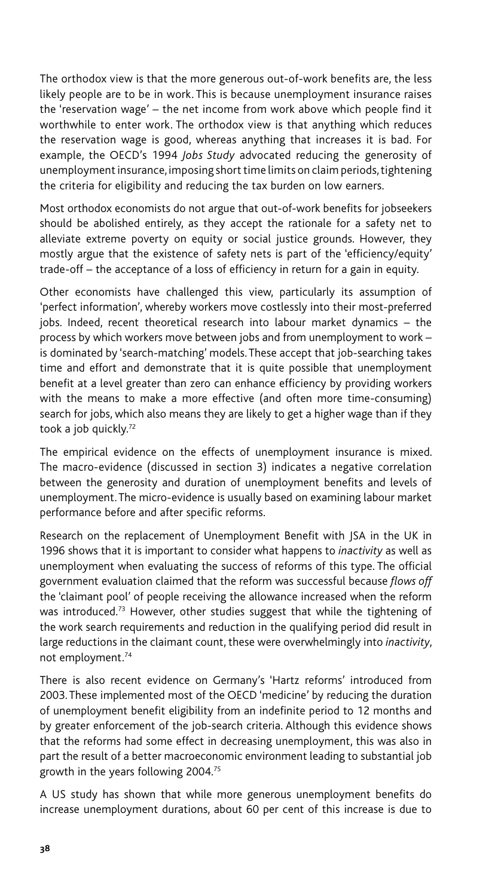The orthodox view is that the more generous out-of-work benefits are, the less likely people are to be in work. This is because unemployment insurance raises the 'reservation wage' – the net income from work above which people find it worthwhile to enter work. The orthodox view is that anything which reduces the reservation wage is good, whereas anything that increases it is bad. For example, the OECD's 1994 *Jobs Study* advocated reducing the generosity of unemployment insurance, imposing short time limits on claim periods, tightening the criteria for eligibility and reducing the tax burden on low earners.

Most orthodox economists do not argue that out-of-work benefits for jobseekers should be abolished entirely, as they accept the rationale for a safety net to alleviate extreme poverty on equity or social justice grounds. However, they mostly argue that the existence of safety nets is part of the 'efficiency/equity' trade-off – the acceptance of a loss of efficiency in return for a gain in equity.

Other economists have challenged this view, particularly its assumption of 'perfect information', whereby workers move costlessly into their most-preferred jobs. Indeed, recent theoretical research into labour market dynamics – the process by which workers move between jobs and from unemployment to work – is dominated by 'search-matching' models. These accept that job-searching takes time and effort and demonstrate that it is quite possible that unemployment benefit at a level greater than zero can enhance efficiency by providing workers with the means to make a more effective (and often more time-consuming) search for jobs, which also means they are likely to get a higher wage than if they took a job quickly.[72]

The empirical evidence on the effects of unemployment insurance is mixed. The macro-evidence (discussed in section 3) indicates a negative correlation between the generosity and duration of unemployment benefits and levels of unemployment. The micro-evidence is usually based on examining labour market performance before and after specific reforms.

Research on the replacement of Unemployment Benefit with JSA in the UK in 1996 shows that it is important to consider what happens to *inactivity* as well as unemployment when evaluating the success of reforms of this type. The official government evaluation claimed that the reform was successful because *flows off* the 'claimant pool' of people receiving the allowance increased when the reform was introduced.[73] However, other studies suggest that while the tightening of the work search requirements and reduction in the qualifying period did result in large reductions in the claimant count, these were overwhelmingly into *inactivity*, not employment.[74]

There is also recent evidence on Germany's 'Hartz reforms' introduced from 2003. These implemented most of the OECD 'medicine' by reducing the duration of unemployment benefit eligibility from an indefinite period to 12 months and by greater enforcement of the job-search criteria. Although this evidence shows that the reforms had some effect in decreasing unemployment, this was also in part the result of a better macroeconomic environment leading to substantial job growth in the years following 2004.[75]

A US study has shown that while more generous unemployment benefits do increase unemployment durations, about 60 per cent of this increase is due to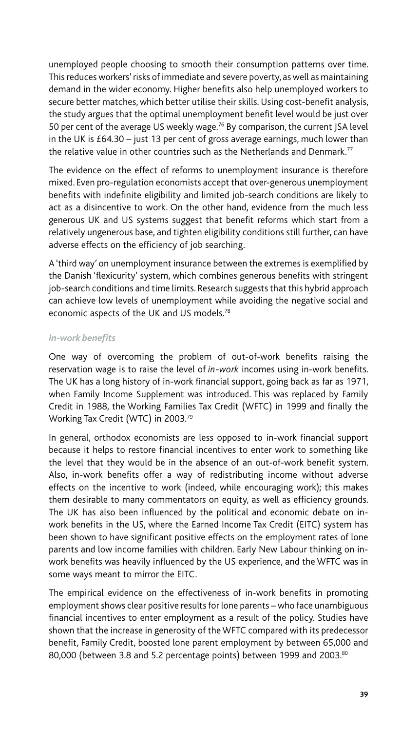unemployed people choosing to smooth their consumption patterns over time. This reduces workers' risks of immediate and severe poverty, as well as maintaining demand in the wider economy. Higher benefits also help unemployed workers to secure better matches, which better utilise their skills. Using cost-benefit analysis, the study argues that the optimal unemployment benefit level would be just over 50 per cent of the average US weekly wage.[76] By comparison, the current JSA level in the UK is £64.30 – just 13 per cent of gross average earnings, much lower than the relative value in other countries such as the Netherlands and Denmark.[77]

The evidence on the effect of reforms to unemployment insurance is therefore mixed. Even pro-regulation economists accept that over-generous unemployment benefits with indefinite eligibility and limited job-search conditions are likely to act as a disincentive to work. On the other hand, evidence from the much less generous UK and US systems suggest that benefit reforms which start from a relatively ungenerous base, and tighten eligibility conditions still further, can have adverse effects on the efficiency of job searching.

A 'third way' on unemployment insurance between the extremes is exemplified by the Danish 'flexicurity' system, which combines generous benefits with stringent job-search conditions and time limits. Research suggests that this hybrid approach can achieve low levels of unemployment while avoiding the negative social and economic aspects of the UK and US models.[78]

### *In-work benefits*

One way of overcoming the problem of out-of-work benefits raising the reservation wage is to raise the level of *in-work* incomes using in-work benefits. The UK has a long history of in-work financial support, going back as far as 1971, when Family Income Supplement was introduced. This was replaced by Family Credit in 1988, the Working Families Tax Credit (WFTC) in 1999 and finally the Working Tax Credit (WTC) in 2003.[79]

In general, orthodox economists are less opposed to in-work financial support because it helps to restore financial incentives to enter work to something like the level that they would be in the absence of an out-of-work benefit system. Also, in-work benefits offer a way of redistributing income without adverse effects on the incentive to work (indeed, while encouraging work); this makes them desirable to many commentators on equity, as well as efficiency grounds. The UK has also been influenced by the political and economic debate on in-work benefits in the US, where the Earned Income Tax Credit (EITC) system has been shown to have significant positive effects on the employment rates of lone parents and low income families with children. Early New Labour thinking on in-work benefits was heavily influenced by the US experience, and the WFTC was in some ways meant to mirror the EITC.

The empirical evidence on the effectiveness of in-work benefits in promoting employment shows clear positive results for lone parents – who face unambiguous financial incentives to enter employment as a result of the policy. Studies have shown that the increase in generosity of the WFTC compared with its predecessor benefit, Family Credit, boosted lone parent employment by between 65,000 and 80,000 (between 3.8 and 5.2 percentage points) between 1999 and 2003.[80]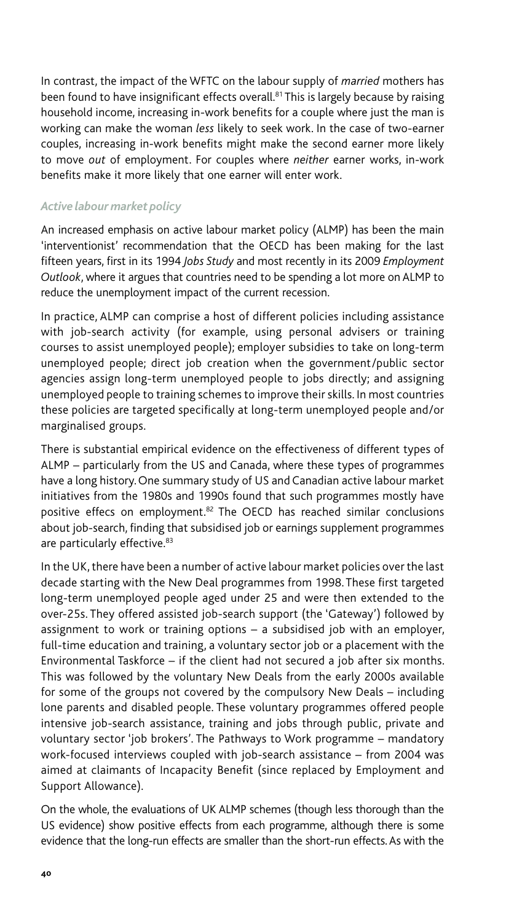In contrast, the impact of the WFTC on the labour supply of *married* mothers has been found to have insignificant effects overall.[81] This is largely because by raising household income, increasing in-work benefits for a couple where just the man is working can make the woman *less* likely to seek work. In the case of two-earner couples, increasing in-work benefits might make the second earner more likely to move *out* of employment. For couples where *neither* earner works, in-work benefits make it more likely that one earner will enter work.

### *Active labour market policy*

An increased emphasis on active labour market policy (ALMP) has been the main 'interventionist' recommendation that the OECD has been making for the last fifteen years, first in its 1994 *Jobs Study* and most recently in its 2009 *Employment Outlook*, where it argues that countries need to be spending a lot more on ALMP to reduce the unemployment impact of the current recession.

In practice, ALMP can comprise a host of different policies including assistance with job-search activity (for example, using personal advisers or training courses to assist unemployed people); employer subsidies to take on long-term unemployed people; direct job creation when the government/public sector agencies assign long-term unemployed people to jobs directly; and assigning unemployed people to training schemes to improve their skills. In most countries these policies are targeted specifically at long-term unemployed people and/or marginalised groups.

There is substantial empirical evidence on the effectiveness of different types of ALMP – particularly from the US and Canada, where these types of programmes have a long history. One summary study of US and Canadian active labour market initiatives from the 1980s and 1990s found that such programmes mostly have positive effecs on employment.[82] The OECD has reached similar conclusions about job-search, finding that subsidised job or earnings supplement programmes are particularly effective.[83]

In the UK, there have been a number of active labour market policies over the last decade starting with the New Deal programmes from 1998. These first targeted long-term unemployed people aged under 25 and were then extended to the over-25s. They offered assisted job-search support (the 'Gateway') followed by assignment to work or training options – a subsidised job with an employer, full-time education and training, a voluntary sector job or a placement with the Environmental Taskforce – if the client had not secured a job after six months. This was followed by the voluntary New Deals from the early 2000s available for some of the groups not covered by the compulsory New Deals – including lone parents and disabled people. These voluntary programmes offered people intensive job-search assistance, training and jobs through public, private and voluntary sector 'job brokers'. The Pathways to Work programme – mandatory work-focused interviews coupled with job-search assistance – from 2004 was aimed at claimants of Incapacity Benefit (since replaced by Employment and Support Allowance).

On the whole, the evaluations of UK ALMP schemes (though less thorough than the US evidence) show positive effects from each programme, although there is some evidence that the long-run effects are smaller than the short-run effects. As with the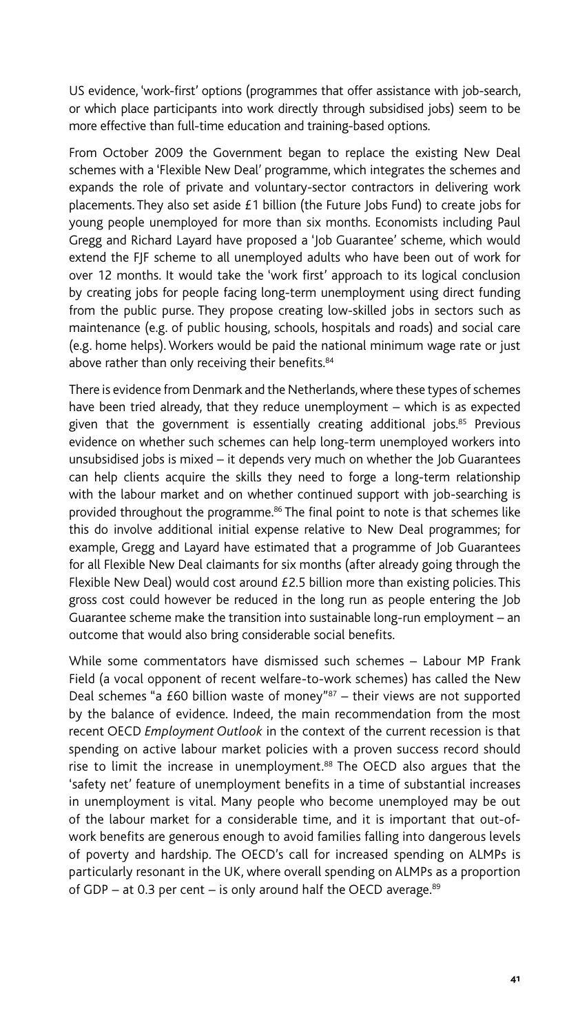US evidence, 'work-first' options (programmes that offer assistance with job-search, or which place participants into work directly through subsidised jobs) seem to be more effective than full-time education and training-based options.

From October 2009 the Government began to replace the existing New Deal schemes with a 'Flexible New Deal' programme, which integrates the schemes and expands the role of private and voluntary-sector contractors in delivering work placements. They also set aside £1 billion (the Future Jobs Fund) to create jobs for young people unemployed for more than six months. Economists including Paul Gregg and Richard Layard have proposed a 'Job Guarantee' scheme, which would extend the FJF scheme to all unemployed adults who have been out of work for over 12 months. It would take the 'work first' approach to its logical conclusion by creating jobs for people facing long-term unemployment using direct funding from the public purse. They propose creating low-skilled jobs in sectors such as maintenance (e.g. of public housing, schools, hospitals and roads) and social care (e.g. home helps). Workers would be paid the national minimum wage rate or just above rather than only receiving their benefits.[84]

There is evidence from Denmark and the Netherlands, where these types of schemes have been tried already, that they reduce unemployment – which is as expected given that the government is essentially creating additional jobs.[85] Previous evidence on whether such schemes can help long-term unemployed workers into unsubsidised jobs is mixed – it depends very much on whether the Job Guarantees can help clients acquire the skills they need to forge a long-term relationship with the labour market and on whether continued support with job-searching is provided throughout the programme.[86] The final point to note is that schemes like this do involve additional initial expense relative to New Deal programmes; for example, Gregg and Layard have estimated that a programme of Job Guarantees for all Flexible New Deal claimants for six months (after already going through the Flexible New Deal) would cost around £2.5 billion more than existing policies. This gross cost could however be reduced in the long run as people entering the Job Guarantee scheme make the transition into sustainable long-run employment – an outcome that would also bring considerable social benefits.

While some commentators have dismissed such schemes – Labour MP Frank Field (a vocal opponent of recent welfare-to-work schemes) has called the New Deal schemes "a £60 billion waste of money"[87] – their views are not supported by the balance of evidence. Indeed, the main recommendation from the most recent OECD *Employment Outlook* in the context of the current recession is that spending on active labour market policies with a proven success record should rise to limit the increase in unemployment.[88] The OECD also argues that the 'safety net' feature of unemployment benefits in a time of substantial increases in unemployment is vital. Many people who become unemployed may be out of the labour market for a considerable time, and it is important that out-of-work benefits are generous enough to avoid families falling into dangerous levels of poverty and hardship. The OECD's call for increased spending on ALMPs is particularly resonant in the UK, where overall spending on ALMPs as a proportion of GDP – at 0.3 per cent – is only around half the OECD average.[89]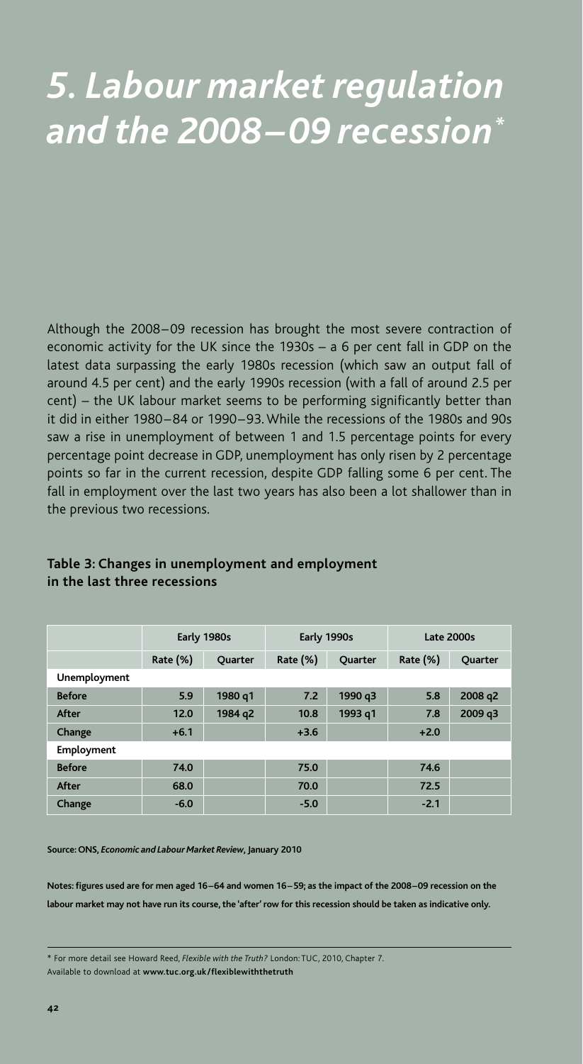# *5. Labour market regulation and the 2008–09 recession*[*]

Although the 2008–09 recession has brought the most severe contraction of economic activity for the UK since the 1930s – a 6 per cent fall in GDP on the latest data surpassing the early 1980s recession (which saw an output fall of around 4.5 per cent) and the early 1990s recession (with a fall of around 2.5 per cent) – the UK labour market seems to be performing significantly better than it did in either 1980–84 or 1990–93. While the recessions of the 1980s and 90s saw a rise in unemployment of between 1 and 1.5 percentage points for every percentage point decrease in GDP, unemployment has only risen by 2 percentage points so far in the current recession, despite GDP falling some 6 per cent. The fall in employment over the last two years has also been a lot shallower than in the previous two recessions.

**Table 3: Changes in unemployment and employment in the last three recessions**

| | Early 1980s | | Early 1990s | | Late 2000s | |
|---|---|---|---|---|---|---|
| | Rate (%) | Quarter | Rate (%) | Quarter | Rate (%) | Quarter |
| **Unemployment** | | | | | | |
| Before | 5.9 | 1980 q1 | 7.2 | 1990 q3 | 5.8 | 2008 q2 |
| After | 12.0 | 1984 q2 | 10.8 | 1993 q1 | 7.8 | 2009 q3 |
| Change | +6.1 | | +3.6 | | +2.0 | |
| **Employment** | | | | | | |
| Before | 74.0 | | 75.0 | | 74.6 | |
| After | 68.0 | | 70.0 | | 72.5 | |
| Change | -6.0 | | -5.0 | | -2.1 | |

**Source: ONS, *Economic and Labour Market Review*, January 2010**

**Notes: figures used are for men aged 16–64 and women 16–59; as the impact of the 2008–09 recession on the labour market may not have run its course, the 'after' row for this recession should be taken as indicative only.**

---

* For more detail see Howard Reed, *Flexible with the Truth?* London: TUC, 2010, Chapter 7. Available to download at **www.tuc.org.uk/flexiblewiththetruth**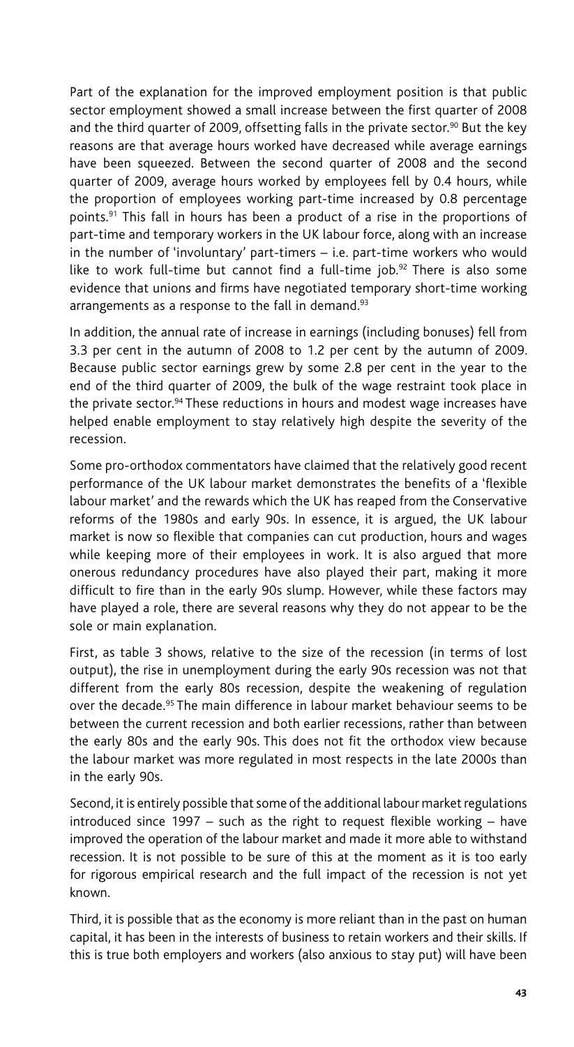Part of the explanation for the improved employment position is that public sector employment showed a small increase between the first quarter of 2008 and the third quarter of 2009, offsetting falls in the private sector.[90] But the key reasons are that average hours worked have decreased while average earnings have been squeezed. Between the second quarter of 2008 and the second quarter of 2009, average hours worked by employees fell by 0.4 hours, while the proportion of employees working part-time increased by 0.8 percentage points.[91] This fall in hours has been a product of a rise in the proportions of part-time and temporary workers in the UK labour force, along with an increase in the number of 'involuntary' part-timers – i.e. part-time workers who would like to work full-time but cannot find a full-time job.[92] There is also some evidence that unions and firms have negotiated temporary short-time working arrangements as a response to the fall in demand.[93]

In addition, the annual rate of increase in earnings (including bonuses) fell from 3.3 per cent in the autumn of 2008 to 1.2 per cent by the autumn of 2009. Because public sector earnings grew by some 2.8 per cent in the year to the end of the third quarter of 2009, the bulk of the wage restraint took place in the private sector.[94] These reductions in hours and modest wage increases have helped enable employment to stay relatively high despite the severity of the recession.

Some pro-orthodox commentators have claimed that the relatively good recent performance of the UK labour market demonstrates the benefits of a 'flexible labour market' and the rewards which the UK has reaped from the Conservative reforms of the 1980s and early 90s. In essence, it is argued, the UK labour market is now so flexible that companies can cut production, hours and wages while keeping more of their employees in work. It is also argued that more onerous redundancy procedures have also played their part, making it more difficult to fire than in the early 90s slump. However, while these factors may have played a role, there are several reasons why they do not appear to be the sole or main explanation.

First, as table 3 shows, relative to the size of the recession (in terms of lost output), the rise in unemployment during the early 90s recession was not that different from the early 80s recession, despite the weakening of regulation over the decade.[95] The main difference in labour market behaviour seems to be between the current recession and both earlier recessions, rather than between the early 80s and the early 90s. This does not fit the orthodox view because the labour market was more regulated in most respects in the late 2000s than in the early 90s.

Second, it is entirely possible that some of the additional labour market regulations introduced since 1997 – such as the right to request flexible working – have improved the operation of the labour market and made it more able to withstand recession. It is not possible to be sure of this at the moment as it is too early for rigorous empirical research and the full impact of the recession is not yet known.

Third, it is possible that as the economy is more reliant than in the past on human capital, it has been in the interests of business to retain workers and their skills. If this is true both employers and workers (also anxious to stay put) will have been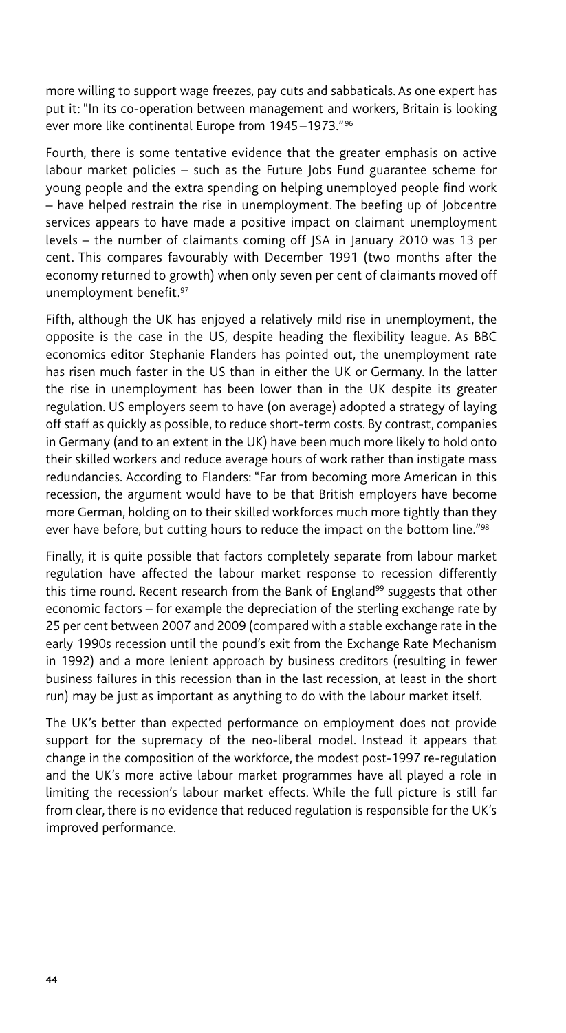more willing to support wage freezes, pay cuts and sabbaticals. As one expert has put it: "In its co-operation between management and workers, Britain is looking ever more like continental Europe from 1945–1973."[96]

Fourth, there is some tentative evidence that the greater emphasis on active labour market policies – such as the Future Jobs Fund guarantee scheme for young people and the extra spending on helping unemployed people find work – have helped restrain the rise in unemployment. The beefing up of Jobcentre services appears to have made a positive impact on claimant unemployment levels – the number of claimants coming off JSA in January 2010 was 13 per cent. This compares favourably with December 1991 (two months after the economy returned to growth) when only seven per cent of claimants moved off unemployment benefit.[97]

Fifth, although the UK has enjoyed a relatively mild rise in unemployment, the opposite is the case in the US, despite heading the flexibility league. As BBC economics editor Stephanie Flanders has pointed out, the unemployment rate has risen much faster in the US than in either the UK or Germany. In the latter the rise in unemployment has been lower than in the UK despite its greater regulation. US employers seem to have (on average) adopted a strategy of laying off staff as quickly as possible, to reduce short-term costs. By contrast, companies in Germany (and to an extent in the UK) have been much more likely to hold onto their skilled workers and reduce average hours of work rather than instigate mass redundancies. According to Flanders: "Far from becoming more American in this recession, the argument would have to be that British employers have become more German, holding on to their skilled workforces much more tightly than they ever have before, but cutting hours to reduce the impact on the bottom line."[98]

Finally, it is quite possible that factors completely separate from labour market regulation have affected the labour market response to recession differently this time round. Recent research from the Bank of England[99] suggests that other economic factors – for example the depreciation of the sterling exchange rate by 25 per cent between 2007 and 2009 (compared with a stable exchange rate in the early 1990s recession until the pound's exit from the Exchange Rate Mechanism in 1992) and a more lenient approach by business creditors (resulting in fewer business failures in this recession than in the last recession, at least in the short run) may be just as important as anything to do with the labour market itself.

The UK's better than expected performance on employment does not provide support for the supremacy of the neo-liberal model. Instead it appears that change in the composition of the workforce, the modest post-1997 re-regulation and the UK's more active labour market programmes have all played a role in limiting the recession's labour market effects. While the full picture is still far from clear, there is no evidence that reduced regulation is responsible for the UK's improved performance.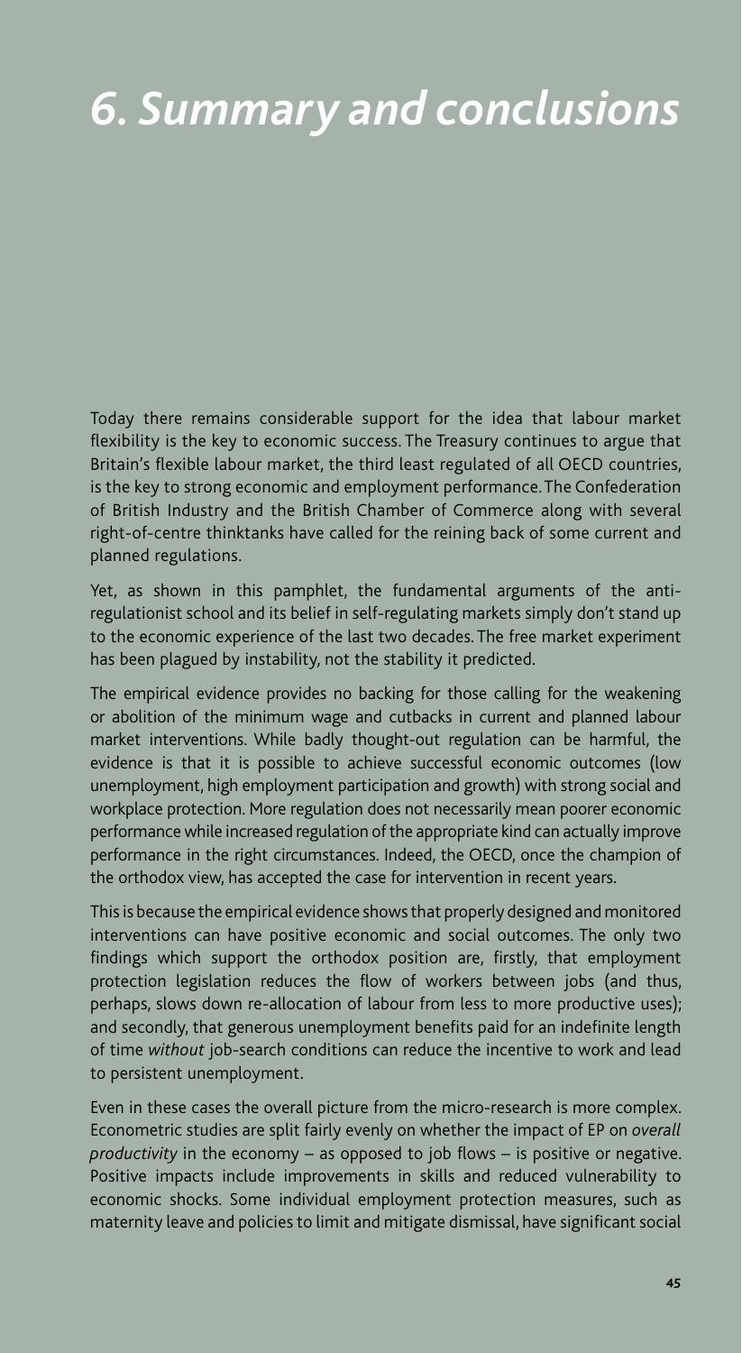# 6. Summary and conclusions

Today there remains considerable support for the idea that labour market flexibility is the key to economic success. The Treasury continues to argue that Britain's flexible labour market, the third least regulated of all OECD countries, is the key to strong economic and employment performance. The Confederation of British Industry and the British Chamber of Commerce along with several right-of-centre thinktanks have called for the reining back of some current and planned regulations.

Yet, as shown in this pamphlet, the fundamental arguments of the anti-regulationist school and its belief in self-regulating markets simply don't stand up to the economic experience of the last two decades. The free market experiment has been plagued by instability, not the stability it predicted.

The empirical evidence provides no backing for those calling for the weakening or abolition of the minimum wage and cutbacks in current and planned labour market interventions. While badly thought-out regulation can be harmful, the evidence is that it is possible to achieve successful economic outcomes (low unemployment, high employment participation and growth) with strong social and workplace protection. More regulation does not necessarily mean poorer economic performance while increased regulation of the appropriate kind can actually improve performance in the right circumstances. Indeed, the OECD, once the champion of the orthodox view, has accepted the case for intervention in recent years.

This is because the empirical evidence shows that properly designed and monitored interventions can have positive economic and social outcomes. The only two findings which support the orthodox position are, firstly, that employment protection legislation reduces the flow of workers between jobs (and thus, perhaps, slows down re-allocation of labour from less to more productive uses); and secondly, that generous unemployment benefits paid for an indefinite length of time *without* job-search conditions can reduce the incentive to work and lead to persistent unemployment.

Even in these cases the overall picture from the micro-research is more complex. Econometric studies are split fairly evenly on whether the impact of EP on *overall productivity* in the economy – as opposed to job flows – is positive or negative. Positive impacts include improvements in skills and reduced vulnerability to economic shocks. Some individual employment protection measures, such as maternity leave and policies to limit and mitigate dismissal, have significant social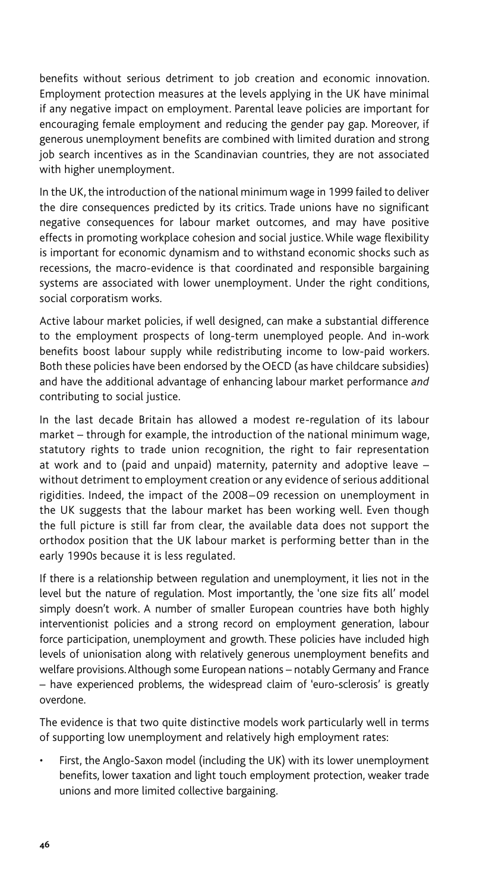benefits without serious detriment to job creation and economic innovation. Employment protection measures at the levels applying in the UK have minimal if any negative impact on employment. Parental leave policies are important for encouraging female employment and reducing the gender pay gap. Moreover, if generous unemployment benefits are combined with limited duration and strong job search incentives as in the Scandinavian countries, they are not associated with higher unemployment.

In the UK, the introduction of the national minimum wage in 1999 failed to deliver the dire consequences predicted by its critics. Trade unions have no significant negative consequences for labour market outcomes, and may have positive effects in promoting workplace cohesion and social justice. While wage flexibility is important for economic dynamism and to withstand economic shocks such as recessions, the macro-evidence is that coordinated and responsible bargaining systems are associated with lower unemployment. Under the right conditions, social corporatism works.

Active labour market policies, if well designed, can make a substantial difference to the employment prospects of long-term unemployed people. And in-work benefits boost labour supply while redistributing income to low-paid workers. Both these policies have been endorsed by the OECD (as have childcare subsidies) and have the additional advantage of enhancing labour market performance *and* contributing to social justice.

In the last decade Britain has allowed a modest re-regulation of its labour market – through for example, the introduction of the national minimum wage, statutory rights to trade union recognition, the right to fair representation at work and to (paid and unpaid) maternity, paternity and adoptive leave – without detriment to employment creation or any evidence of serious additional rigidities. Indeed, the impact of the 2008–09 recession on unemployment in the UK suggests that the labour market has been working well. Even though the full picture is still far from clear, the available data does not support the orthodox position that the UK labour market is performing better than in the early 1990s because it is less regulated.

If there is a relationship between regulation and unemployment, it lies not in the level but the nature of regulation. Most importantly, the 'one size fits all' model simply doesn't work. A number of smaller European countries have both highly interventionist policies and a strong record on employment generation, labour force participation, unemployment and growth. These policies have included high levels of unionisation along with relatively generous unemployment benefits and welfare provisions. Although some European nations – notably Germany and France – have experienced problems, the widespread claim of 'euro-sclerosis' is greatly overdone.

The evidence is that two quite distinctive models work particularly well in terms of supporting low unemployment and relatively high employment rates:

- First, the Anglo-Saxon model (including the UK) with its lower unemployment benefits, lower taxation and light touch employment protection, weaker trade unions and more limited collective bargaining.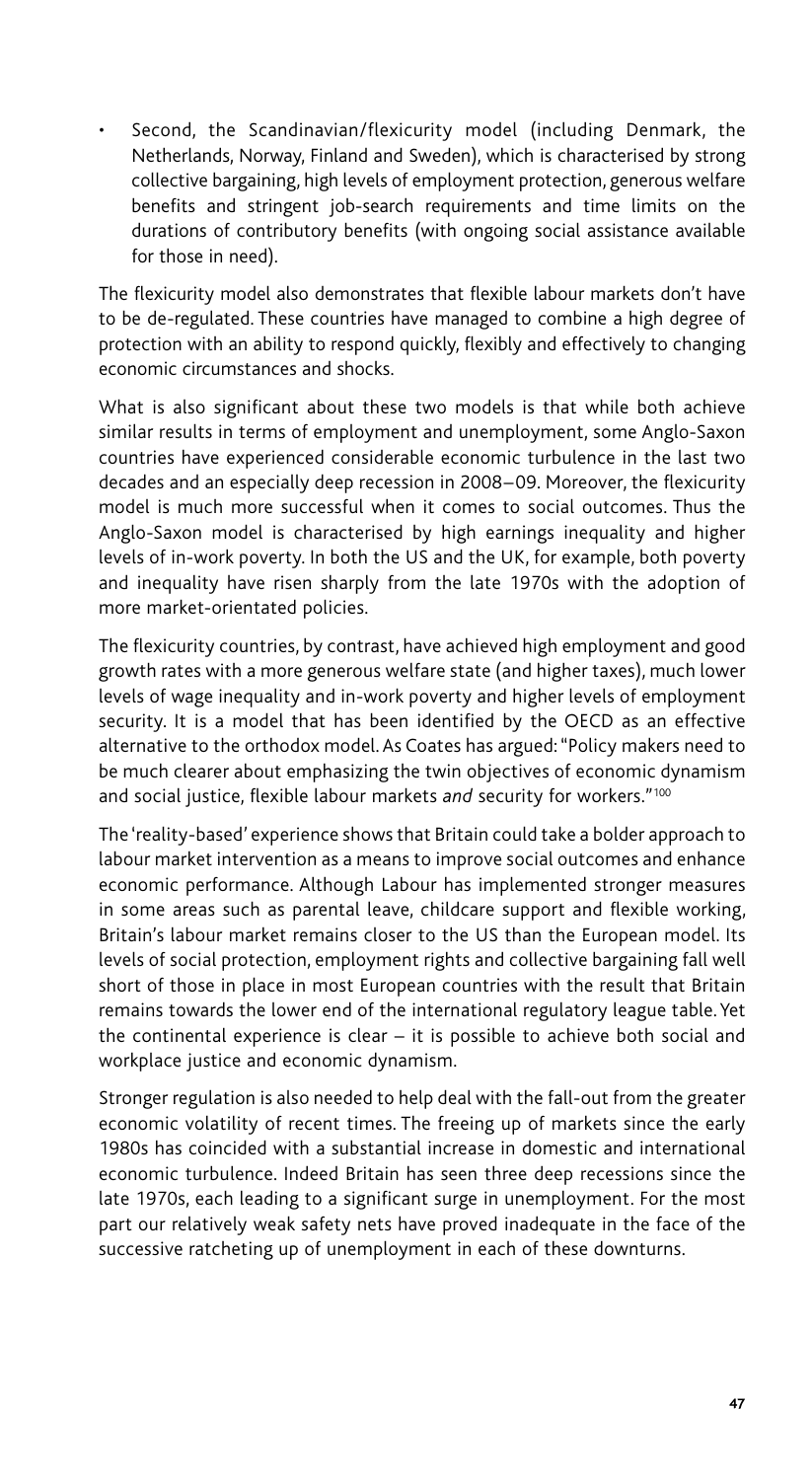- Second, the Scandinavian/flexicurity model (including Denmark, the Netherlands, Norway, Finland and Sweden), which is characterised by strong collective bargaining, high levels of employment protection, generous welfare benefits and stringent job-search requirements and time limits on the durations of contributory benefits (with ongoing social assistance available for those in need).

The flexicurity model also demonstrates that flexible labour markets don't have to be de-regulated. These countries have managed to combine a high degree of protection with an ability to respond quickly, flexibly and effectively to changing economic circumstances and shocks.

What is also significant about these two models is that while both achieve similar results in terms of employment and unemployment, some Anglo-Saxon countries have experienced considerable economic turbulence in the last two decades and an especially deep recession in 2008–09. Moreover, the flexicurity model is much more successful when it comes to social outcomes. Thus the Anglo-Saxon model is characterised by high earnings inequality and higher levels of in-work poverty. In both the US and the UK, for example, both poverty and inequality have risen sharply from the late 1970s with the adoption of more market-orientated policies.

The flexicurity countries, by contrast, have achieved high employment and good growth rates with a more generous welfare state (and higher taxes), much lower levels of wage inequality and in-work poverty and higher levels of employment security. It is a model that has been identified by the OECD as an effective alternative to the orthodox model. As Coates has argued: "Policy makers need to be much clearer about emphasizing the twin objectives of economic dynamism and social justice, flexible labour markets *and* security for workers."[100]

The 'reality-based' experience shows that Britain could take a bolder approach to labour market intervention as a means to improve social outcomes and enhance economic performance. Although Labour has implemented stronger measures in some areas such as parental leave, childcare support and flexible working, Britain's labour market remains closer to the US than the European model. Its levels of social protection, employment rights and collective bargaining fall well short of those in place in most European countries with the result that Britain remains towards the lower end of the international regulatory league table. Yet the continental experience is clear – it is possible to achieve both social and workplace justice and economic dynamism.

Stronger regulation is also needed to help deal with the fall-out from the greater economic volatility of recent times. The freeing up of markets since the early 1980s has coincided with a substantial increase in domestic and international economic turbulence. Indeed Britain has seen three deep recessions since the late 1970s, each leading to a significant surge in unemployment. For the most part our relatively weak safety nets have proved inadequate in the face of the successive ratcheting up of unemployment in each of these downturns.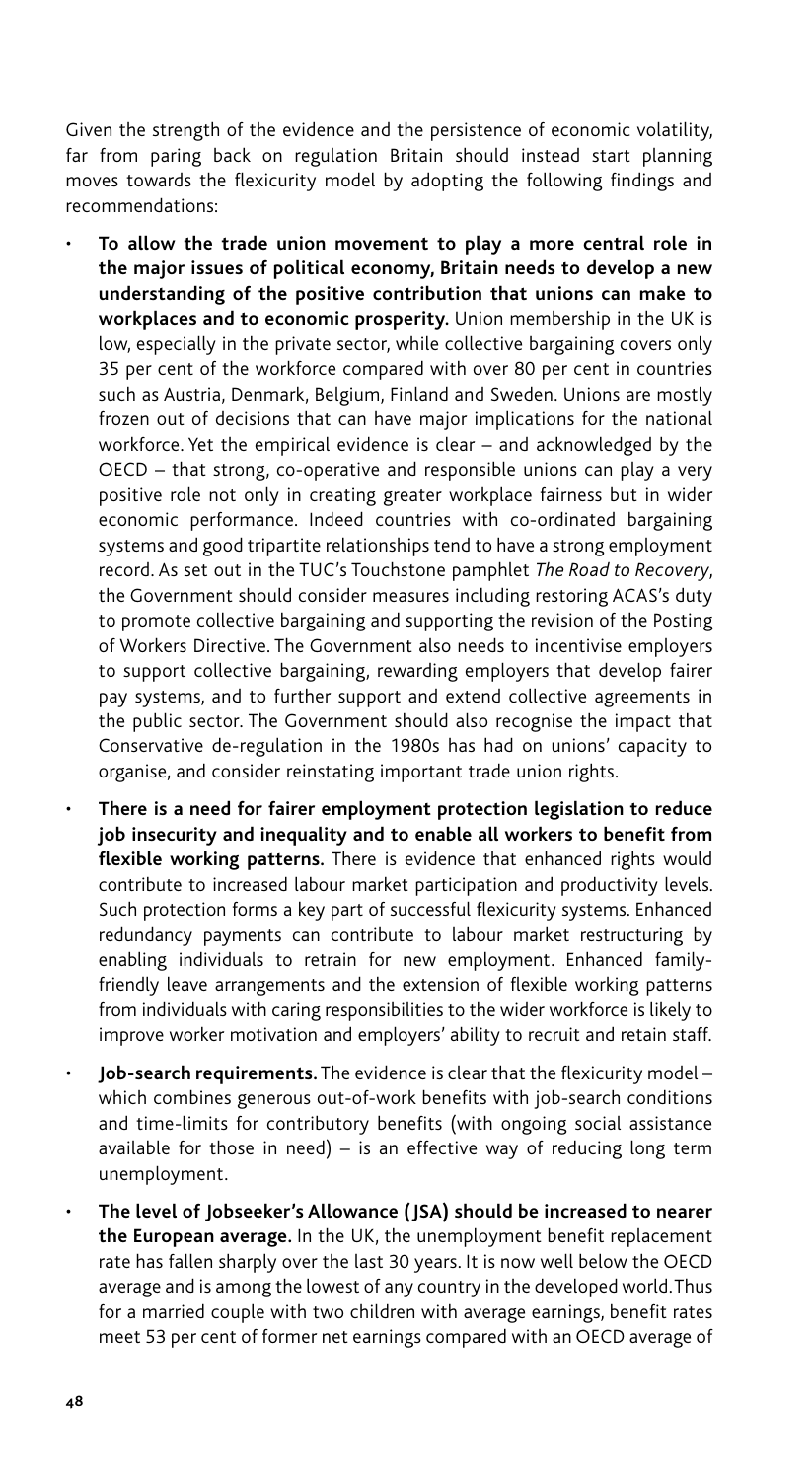Given the strength of the evidence and the persistence of economic volatility, far from paring back on regulation Britain should instead start planning moves towards the flexicurity model by adopting the following findings and recommendations:

- **To allow the trade union movement to play a more central role in the major issues of political economy, Britain needs to develop a new understanding of the positive contribution that unions can make to workplaces and to economic prosperity.** Union membership in the UK is low, especially in the private sector, while collective bargaining covers only 35 per cent of the workforce compared with over 80 per cent in countries such as Austria, Denmark, Belgium, Finland and Sweden. Unions are mostly frozen out of decisions that can have major implications for the national workforce. Yet the empirical evidence is clear – and acknowledged by the OECD – that strong, co-operative and responsible unions can play a very positive role not only in creating greater workplace fairness but in wider economic performance. Indeed countries with co-ordinated bargaining systems and good tripartite relationships tend to have a strong employment record. As set out in the TUC's Touchstone pamphlet *The Road to Recovery*, the Government should consider measures including restoring ACAS's duty to promote collective bargaining and supporting the revision of the Posting of Workers Directive. The Government also needs to incentivise employers to support collective bargaining, rewarding employers that develop fairer pay systems, and to further support and extend collective agreements in the public sector. The Government should also recognise the impact that Conservative de-regulation in the 1980s has had on unions' capacity to organise, and consider reinstating important trade union rights.
- **There is a need for fairer employment protection legislation to reduce job insecurity and inequality and to enable all workers to benefit from flexible working patterns.** There is evidence that enhanced rights would contribute to increased labour market participation and productivity levels. Such protection forms a key part of successful flexicurity systems. Enhanced redundancy payments can contribute to labour market restructuring by enabling individuals to retrain for new employment. Enhanced family-friendly leave arrangements and the extension of flexible working patterns from individuals with caring responsibilities to the wider workforce is likely to improve worker motivation and employers' ability to recruit and retain staff.
- **Job-search requirements.** The evidence is clear that the flexicurity model – which combines generous out-of-work benefits with job-search conditions and time-limits for contributory benefits (with ongoing social assistance available for those in need) – is an effective way of reducing long term unemployment.
- **The level of Jobseeker's Allowance (JSA) should be increased to nearer the European average.** In the UK, the unemployment benefit replacement rate has fallen sharply over the last 30 years. It is now well below the OECD average and is among the lowest of any country in the developed world. Thus for a married couple with two children with average earnings, benefit rates meet 53 per cent of former net earnings compared with an OECD average of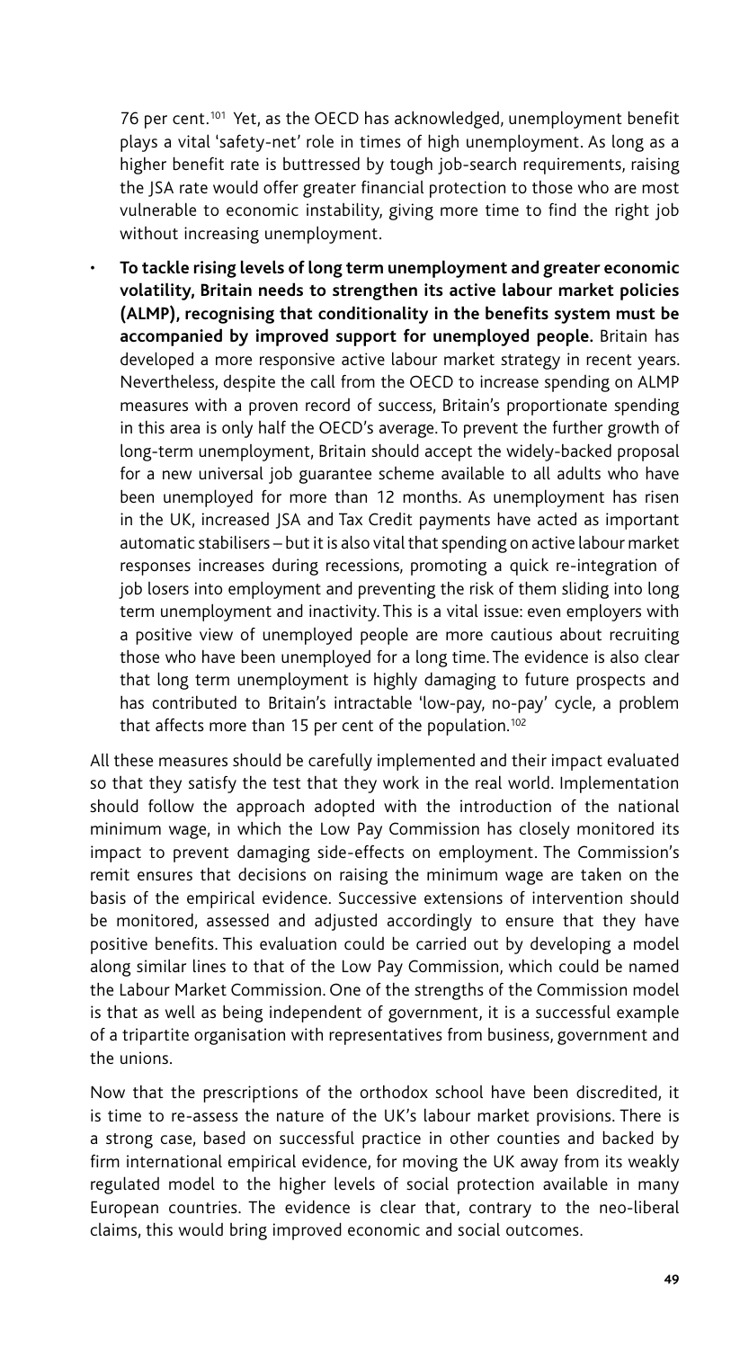76 per cent.[101] Yet, as the OECD has acknowledged, unemployment benefit plays a vital 'safety-net' role in times of high unemployment. As long as a higher benefit rate is buttressed by tough job-search requirements, raising the JSA rate would offer greater financial protection to those who are most vulnerable to economic instability, giving more time to find the right job without increasing unemployment.

- **To tackle rising levels of long term unemployment and greater economic volatility, Britain needs to strengthen its active labour market policies (ALMP), recognising that conditionality in the benefits system must be accompanied by improved support for unemployed people.** Britain has developed a more responsive active labour market strategy in recent years. Nevertheless, despite the call from the OECD to increase spending on ALMP measures with a proven record of success, Britain's proportionate spending in this area is only half the OECD's average. To prevent the further growth of long-term unemployment, Britain should accept the widely-backed proposal for a new universal job guarantee scheme available to all adults who have been unemployed for more than 12 months. As unemployment has risen in the UK, increased JSA and Tax Credit payments have acted as important automatic stabilisers – but it is also vital that spending on active labour market responses increases during recessions, promoting a quick re-integration of job losers into employment and preventing the risk of them sliding into long term unemployment and inactivity. This is a vital issue: even employers with a positive view of unemployed people are more cautious about recruiting those who have been unemployed for a long time. The evidence is also clear that long term unemployment is highly damaging to future prospects and has contributed to Britain's intractable 'low-pay, no-pay' cycle, a problem that affects more than 15 per cent of the population.[102]

All these measures should be carefully implemented and their impact evaluated so that they satisfy the test that they work in the real world. Implementation should follow the approach adopted with the introduction of the national minimum wage, in which the Low Pay Commission has closely monitored its impact to prevent damaging side-effects on employment. The Commission's remit ensures that decisions on raising the minimum wage are taken on the basis of the empirical evidence. Successive extensions of intervention should be monitored, assessed and adjusted accordingly to ensure that they have positive benefits. This evaluation could be carried out by developing a model along similar lines to that of the Low Pay Commission, which could be named the Labour Market Commission. One of the strengths of the Commission model is that as well as being independent of government, it is a successful example of a tripartite organisation with representatives from business, government and the unions.

Now that the prescriptions of the orthodox school have been discredited, it is time to re-assess the nature of the UK's labour market provisions. There is a strong case, based on successful practice in other counties and backed by firm international empirical evidence, for moving the UK away from its weakly regulated model to the higher levels of social protection available in many European countries. The evidence is clear that, contrary to the neo-liberal claims, this would bring improved economic and social outcomes.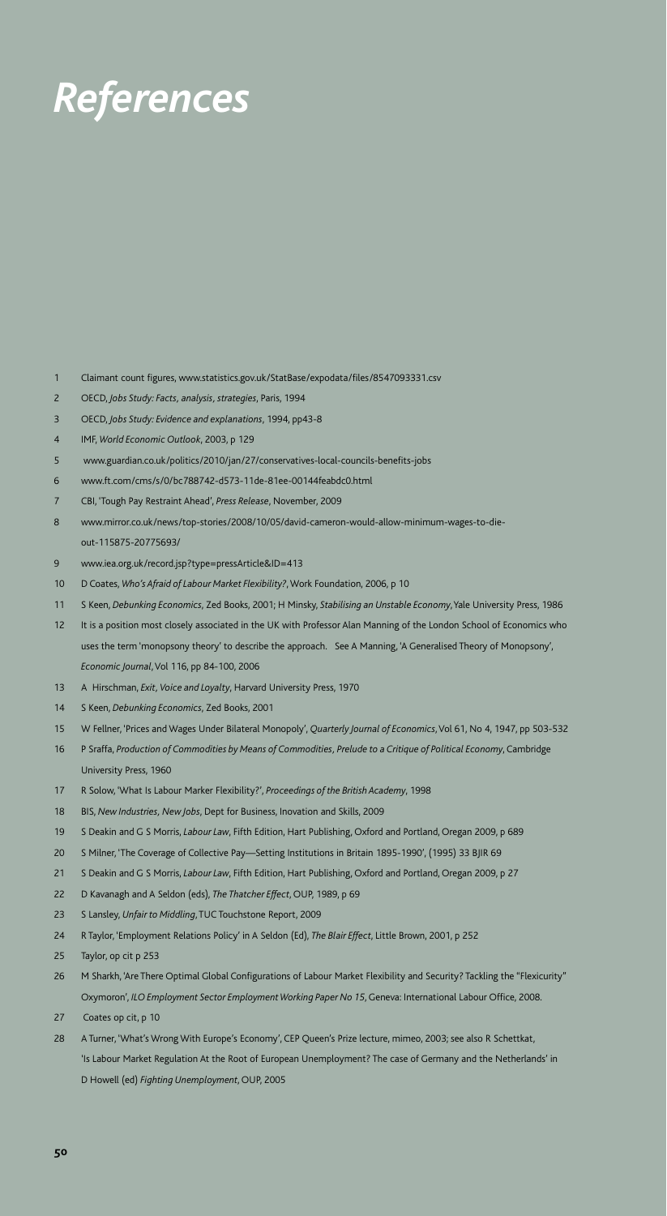# *References*

1. Claimant count figures, www.statistics.gov.uk/StatBase/expodata/files/8547093331.csv
2. OECD, *Jobs Study: Facts, analysis, strategies*, Paris, 1994
3. OECD, *Jobs Study: Evidence and explanations*, 1994, pp43-8
4. IMF, *World Economic Outlook*, 2003, p 129
5. www.guardian.co.uk/politics/2010/jan/27/conservatives-local-councils-benefits-jobs
6. www.ft.com/cms/s/0/bc788742-d573-11de-81ee-00144feabdc0.html
7. CBI, 'Tough Pay Restraint Ahead', *Press Release*, November, 2009
8. www.mirror.co.uk/news/top-stories/2008/10/05/david-cameron-would-allow-minimum-wages-to-die-out-115875-20775693/
9. www.iea.org.uk/record.jsp?type=pressArticle&ID=413
10. D Coates, *Who's Afraid of Labour Market Flexibility?*, Work Foundation, 2006, p 10
11. S Keen, *Debunking Economics*, Zed Books, 2001; H Minsky, *Stabilising an Unstable Economy*, Yale University Press, 1986
12. It is a position most closely associated in the UK with Professor Alan Manning of the London School of Economics who uses the term 'monopsony theory' to describe the approach. See A Manning, 'A Generalised Theory of Monopsony', *Economic Journal*, Vol 116, pp 84-100, 2006
13. A Hirschman, *Exit, Voice and Loyalty*, Harvard University Press, 1970
14. S Keen, *Debunking Economics*, Zed Books, 2001
15. W Fellner, 'Prices and Wages Under Bilateral Monopoly', *Quarterly Journal of Economics*, Vol 61, No 4, 1947, pp 503-532
16. P Sraffa, *Production of Commodities by Means of Commodities, Prelude to a Critique of Political Economy*, Cambridge University Press, 1960
17. R Solow, 'What Is Labour Marker Flexibility?', *Proceedings of the British Academy*, 1998
18. BIS, *New Industries, New Jobs*, Dept for Business, Inovation and Skills, 2009
19. S Deakin and G S Morris, *Labour Law*, Fifth Edition, Hart Publishing, Oxford and Portland, Oregan 2009, p 689
20. S Milner, 'The Coverage of Collective Pay—Setting Institutions in Britain 1895-1990', (1995) 33 BJIR 69
21. S Deakin and G S Morris, *Labour Law*, Fifth Edition, Hart Publishing, Oxford and Portland, Oregan 2009, p 27
22. D Kavanagh and A Seldon (eds), *The Thatcher Effect*, OUP, 1989, p 69
23. S Lansley, *Unfair to Middling*, TUC Touchstone Report, 2009
24. R Taylor, 'Employment Relations Policy' in A Seldon (Ed), *The Blair Effect*, Little Brown, 2001, p 252
25. Taylor, op cit p 253
26. M Sharkh, 'Are There Optimal Global Configurations of Labour Market Flexibility and Security? Tackling the "Flexicurity" Oxymoron', *ILO Employment Sector Employment Working Paper No 15*, Geneva: International Labour Office, 2008.
27. Coates op cit, p 10
28. A Turner, 'What's Wrong With Europe's Economy', CEP Queen's Prize lecture, mimeo, 2003; see also R Schettkat, 'Is Labour Market Regulation At the Root of European Unemployment? The case of Germany and the Netherlands' in D Howell (ed) *Fighting Unemployment*, OUP, 2005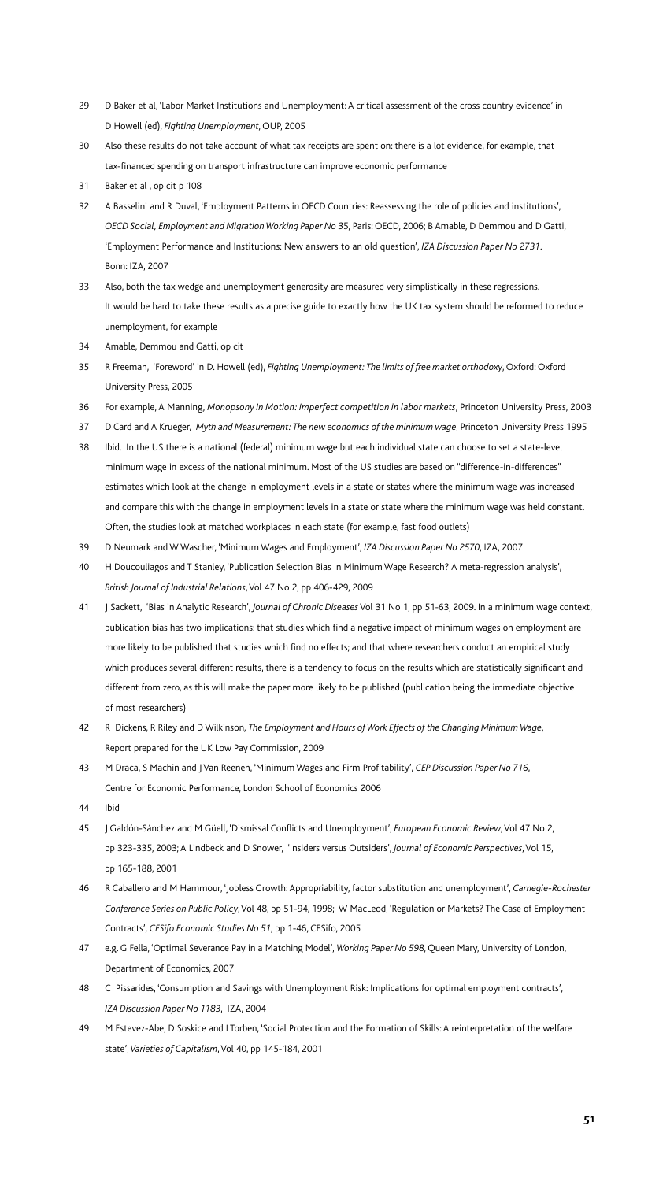29 D Baker et al, 'Labor Market Institutions and Unemployment: A critical assessment of the cross country evidence' in D Howell (ed), *Fighting Unemployment*, OUP, 2005

30 Also these results do not take account of what tax receipts are spent on: there is a lot evidence, for example, that tax-financed spending on transport infrastructure can improve economic performance

31 Baker et al , op cit p 108

32 A Basselini and R Duval, 'Employment Patterns in OECD Countries: Reassessing the role of policies and institutions', *OECD Social, Employment and Migration Working Paper No 35*, Paris: OECD, 2006; B Amable, D Demmou and D Gatti, 'Employment Performance and Institutions: New answers to an old question', *IZA Discussion Paper No 2731*. Bonn: IZA, 2007

33 Also, both the tax wedge and unemployment generosity are measured very simplistically in these regressions. It would be hard to take these results as a precise guide to exactly how the UK tax system should be reformed to reduce unemployment, for example

34 Amable, Demmou and Gatti, op cit

35 R Freeman, 'Foreword' in D. Howell (ed), *Fighting Unemployment: The limits of free market orthodoxy*, Oxford: Oxford University Press, 2005

36 For example, A Manning, *Monopsony In Motion: Imperfect competition in labor markets*, Princeton University Press, 2003

37 D Card and A Krueger, *Myth and Measurement: The new economics of the minimum wage*, Princeton University Press 1995

38 Ibid. In the US there is a national (federal) minimum wage but each individual state can choose to set a state-level minimum wage in excess of the national minimum. Most of the US studies are based on "difference-in-differences" estimates which look at the change in employment levels in a state or states where the minimum wage was increased and compare this with the change in employment levels in a state or state where the minimum wage was held constant. Often, the studies look at matched workplaces in each state (for example, fast food outlets)

39 D Neumark and W Wascher, 'Minimum Wages and Employment', *IZA Discussion Paper No 2570*, IZA, 2007

40 H Doucouliagos and T Stanley, 'Publication Selection Bias In Minimum Wage Research? A meta-regression analysis', *British Journal of Industrial Relations*, Vol 47 No 2, pp 406-429, 2009

41 J Sackett, 'Bias in Analytic Research', *Journal of Chronic Diseases* Vol 31 No 1, pp 51-63, 2009. In a minimum wage context, publication bias has two implications: that studies which find a negative impact of minimum wages on employment are more likely to be published that studies which find no effects; and that where researchers conduct an empirical study which produces several different results, there is a tendency to focus on the results which are statistically significant and different from zero, as this will make the paper more likely to be published (publication being the immediate objective of most researchers)

42 R Dickens, R Riley and D Wilkinson, *The Employment and Hours of Work Effects of the Changing Minimum Wage*, Report prepared for the UK Low Pay Commission, 2009

43 M Draca, S Machin and J Van Reenen, 'Minimum Wages and Firm Profitability', *CEP Discussion Paper No 716*, Centre for Economic Performance, London School of Economics 2006

44 Ibid

45 J Galdón-Sánchez and M Güell, 'Dismissal Conflicts and Unemployment', *European Economic Review*, Vol 47 No 2, pp 323-335, 2003; A Lindbeck and D Snower, 'Insiders versus Outsiders', *Journal of Economic Perspectives*, Vol 15, pp 165-188, 2001

46 R Caballero and M Hammour, 'Jobless Growth: Appropriability, factor substitution and unemployment', *Carnegie-Rochester Conference Series on Public Policy*, Vol 48, pp 51-94, 1998; W MacLeod, 'Regulation or Markets? The Case of Employment Contracts', *CESifo Economic Studies No 51*, pp 1-46, CESifo, 2005

47 e.g. G Fella, 'Optimal Severance Pay in a Matching Model', *Working Paper No 598*, Queen Mary, University of London, Department of Economics, 2007

48 C Pissarides, 'Consumption and Savings with Unemployment Risk: Implications for optimal employment contracts', *IZA Discussion Paper No 1183*, IZA, 2004

49 M Estevez-Abe, D Soskice and I Torben, 'Social Protection and the Formation of Skills: A reinterpretation of the welfare state', *Varieties of Capitalism*, Vol 40, pp 145-184, 2001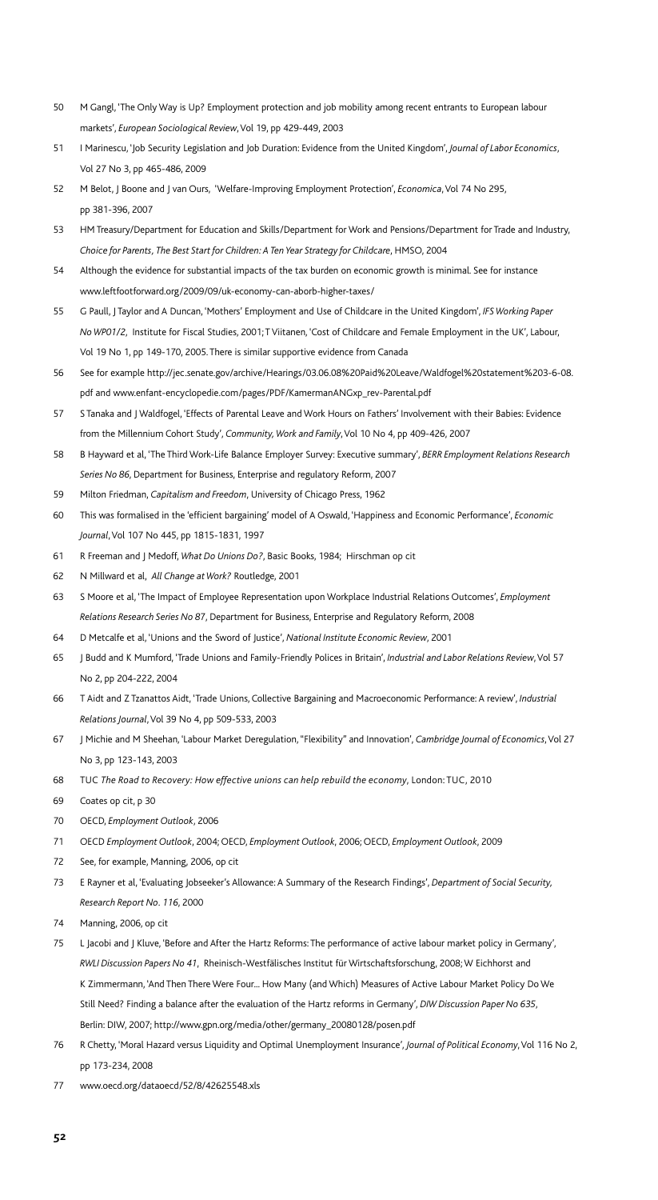50 M Gangl, 'The Only Way is Up? Employment protection and job mobility among recent entrants to European labour markets', *European Sociological Review*, Vol 19, pp 429-449, 2003

51 I Marinescu, 'Job Security Legislation and Job Duration: Evidence from the United Kingdom', *Journal of Labor Economics*, Vol 27 No 3, pp 465-486, 2009

52 M Belot, J Boone and J van Ours, 'Welfare-Improving Employment Protection', *Economica*, Vol 74 No 295, pp 381-396, 2007

53 HM Treasury/Department for Education and Skills/Department for Work and Pensions/Department for Trade and Industry, *Choice for Parents, The Best Start for Children: A Ten Year Strategy for Childcare*, HMSO, 2004

54 Although the evidence for substantial impacts of the tax burden on economic growth is minimal. See for instance www.leftfootforward.org/2009/09/uk-economy-can-aborb-higher-taxes/

55 G Paull, J Taylor and A Duncan, 'Mothers' Employment and Use of Childcare in the United Kingdom', *IFS Working Paper No WP01/2*, Institute for Fiscal Studies, 2001; T Viitanen, 'Cost of Childcare and Female Employment in the UK', Labour, Vol 19 No 1, pp 149-170, 2005. There is similar supportive evidence from Canada

56 See for example http://jec.senate.gov/archive/Hearings/03.06.08%20Paid%20Leave/Waldfogel%20statement%203-6-08.pdf and www.enfant-encyclopedie.com/pages/PDF/KamermanANGxp_rev-Parental.pdf

57 S Tanaka and J Waldfogel, 'Effects of Parental Leave and Work Hours on Fathers' Involvement with their Babies: Evidence from the Millennium Cohort Study', *Community, Work and Family*, Vol 10 No 4, pp 409-426, 2007

58 B Hayward et al, 'The Third Work-Life Balance Employer Survey: Executive summary', *BERR Employment Relations Research Series No 86*, Department for Business, Enterprise and regulatory Reform, 2007

59 Milton Friedman, *Capitalism and Freedom*, University of Chicago Press, 1962

60 This was formalised in the 'efficient bargaining' model of A Oswald, 'Happiness and Economic Performance', *Economic Journal*, Vol 107 No 445, pp 1815-1831, 1997

61 R Freeman and J Medoff, *What Do Unions Do?*, Basic Books, 1984; Hirschman op cit

62 N Millward et al, *All Change at Work?* Routledge, 2001

63 S Moore et al, 'The Impact of Employee Representation upon Workplace Industrial Relations Outcomes', *Employment Relations Research Series No 87*, Department for Business, Enterprise and Regulatory Reform, 2008

64 D Metcalfe et al, 'Unions and the Sword of Justice', *National Institute Economic Review*, 2001

65 J Budd and K Mumford, 'Trade Unions and Family-Friendly Polices in Britain', *Industrial and Labor Relations Review*, Vol 57 No 2, pp 204-222, 2004

66 T Aidt and Z Tzanattos Aidt, 'Trade Unions, Collective Bargaining and Macroeconomic Performance: A review', *Industrial Relations Journal*, Vol 39 No 4, pp 509-533, 2003

67 J Michie and M Sheehan, 'Labour Market Deregulation, "Flexibility" and Innovation', *Cambridge Journal of Economics*, Vol 27 No 3, pp 123-143, 2003

68 TUC *The Road to Recovery: How effective unions can help rebuild the economy*, London: TUC, 2010

69 Coates op cit, p 30

70 OECD, *Employment Outlook*, 2006

71 OECD *Employment Outlook*, 2004; OECD, *Employment Outlook*, 2006; OECD, *Employment Outlook*, 2009

72 See, for example, Manning, 2006, op cit

73 E Rayner et al, 'Evaluating Jobseeker's Allowance: A Summary of the Research Findings', *Department of Social Security, Research Report No. 116*, 2000

74 Manning, 2006, op cit

75 L Jacobi and J Kluve, 'Before and After the Hartz Reforms: The performance of active labour market policy in Germany', *RWLI Discussion Papers No 41*, Rheinisch-Westfälisches Institut für Wirtschaftsforschung, 2008; W Eichhorst and K Zimmermann, 'And Then There Were Four... How Many (and Which) Measures of Active Labour Market Policy Do We Still Need? Finding a balance after the evaluation of the Hartz reforms in Germany', *DIW Discussion Paper No 635*, Berlin: DIW, 2007; http://www.gpn.org/media/other/germany_20080128/posen.pdf

76 R Chetty, 'Moral Hazard versus Liquidity and Optimal Unemployment Insurance', *Journal of Political Economy*, Vol 116 No 2, pp 173-234, 2008

77 www.oecd.org/dataoecd/52/8/42625548.xls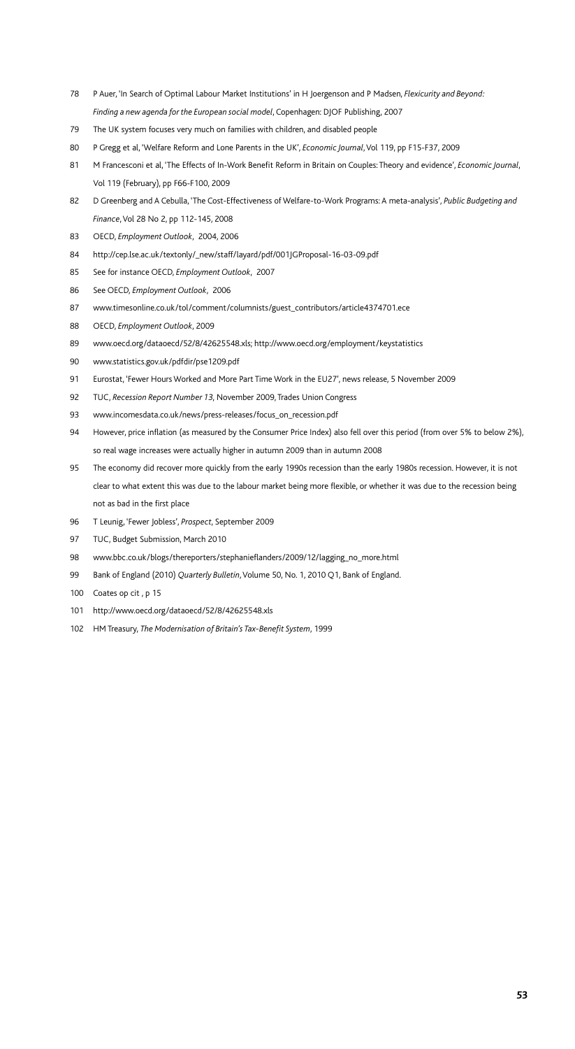78 P Auer, 'In Search of Optimal Labour Market Institutions' in H Joergenson and P Madsen, *Flexicurity and Beyond: Finding a new agenda for the European social model*, Copenhagen: DJOF Publishing, 2007

79 The UK system focuses very much on families with children, and disabled people

80 P Gregg et al, 'Welfare Reform and Lone Parents in the UK', *Economic Journal*, Vol 119, pp F15-F37, 2009

81 M Francesconi et al, 'The Effects of In-Work Benefit Reform in Britain on Couples: Theory and evidence', *Economic Journal*, Vol 119 (February), pp F66-F100, 2009

82 D Greenberg and A Cebulla, 'The Cost-Effectiveness of Welfare-to-Work Programs: A meta-analysis', *Public Budgeting and Finance*, Vol 28 No 2, pp 112-145, 2008

83 OECD, *Employment Outlook*, 2004, 2006

84 http://cep.lse.ac.uk/textonly/_new/staff/layard/pdf/001JGProposal-16-03-09.pdf

85 See for instance OECD, *Employment Outlook*, 2007

86 See OECD, *Employment Outlook*, 2006

87 www.timesonline.co.uk/tol/comment/columnists/guest_contributors/article4374701.ece

88 OECD, *Employment Outlook*, 2009

89 www.oecd.org/dataoecd/52/8/42625548.xls; http://www.oecd.org/employment/keystatistics

90 www.statistics.gov.uk/pdfdir/pse1209.pdf

91 Eurostat, 'Fewer Hours Worked and More Part Time Work in the EU27', news release, 5 November 2009

92 TUC, *Recession Report Number 13*, November 2009, Trades Union Congress

93 www.incomesdata.co.uk/news/press-releases/focus_on_recession.pdf

94 However, price inflation (as measured by the Consumer Price Index) also fell over this period (from over 5% to below 2%), so real wage increases were actually higher in autumn 2009 than in autumn 2008

95 The economy did recover more quickly from the early 1990s recession than the early 1980s recession. However, it is not clear to what extent this was due to the labour market being more flexible, or whether it was due to the recession being not as bad in the first place

96 T Leunig, 'Fewer Jobless', *Prospect*, September 2009

97 TUC, Budget Submission, March 2010

98 www.bbc.co.uk/blogs/thereporters/stephanieflanders/2009/12/lagging_no_more.html

99 Bank of England (2010) *Quarterly Bulletin*, Volume 50, No. 1, 2010 Q1, Bank of England.

100 Coates op cit , p 15

101 http://www.oecd.org/dataoecd/52/8/42625548.xls

102 HM Treasury, *The Modernisation of Britain's Tax-Benefit System*, 1999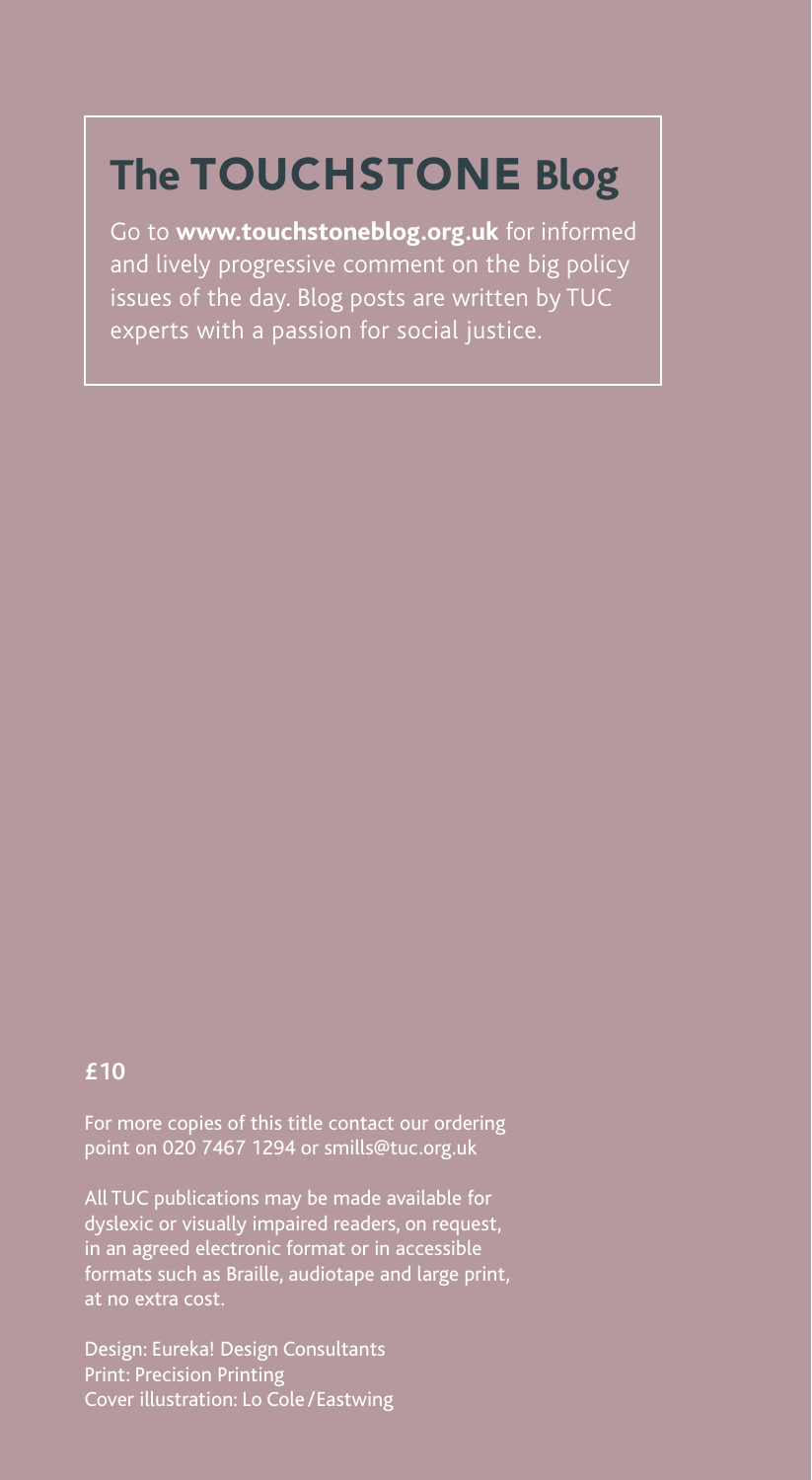## The TOUCHSTONE Blog

Go to **www.touchstoneblog.org.uk** for informed and lively progressive comment on the big policy issues of the day. Blog posts are written by TUC experts with a passion for social justice.

**£10**

For more copies of this title contact our ordering point on 020 7467 1294 or smills@tuc.org.uk

All TUC publications may be made available for dyslexic or visually impaired readers, on request, in an agreed electronic format or in accessible formats such as Braille, audiotape and large print, at no extra cost.

Design: Eureka! Design Consultants
Print: Precision Printing
Cover illustration: Lo Cole/Eastwing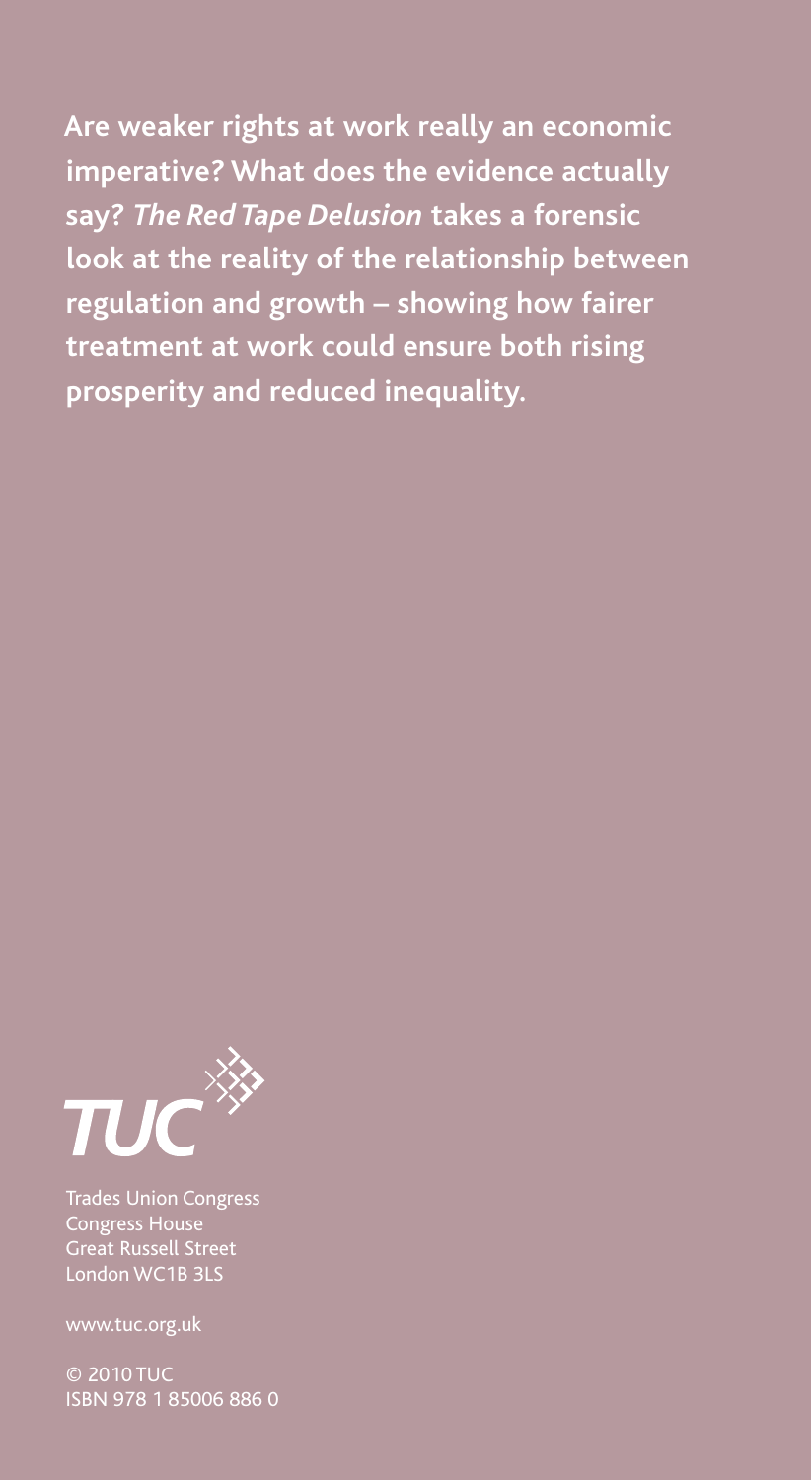**Are weaker rights at work really an economic imperative? What does the evidence actually say? *The Red Tape Delusion* takes a forensic look at the reality of the relationship between regulation and growth – showing how fairer treatment at work could ensure both rising prosperity and reduced inequality.**

TUC

Trades Union Congress
Congress House
Great Russell Street
London WC1B 3LS

www.tuc.org.uk

© 2010 TUC
ISBN 978 1 85006 886 0